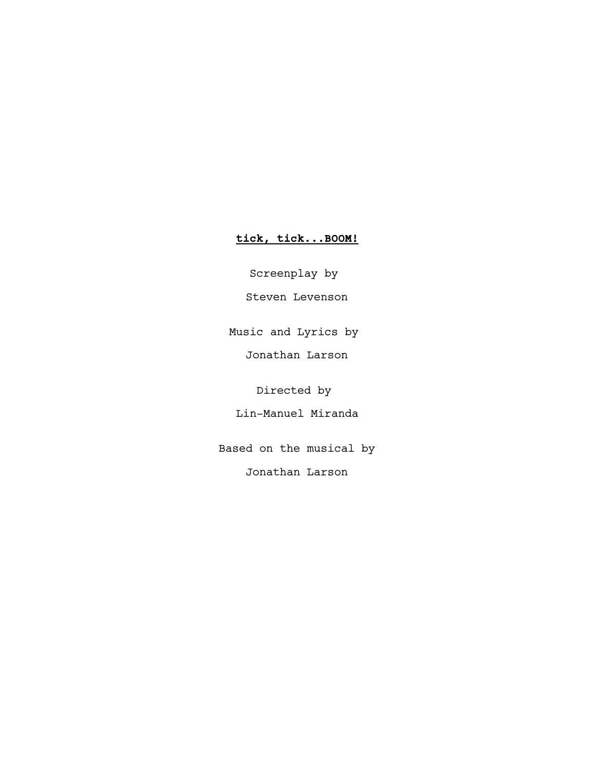# **<u>tick, tick...BOOM!</u>**

Screenplay by

Steven Levenson

Music and Lyrics by

Jonathan Larson

Directed by

Lin-Manuel Miranda

Based on the musical by

Jonathan Larson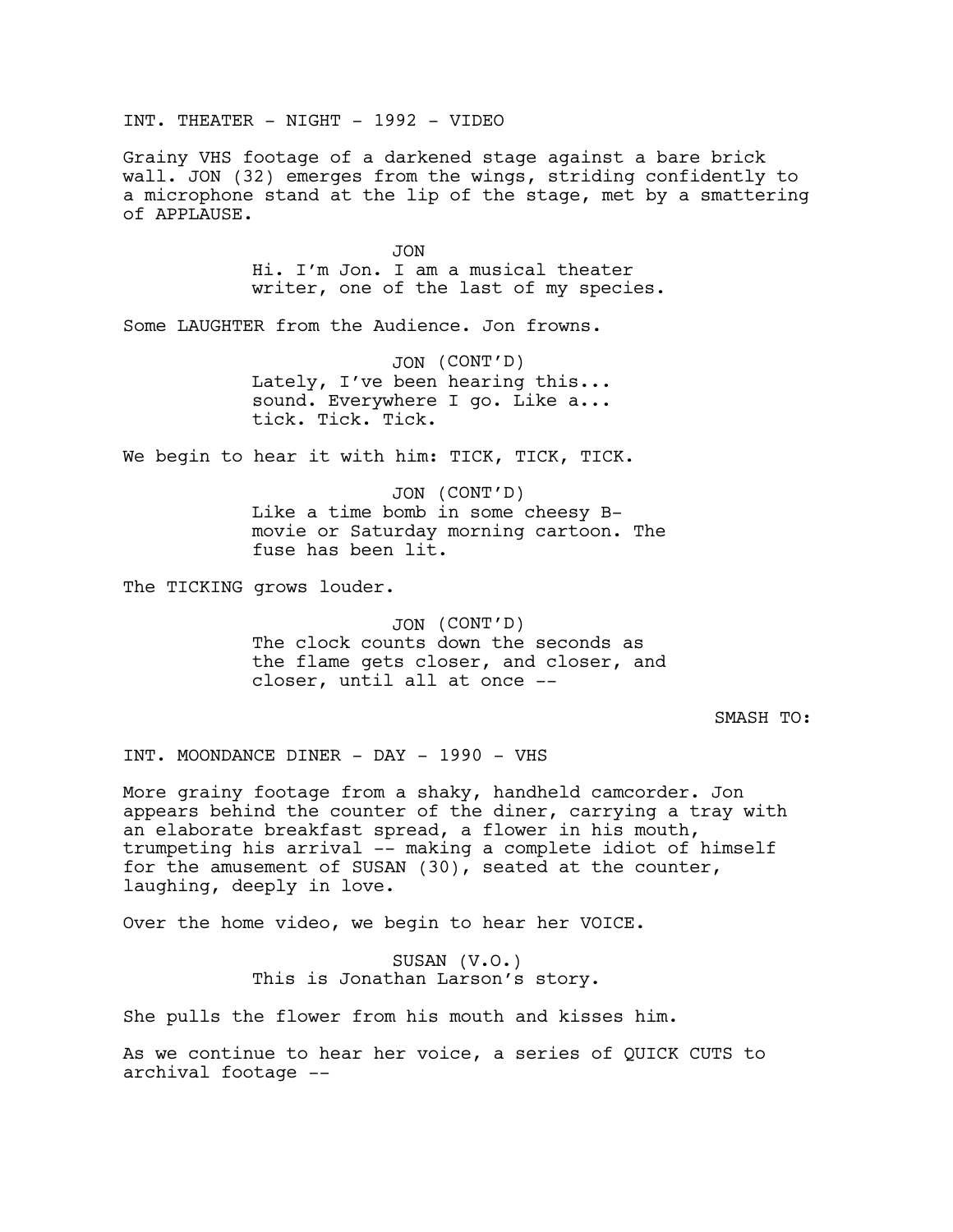INT. THEATER - NIGHT - 1992 - VIDEO

Grainy VHS footage of a darkened stage against a bare brick wall. JON (32) emerges from the wings, striding confidently to a microphone stand at the lip of the stage, met by a smattering of APPLAUSE.

JON
Hi. I'm Jon. I am a musical theater writer, one of the last of my species.

Some LAUGHTER from the Audience. Jon frowns.

JON (CONT'D)
Lately, I've been hearing this... sound. Everywhere I go. Like a... tick. Tick. Tick.

We begin to hear it with him: TICK, TICK, TICK.

JON (CONT'D)
Like a time bomb in some cheesy B-movie or Saturday morning cartoon. The fuse has been lit.

The TICKING grows louder.

JON (CONT'D)
The clock counts down the seconds as the flame gets closer, and closer, and closer, until all at once --

SMASH TO:

INT. MOONDANCE DINER - DAY - 1990 - VHS

More grainy footage from a shaky, handheld camcorder. Jon appears behind the counter of the diner, carrying a tray with an elaborate breakfast spread, a flower in his mouth, trumpeting his arrival -- making a complete idiot of himself for the amusement of SUSAN (30), seated at the counter, laughing, deeply in love.

Over the home video, we begin to hear her VOICE.

SUSAN (V.O.)
This is Jonathan Larson's story.

She pulls the flower from his mouth and kisses him.

As we continue to hear her voice, a series of QUICK CUTS to archival footage --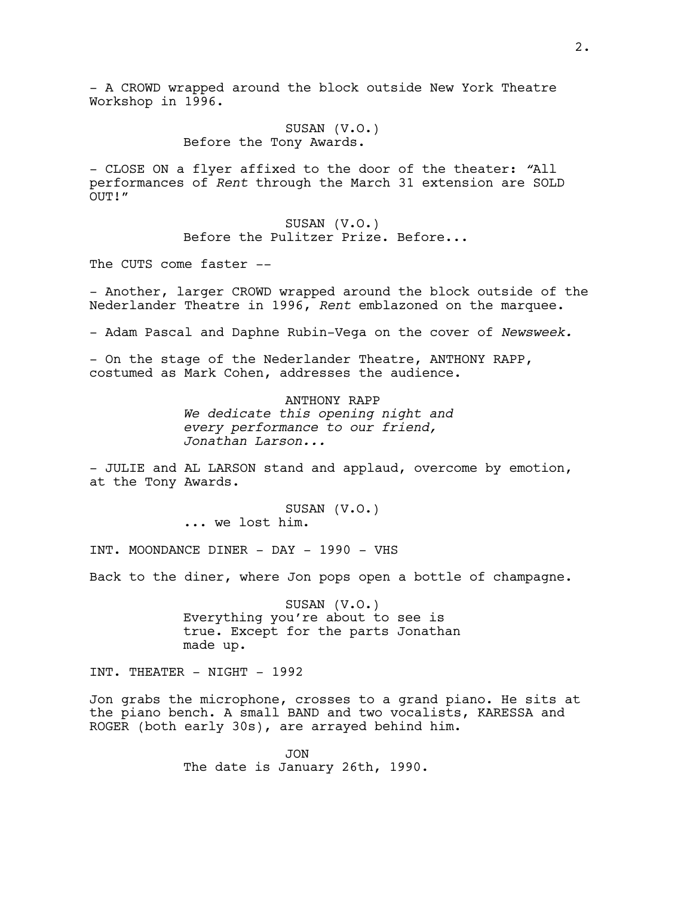- A CROWD wrapped around the block outside New York Theatre Workshop in 1996.

SUSAN (V.O.)
Before the Tony Awards.

- CLOSE ON a flyer affixed to the door of the theater: "All performances of *Rent* through the March 31 extension are SOLD OUT!"

SUSAN (V.O.)
Before the Pulitzer Prize. Before...

The CUTS come faster --

- Another, larger CROWD wrapped around the block outside of the Nederlander Theatre in 1996, *Rent* emblazoned on the marquee.

- Adam Pascal and Daphne Rubin-Vega on the cover of *Newsweek.*

- On the stage of the Nederlander Theatre, ANTHONY RAPP, costumed as Mark Cohen, addresses the audience.

ANTHONY RAPP
*We dedicate this opening night and every performance to our friend, Jonathan Larson...*

- JULIE and AL LARSON stand and applaud, overcome by emotion, at the Tony Awards.

SUSAN (V.O.)
... we lost him.

INT. MOONDANCE DINER - DAY - 1990 - VHS

Back to the diner, where Jon pops open a bottle of champagne.

SUSAN (V.O.)
Everything you're about to see is true. Except for the parts Jonathan made up.

INT. THEATER - NIGHT - 1992

Jon grabs the microphone, crosses to a grand piano. He sits at the piano bench. A small BAND and two vocalists, KARESSA and ROGER (both early 30s), are arrayed behind him.

JON
The date is January 26th, 1990.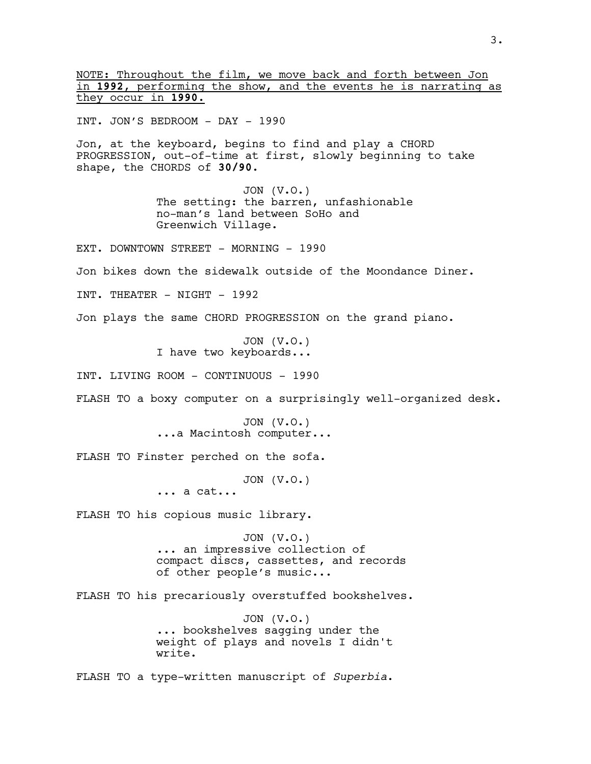<u>NOTE: Throughout the film, we move back and forth between Jon in **1992**, performing the show, and the events he is narrating as they occur in **1990.**</u>

INT. JON'S BEDROOM - DAY - 1990

Jon, at the keyboard, begins to find and play a CHORD PROGRESSION, out-of-time at first, slowly beginning to take shape, the CHORDS of **30/90.**

JON (V.O.)
The setting: the barren, unfashionable no-man's land between SoHo and Greenwich Village.

EXT. DOWNTOWN STREET - MORNING - 1990

Jon bikes down the sidewalk outside of the Moondance Diner.

INT. THEATER - NIGHT - 1992

Jon plays the same CHORD PROGRESSION on the grand piano.

JON (V.O.)
I have two keyboards...

INT. LIVING ROOM - CONTINUOUS - 1990

FLASH TO a boxy computer on a surprisingly well-organized desk.

JON (V.O.)
...a Macintosh computer...

FLASH TO Finster perched on the sofa.

JON (V.O.)
... a cat...

FLASH TO his copious music library.

JON (V.O.)
... an impressive collection of compact discs, cassettes, and records of other people's music...

FLASH TO his precariously overstuffed bookshelves.

JON (V.O.)
... bookshelves sagging under the weight of plays and novels I didn't write.

FLASH TO a type-written manuscript of *Superbia*.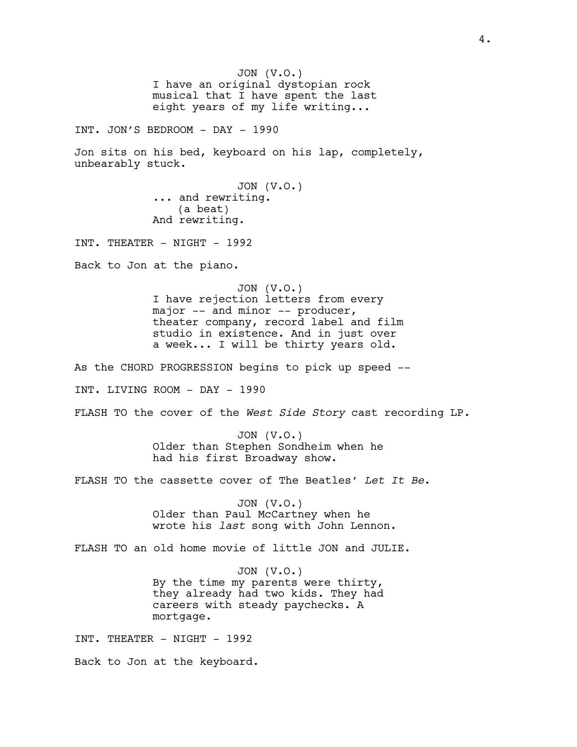JON (V.O.)
I have an original dystopian rock musical that I have spent the last eight years of my life writing...

INT. JON'S BEDROOM - DAY - 1990

Jon sits on his bed, keyboard on his lap, completely, unbearably stuck.

JON (V.O.)
... and rewriting.
(a beat)
And rewriting.

INT. THEATER - NIGHT - 1992

Back to Jon at the piano.

JON (V.O.)
I have rejection letters from every major -- and minor -- producer, theater company, record label and film studio in existence. And in just over a week... I will be thirty years old.

As the CHORD PROGRESSION begins to pick up speed --

INT. LIVING ROOM - DAY - 1990

FLASH TO the cover of the *West Side Story* cast recording LP.

JON (V.O.)
Older than Stephen Sondheim when he had his first Broadway show.

FLASH TO the cassette cover of The Beatles' *Let It Be*.

JON (V.O.)
Older than Paul McCartney when he wrote his *last* song with John Lennon.

FLASH TO an old home movie of little JON and JULIE.

JON (V.O.)
By the time my parents were thirty, they already had two kids. They had careers with steady paychecks. A mortgage.

INT. THEATER - NIGHT - 1992

Back to Jon at the keyboard.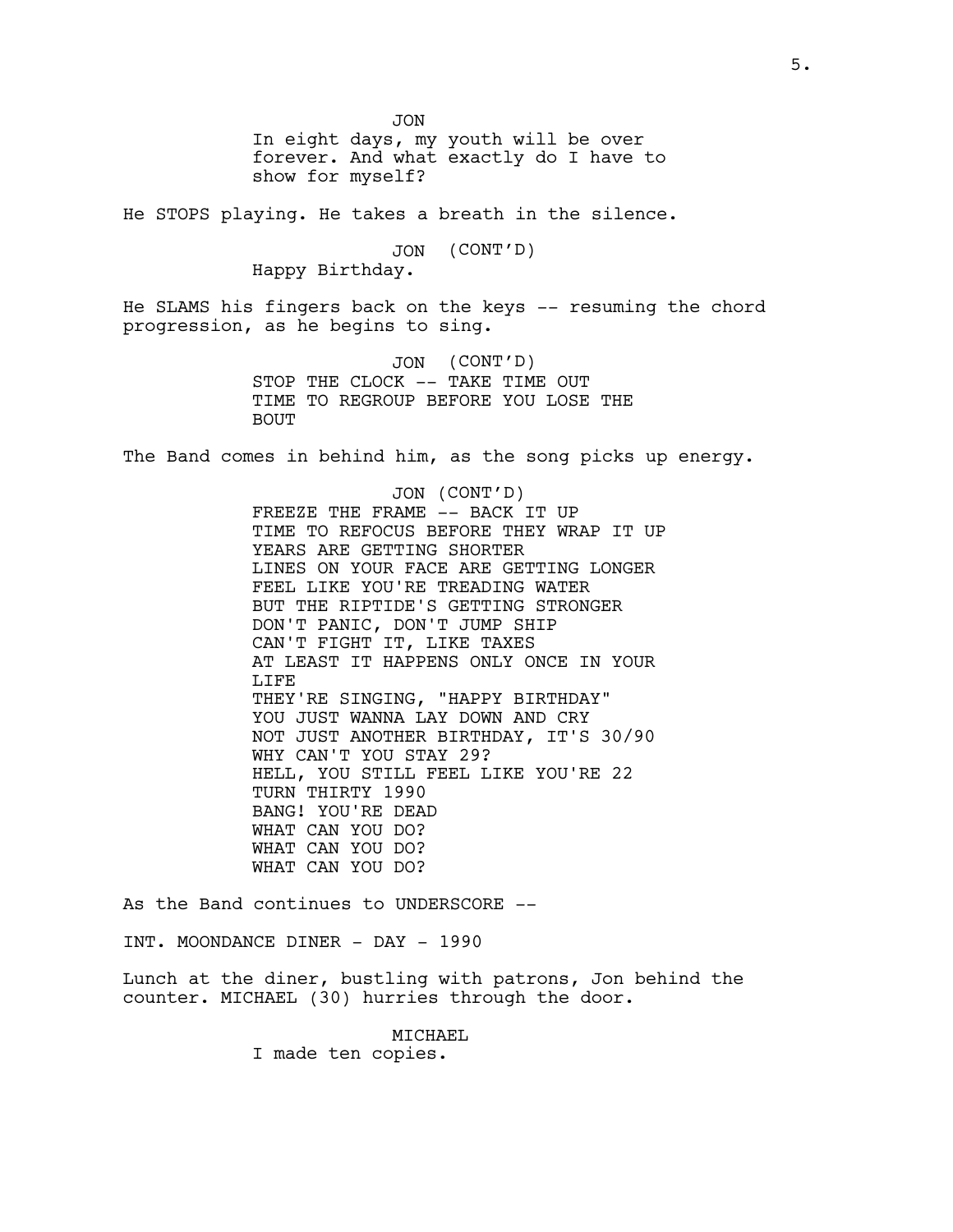JON
In eight days, my youth will be over forever. And what exactly do I have to show for myself?

He STOPS playing. He takes a breath in the silence.

JON (CONT'D)
Happy Birthday.

He SLAMS his fingers back on the keys -- resuming the chord progression, as he begins to sing.

JON (CONT'D)
STOP THE CLOCK -- TAKE TIME OUT
TIME TO REGROUP BEFORE YOU LOSE THE BOUT

The Band comes in behind him, as the song picks up energy.

JON (CONT'D)
FREEZE THE FRAME -- BACK IT UP
TIME TO REFOCUS BEFORE THEY WRAP IT UP
YEARS ARE GETTING SHORTER
LINES ON YOUR FACE ARE GETTING LONGER
FEEL LIKE YOU'RE TREADING WATER
BUT THE RIPTIDE'S GETTING STRONGER
DON'T PANIC, DON'T JUMP SHIP
CAN'T FIGHT IT, LIKE TAXES
AT LEAST IT HAPPENS ONLY ONCE IN YOUR LIFE
THEY'RE SINGING, "HAPPY BIRTHDAY"
YOU JUST WANNA LAY DOWN AND CRY
NOT JUST ANOTHER BIRTHDAY, IT'S 30/90
WHY CAN'T YOU STAY 29?
HELL, YOU STILL FEEL LIKE YOU'RE 22
TURN THIRTY 1990
BANG! YOU'RE DEAD
WHAT CAN YOU DO?
WHAT CAN YOU DO?
WHAT CAN YOU DO?

As the Band continues to UNDERSCORE --

INT. MOONDANCE DINER - DAY - 1990

Lunch at the diner, bustling with patrons, Jon behind the counter. MICHAEL (30) hurries through the door.

MICHAEL
I made ten copies.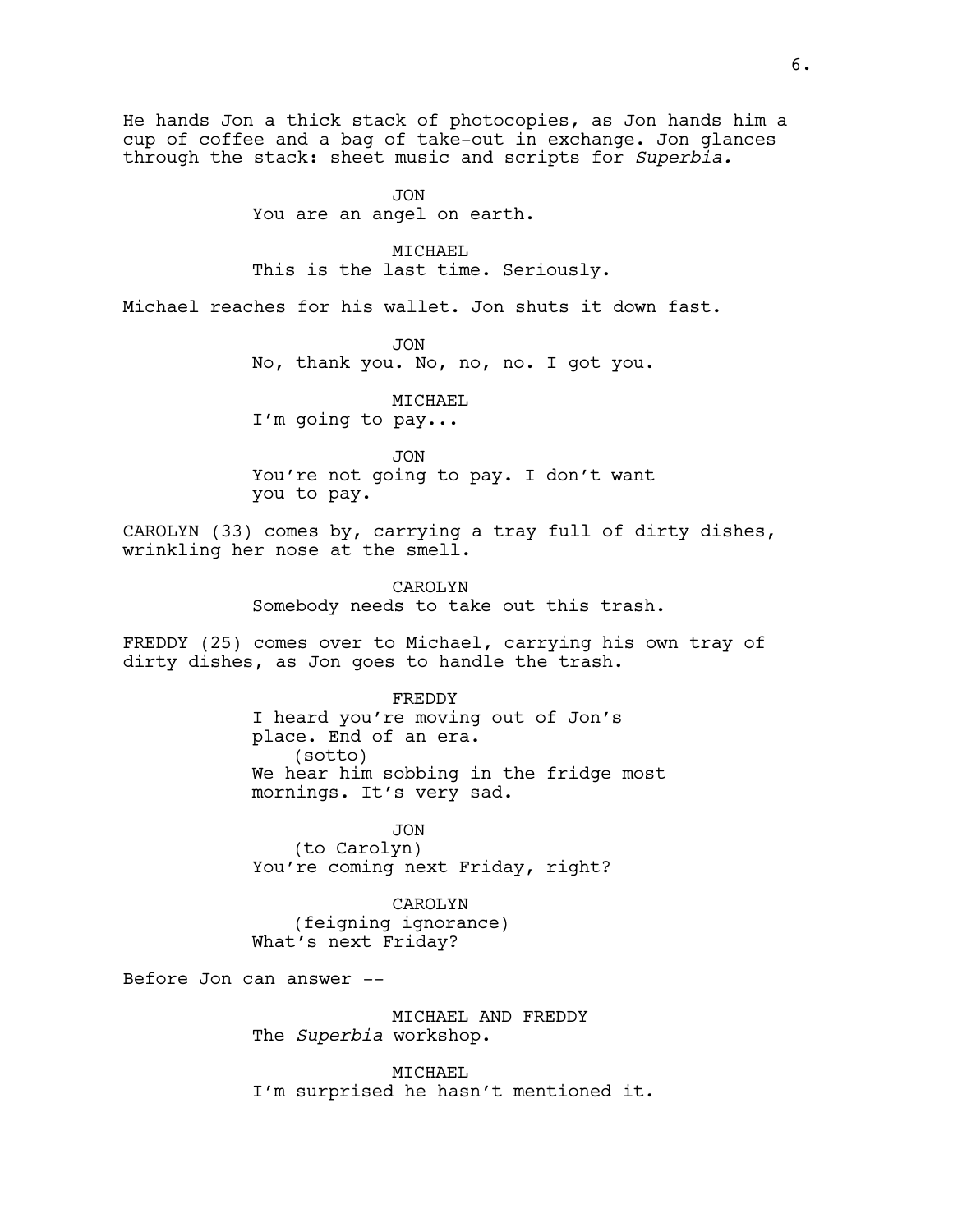He hands Jon a thick stack of photocopies, as Jon hands him a cup of coffee and a bag of take-out in exchange. Jon glances through the stack: sheet music and scripts for *Superbia.*

JON
You are an angel on earth.

MICHAEL
This is the last time. Seriously.

Michael reaches for his wallet. Jon shuts it down fast.

JON
No, thank you. No, no, no. I got you.

MICHAEL
I'm going to pay...

JON
You're not going to pay. I don't want you to pay.

CAROLYN (33) comes by, carrying a tray full of dirty dishes, wrinkling her nose at the smell.

CAROLYN
Somebody needs to take out this trash.

FREDDY (25) comes over to Michael, carrying his own tray of dirty dishes, as Jon goes to handle the trash.

FREDDY
I heard you're moving out of Jon's place. End of an era.
(sotto)
We hear him sobbing in the fridge most mornings. It's very sad.

JON
(to Carolyn)
You're coming next Friday, right?

CAROLYN
(feigning ignorance)
What's next Friday?

Before Jon can answer --

MICHAEL AND FREDDY
The *Superbia* workshop.

MICHAEL
I'm surprised he hasn't mentioned it.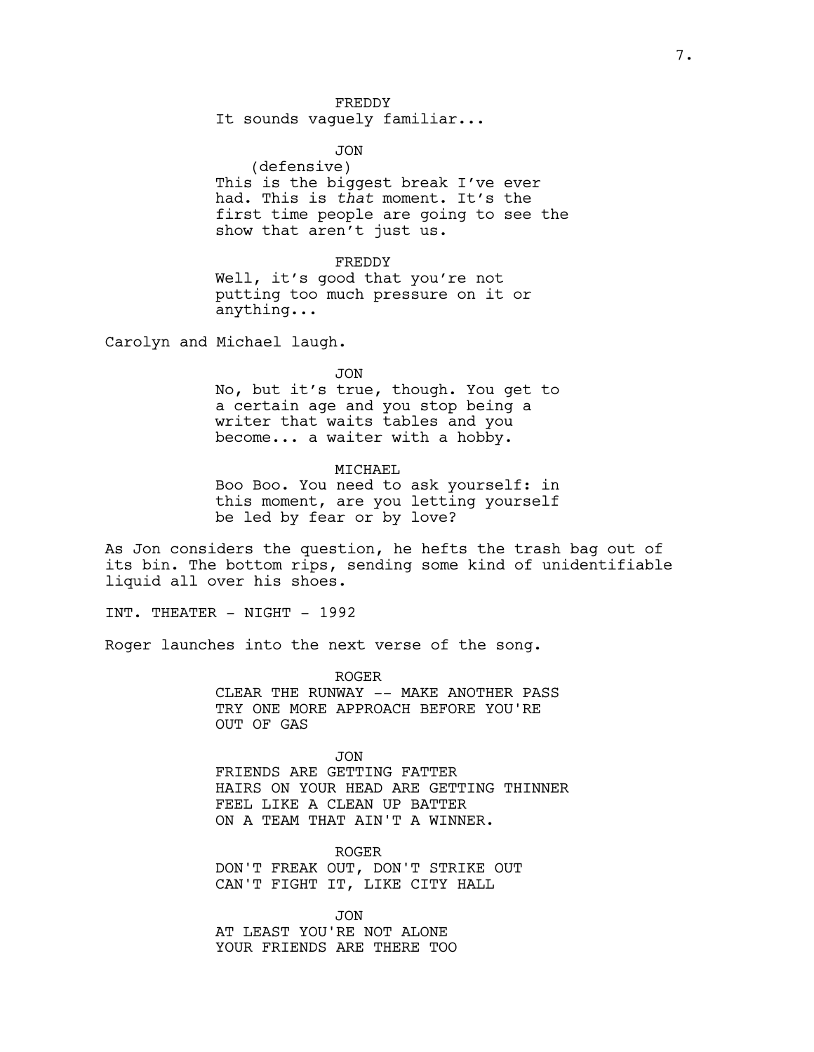FREDDY

It sounds vaguely familiar...

JON

(defensive)

This is the biggest break I've ever had. This is *that* moment. It's the first time people are going to see the show that aren't just us.

FREDDY

Well, it's good that you're not putting too much pressure on it or anything...

Carolyn and Michael laugh.

JON

No, but it's true, though. You get to a certain age and you stop being a writer that waits tables and you become... a waiter with a hobby.

MICHAEL

Boo Boo. You need to ask yourself: in this moment, are you letting yourself be led by fear or by love?

As Jon considers the question, he hefts the trash bag out of its bin. The bottom rips, sending some kind of unidentifiable liquid all over his shoes.

INT. THEATER - NIGHT - 1992

Roger launches into the next verse of the song.

ROGER

CLEAR THE RUNWAY -- MAKE ANOTHER PASS
TRY ONE MORE APPROACH BEFORE YOU'RE OUT OF GAS

JON

FRIENDS ARE GETTING FATTER
HAIRS ON YOUR HEAD ARE GETTING THINNER
FEEL LIKE A CLEAN UP BATTER
ON A TEAM THAT AIN'T A WINNER.

ROGER

DON'T FREAK OUT, DON'T STRIKE OUT
CAN'T FIGHT IT, LIKE CITY HALL

JON

AT LEAST YOU'RE NOT ALONE
YOUR FRIENDS ARE THERE TOO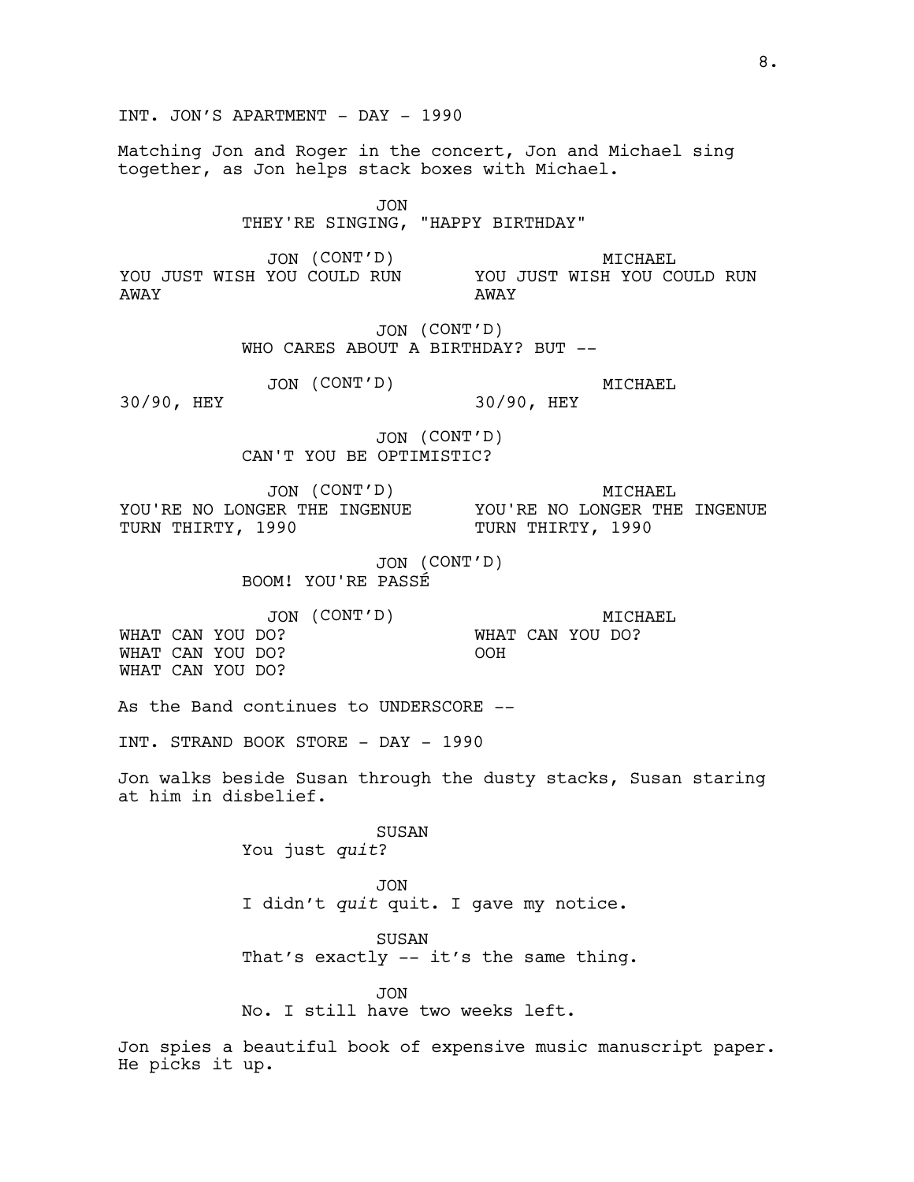INT. JON'S APARTMENT - DAY - 1990

Matching Jon and Roger in the concert, Jon and Michael sing together, as Jon helps stack boxes with Michael.

JON
THEY'RE SINGING, "HAPPY BIRTHDAY"

| JON (CONT'D) | MICHAEL |
| --- | --- |
| YOU JUST WISH YOU COULD RUN AWAY | YOU JUST WISH YOU COULD RUN AWAY |

JON (CONT'D)
WHO CARES ABOUT A BIRTHDAY? BUT --

| JON (CONT'D) | MICHAEL |
| --- | --- |
| 30/90, HEY | 30/90, HEY |

JON (CONT'D)
CAN'T YOU BE OPTIMISTIC?

| JON (CONT'D) | MICHAEL |
| --- | --- |
| YOU'RE NO LONGER THE INGENUE<br>TURN THIRTY, 1990 | YOU'RE NO LONGER THE INGENUE<br>TURN THIRTY, 1990 |

JON (CONT'D)
BOOM! YOU'RE PASSÉ

| JON (CONT'D) | MICHAEL |
| --- | --- |
| WHAT CAN YOU DO?<br>WHAT CAN YOU DO?<br>WHAT CAN YOU DO? | WHAT CAN YOU DO?<br>OOH |

As the Band continues to UNDERSCORE --

INT. STRAND BOOK STORE - DAY - 1990

Jon walks beside Susan through the dusty stacks, Susan staring at him in disbelief.

SUSAN
You just *quit*?

JON
I didn't *quit* quit. I gave my notice.

SUSAN
That's exactly -- it's the same thing.

JON
No. I still have two weeks left.

Jon spies a beautiful book of expensive music manuscript paper. He picks it up.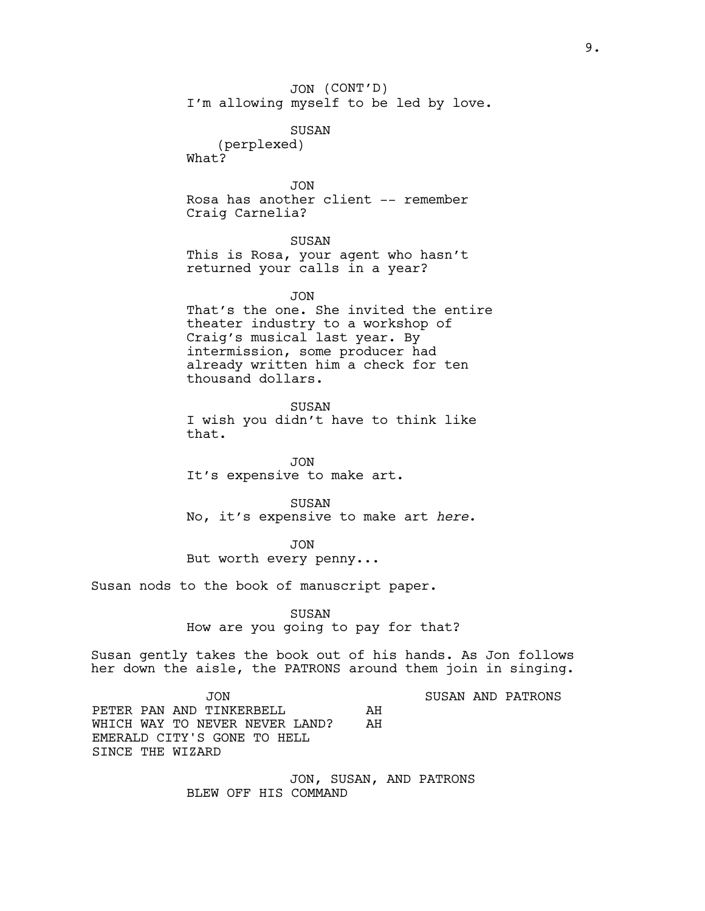JON (CONT'D)
I'm allowing myself to be led by love.

SUSAN
(perplexed)
What?

JON
Rosa has another client -- remember Craig Carnelia?

SUSAN
This is Rosa, your agent who hasn't returned your calls in a year?

JON
That's the one. She invited the entire theater industry to a workshop of Craig's musical last year. By intermission, some producer had already written him a check for ten thousand dollars.

SUSAN
I wish you didn't have to think like that.

JON
It's expensive to make art.

SUSAN
No, it's expensive to make art *here*.

JON
But worth every penny...

Susan nods to the book of manuscript paper.

SUSAN
How are you going to pay for that?

Susan gently takes the book out of his hands. As Jon follows her down the aisle, the PATRONS around them join in singing.

| JON | SUSAN AND PATRONS |
| --- | --- |
| PETER PAN AND TINKERBELL | AH |
| WHICH WAY TO NEVER NEVER LAND? | AH |
| EMERALD CITY'S GONE TO HELL | |
| SINCE THE WIZARD | |

JON, SUSAN, AND PATRONS
BLEW OFF HIS COMMAND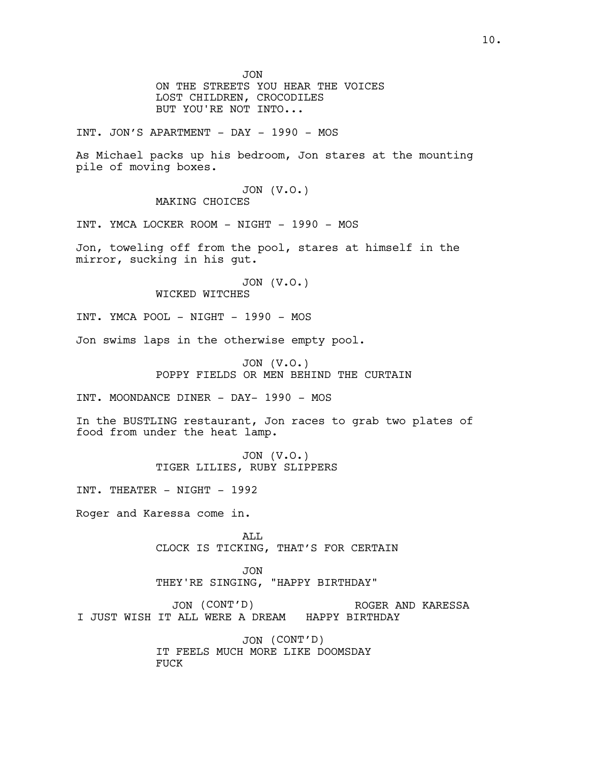JON
ON THE STREETS YOU HEAR THE VOICES
LOST CHILDREN, CROCODILES
BUT YOU'RE NOT INTO...

INT. JON'S APARTMENT - DAY - 1990 - MOS

As Michael packs up his bedroom, Jon stares at the mounting pile of moving boxes.

JON (V.O.)
MAKING CHOICES

INT. YMCA LOCKER ROOM - NIGHT - 1990 - MOS

Jon, toweling off from the pool, stares at himself in the mirror, sucking in his gut.

JON (V.O.)
WICKED WITCHES

INT. YMCA POOL - NIGHT - 1990 - MOS

Jon swims laps in the otherwise empty pool.

JON (V.O.)
POPPY FIELDS OR MEN BEHIND THE CURTAIN

INT. MOONDANCE DINER - DAY- 1990 - MOS

In the BUSTLING restaurant, Jon races to grab two plates of food from under the heat lamp.

JON (V.O.)
TIGER LILIES, RUBY SLIPPERS

INT. THEATER - NIGHT - 1992

Roger and Karessa come in.

ALL
CLOCK IS TICKING, THAT'S FOR CERTAIN

JON
THEY'RE SINGING, "HAPPY BIRTHDAY"

JON (CONT'D)
I JUST WISH IT ALL WERE A DREAM

ROGER AND KARESSA
HAPPY BIRTHDAY

JON (CONT'D)
IT FEELS MUCH MORE LIKE DOOMSDAY
FUCK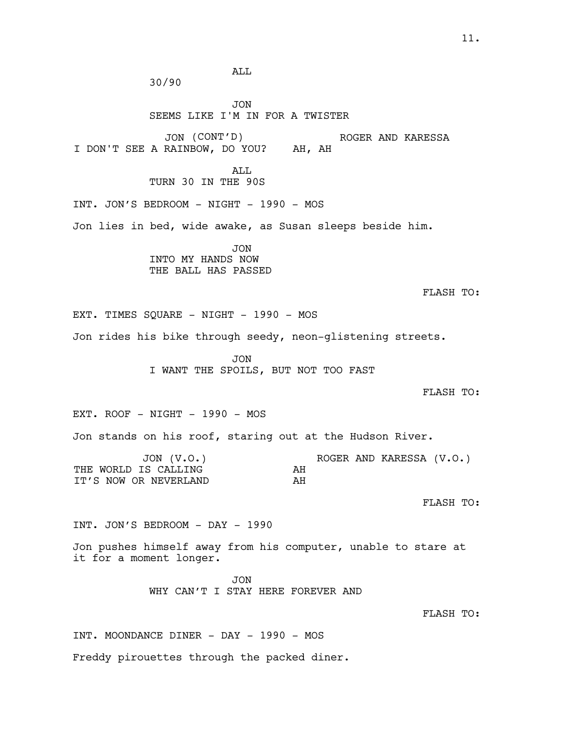ALL

30/90

JON

SEEMS LIKE I'M IN FOR A TWISTER

| JON (CONT'D) | ROGER AND KARESSA |
| --- | --- |
| I DON'T SEE A RAINBOW, DO YOU? | AH, AH |

ALL

TURN 30 IN THE 90S

INT. JON'S BEDROOM - NIGHT - 1990 - MOS

Jon lies in bed, wide awake, as Susan sleeps beside him.

JON

INTO MY HANDS NOW
THE BALL HAS PASSED

FLASH TO:

EXT. TIMES SQUARE - NIGHT - 1990 - MOS

Jon rides his bike through seedy, neon-glistening streets.

JON

I WANT THE SPOILS, BUT NOT TOO FAST

FLASH TO:

EXT. ROOF - NIGHT - 1990 - MOS

Jon stands on his roof, staring out at the Hudson River.

| JON (V.O.) | ROGER AND KARESSA (V.O.) |
| --- | --- |
| THE WORLD IS CALLING | AH |
| IT'S NOW OR NEVERLAND | AH |

FLASH TO:

INT. JON'S BEDROOM - DAY - 1990

Jon pushes himself away from his computer, unable to stare at it for a moment longer.

JON

WHY CAN'T I STAY HERE FOREVER AND

FLASH TO:

INT. MOONDANCE DINER - DAY - 1990 - MOS

Freddy pirouettes through the packed diner.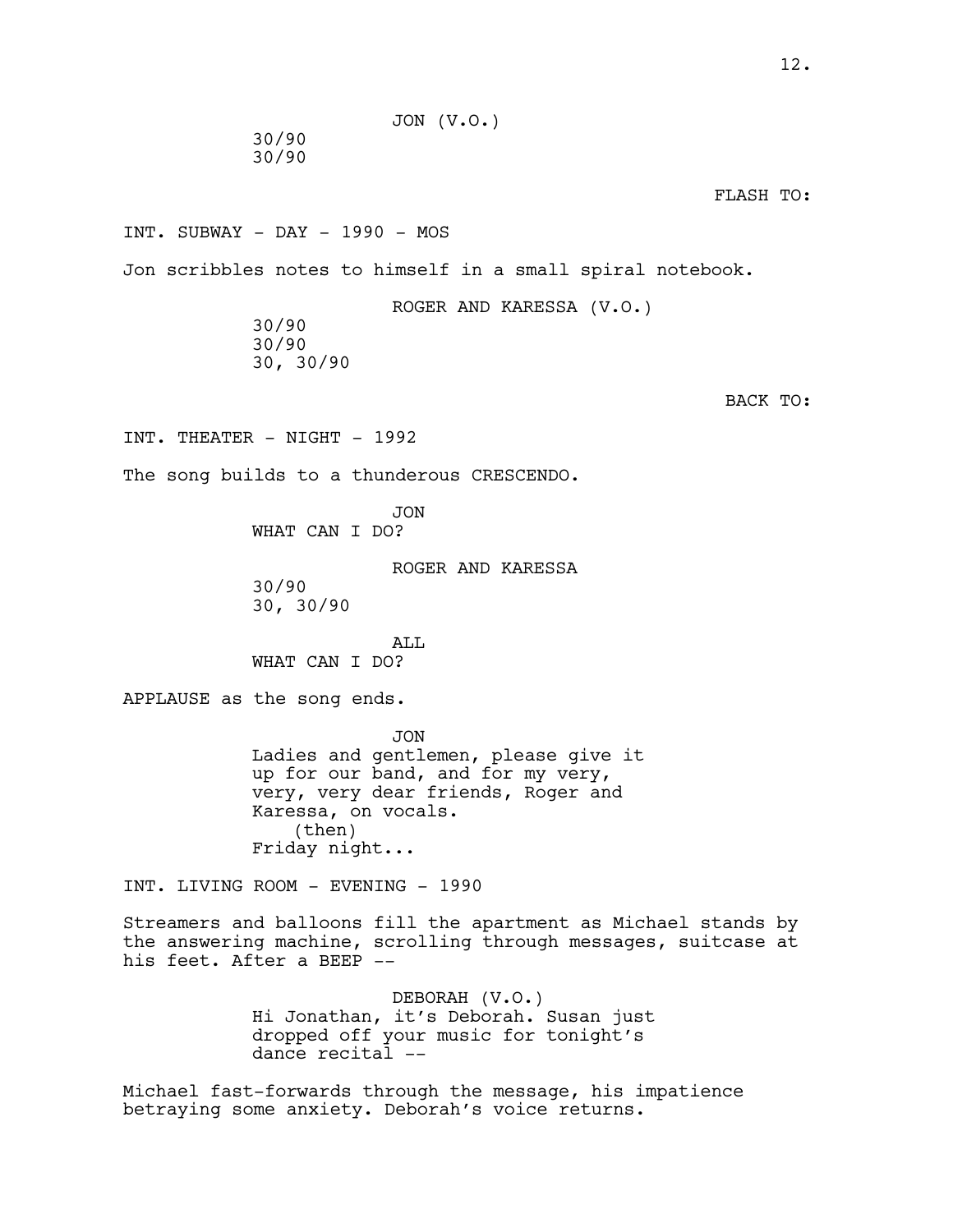JON (V.O.)

30/90
30/90

FLASH TO:

INT. SUBWAY - DAY - 1990 - MOS

Jon scribbles notes to himself in a small spiral notebook.

ROGER AND KARESSA (V.O.)

30/90
30/90
30, 30/90

BACK TO:

INT. THEATER - NIGHT - 1992

The song builds to a thunderous CRESCENDO.

JON

WHAT CAN I DO?

ROGER AND KARESSA

30/90
30, 30/90

ALL

WHAT CAN I DO?

APPLAUSE as the song ends.

JON

Ladies and gentlemen, please give it up for our band, and for my very, very, very dear friends, Roger and Karessa, on vocals.
(then)
Friday night...

INT. LIVING ROOM - EVENING - 1990

Streamers and balloons fill the apartment as Michael stands by the answering machine, scrolling through messages, suitcase at his feet. After a BEEP --

DEBORAH (V.O.)

Hi Jonathan, it's Deborah. Susan just dropped off your music for tonight's dance recital --

Michael fast-forwards through the message, his impatience betraying some anxiety. Deborah's voice returns.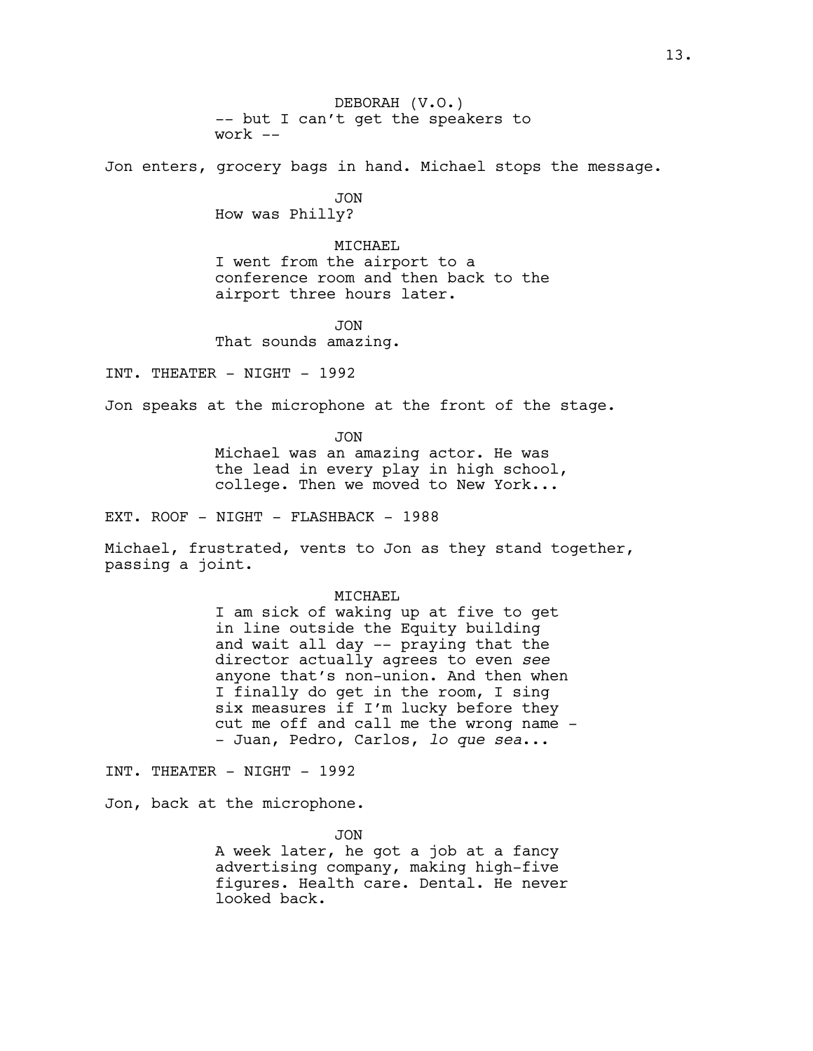DEBOREAH (V.O.)

-- but I can't get the speakers to work --

Jon enters, grocery bags in hand. Michael stops the message.

JON

How was Philly?

MICHAEL

I went from the airport to a conference room and then back to the airport three hours later.

JON

That sounds amazing.

INT. THEATER - NIGHT - 1992

Jon speaks at the microphone at the front of the stage.

JON

Michael was an amazing actor. He was the lead in every play in high school, college. Then we moved to New York...

EXT. ROOF - NIGHT - FLASHBACK - 1988

Michael, frustrated, vents to Jon as they stand together, passing a joint.

MICHAEL

I am sick of waking up at five to get in line outside the Equity building and wait all day -- praying that the director actually agrees to even *see* anyone that's non-union. And then when I finally do get in the room, I sing six measures if I'm lucky before they cut me off and call me the wrong name -- Juan, Pedro, Carlos, *lo que sea*...

INT. THEATER - NIGHT - 1992

Jon, back at the microphone.

JON

A week later, he got a job at a fancy advertising company, making high-five figures. Health care. Dental. He never looked back.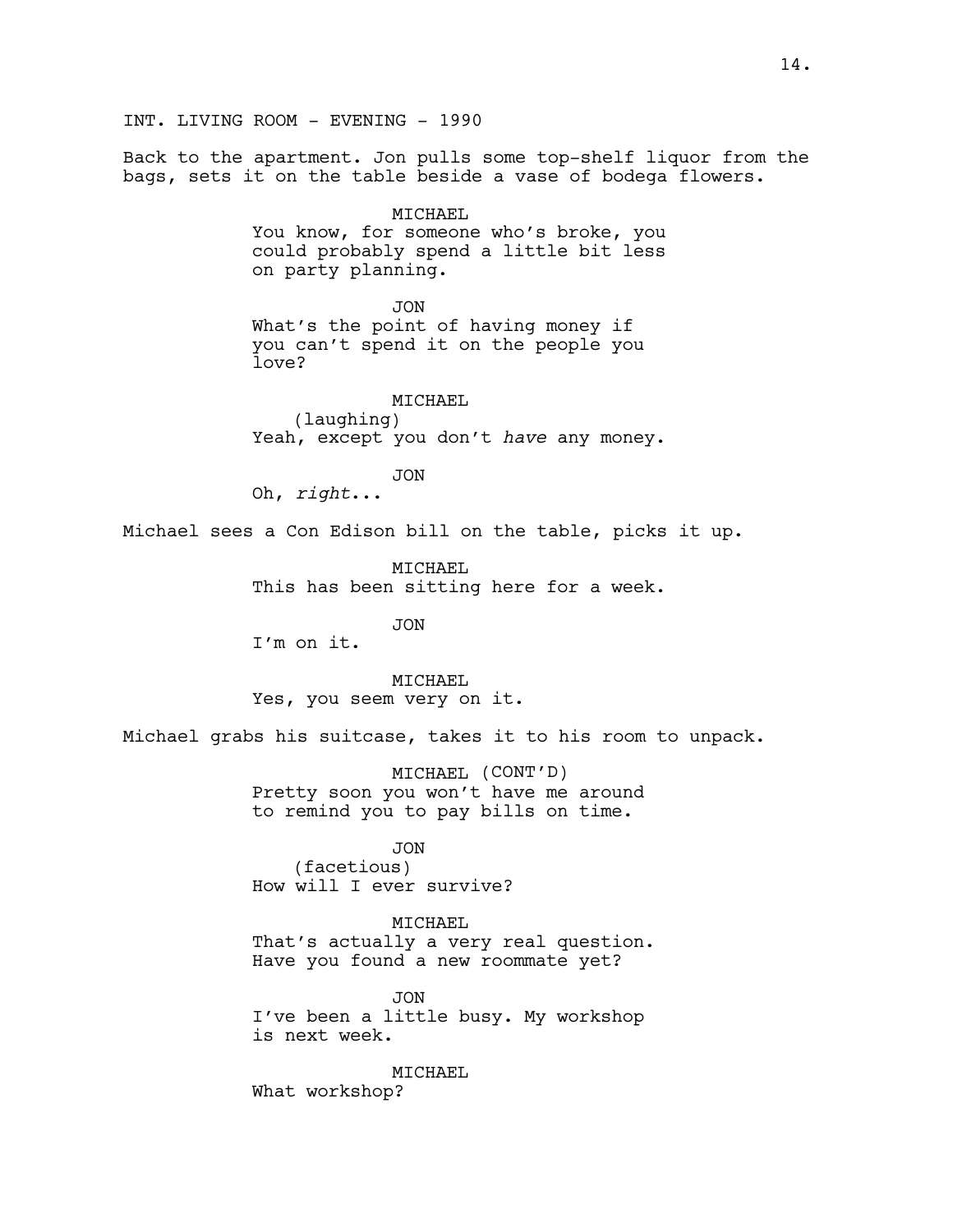INT. LIVING ROOM - EVENING - 1990

Back to the apartment. Jon pulls some top-shelf liquor from the bags, sets it on the table beside a vase of bodega flowers.

MICHAEL
You know, for someone who's broke, you could probably spend a little bit less on party planning.

JON
What's the point of having money if you can't spend it on the people you love?

MICHAEL
(laughing)
Yeah, except you don't *have* any money.

JON
Oh, *right*...

Michael sees a Con Edison bill on the table, picks it up.

MICHAEL
This has been sitting here for a week.

JON
I'm on it.

MICHAEL
Yes, you seem very on it.

Michael grabs his suitcase, takes it to his room to unpack.

MICHAEL (CONT'D)
Pretty soon you won't have me around to remind you to pay bills on time.

JON
(facetious)
How will I ever survive?

MICHAEL
That's actually a very real question. Have you found a new roommate yet?

JON
I've been a little busy. My workshop is next week.

MICHAEL
What workshop?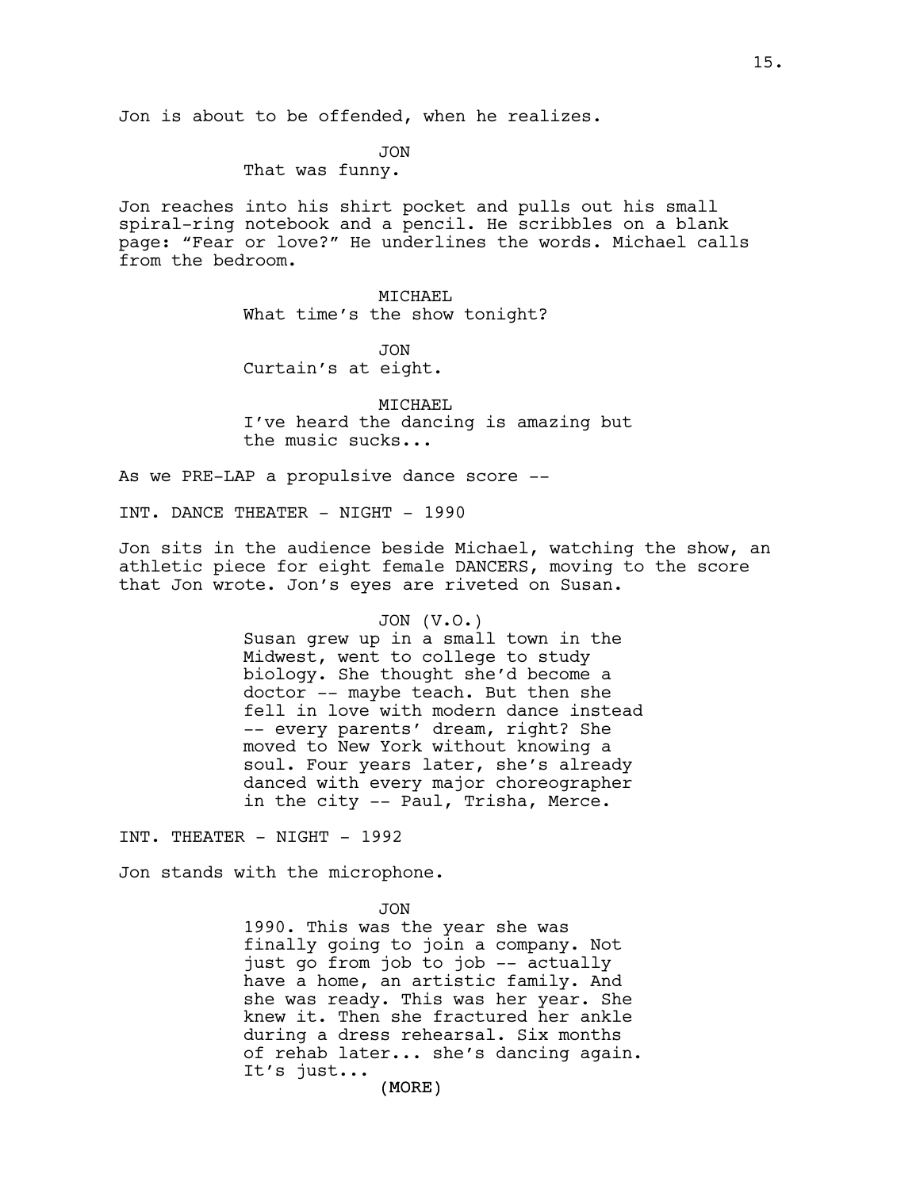Jon is about to be offended, when he realizes.

JON
That was funny.

Jon reaches into his shirt pocket and pulls out his small spiral-ring notebook and a pencil. He scribbles on a blank page: "Fear or love?" He underlines the words. Michael calls from the bedroom.

MICHAEL
What time's the show tonight?

JON
Curtain's at eight.

MICHAEL
I've heard the dancing is amazing but the music sucks...

As we PRE-LAP a propulsive dance score --

INT. DANCE THEATER - NIGHT - 1990

Jon sits in the audience beside Michael, watching the show, an athletic piece for eight female DANCERS, moving to the score that Jon wrote. Jon's eyes are riveted on Susan.

JON (V.O.)
Susan grew up in a small town in the Midwest, went to college to study biology. She thought she'd become a doctor -- maybe teach. But then she fell in love with modern dance instead -- every parents' dream, right? She moved to New York without knowing a soul. Four years later, she's already danced with every major choreographer in the city -- Paul, Trisha, Merce.

INT. THEATER - NIGHT - 1992

Jon stands with the microphone.

JON
1990. This was the year she was finally going to join a company. Not just go from job to job -- actually have a home, an artistic family. And she was ready. This was her year. She knew it. Then she fractured her ankle during a dress rehearsal. Six months of rehab later... she's dancing again. It's just...
(MORE)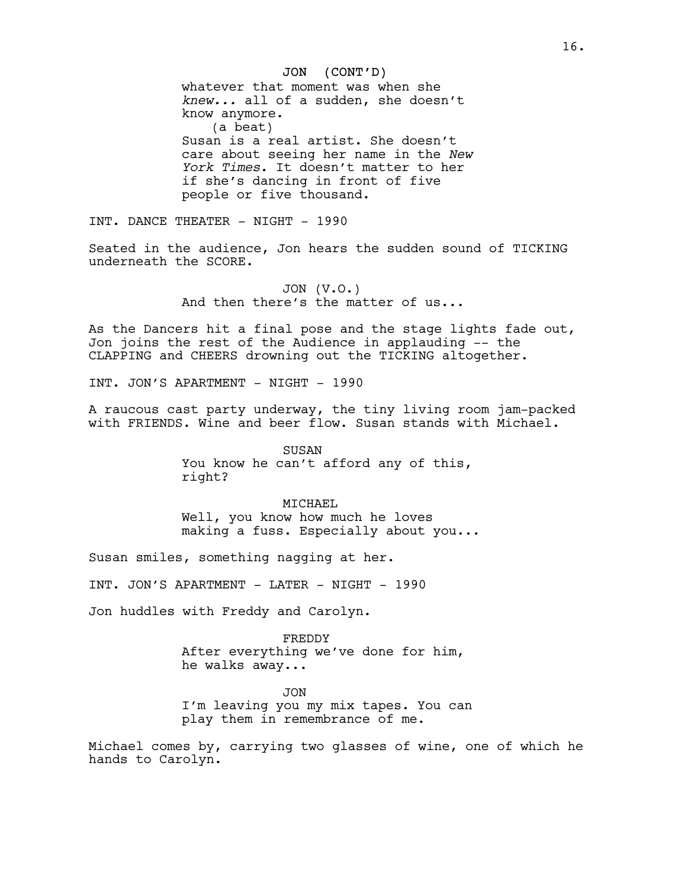JON (CONT'D)

whatever that moment was when she *knew...* all of a sudden, she doesn't know anymore.

(a beat)

Susan is a real artist. She doesn't care about seeing her name in the *New York Times*. It doesn't matter to her if she's dancing in front of five people or five thousand.

INT. DANCE THEATER - NIGHT - 1990

Seated in the audience, Jon hears the sudden sound of TICKING underneath the SCORE.

JON (V.O.)

And then there's the matter of us...

As the Dancers hit a final pose and the stage lights fade out, Jon joins the rest of the Audience in applauding -- the CLAPPING and CHEERS drowning out the TICKING altogether.

INT. JON'S APARTMENT - NIGHT - 1990

A raucous cast party underway, the tiny living room jam-packed with FRIENDS. Wine and beer flow. Susan stands with Michael.

SUSAN

You know he can't afford any of this, right?

MICHAEL

Well, you know how much he loves making a fuss. Especially about you...

Susan smiles, something nagging at her.

INT. JON'S APARTMENT - LATER - NIGHT - 1990

Jon huddles with Freddy and Carolyn.

FREDDY

After everything we've done for him, he walks away...

JON

I'm leaving you my mix tapes. You can play them in remembrance of me.

Michael comes by, carrying two glasses of wine, one of which he hands to Carolyn.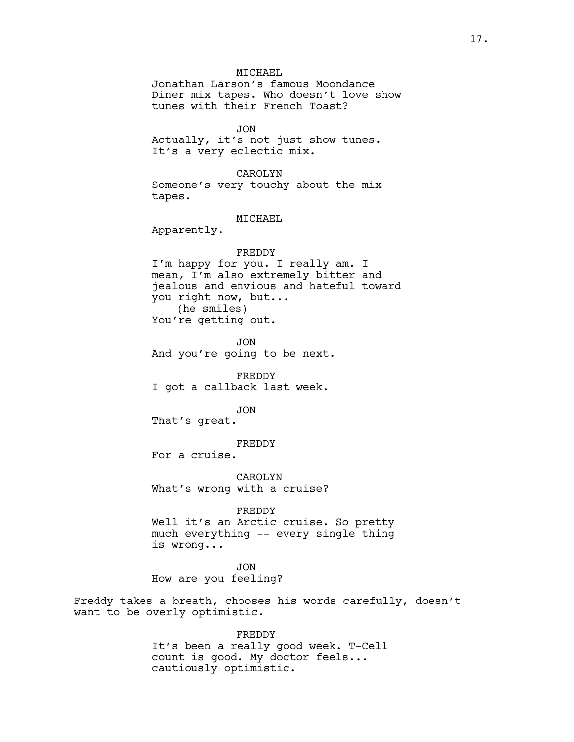MICHAEL
Jonathan Larson's famous Moondance Diner mix tapes. Who doesn't love show tunes with their French Toast?

JON
Actually, it's not just show tunes. It's a very eclectic mix.

CAROLYN
Someone's very touchy about the mix tapes.

MICHAEL
Apparently.

FREDDY
I'm happy for you. I really am. I mean, I'm also extremely bitter and jealous and envious and hateful toward you right now, but...
(he smiles)
You're getting out.

JON
And you're going to be next.

FREDDY
I got a callback last week.

JON
That's great.

FREDDY
For a cruise.

CAROLYN
What's wrong with a cruise?

FREDDY
Well it's an Arctic cruise. So pretty much everything -- every single thing is wrong...

JON
How are you feeling?

Freddy takes a breath, chooses his words carefully, doesn't want to be overly optimistic.

FREDDY
It's been a really good week. T-Cell count is good. My doctor feels... cautiously optimistic.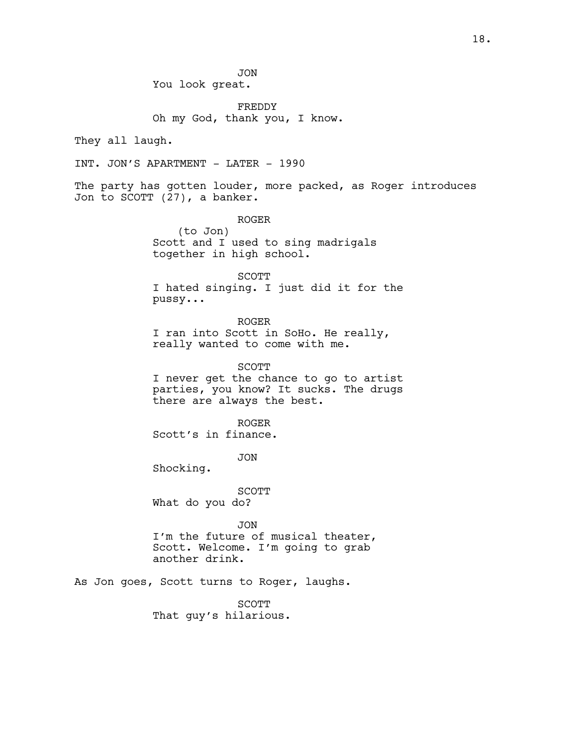JON
You look great.

FREDDY
Oh my God, thank you, I know.

They all laugh.

INT. JON'S APARTMENT - LATER - 1990

The party has gotten louder, more packed, as Roger introduces Jon to SCOTT (27), a banker.

ROGER
(to Jon)
Scott and I used to sing madrigals together in high school.

SCOTT
I hated singing. I just did it for the pussy...

ROGER
I ran into Scott in SoHo. He really, really wanted to come with me.

SCOTT
I never get the chance to go to artist parties, you know? It sucks. The drugs there are always the best.

ROGER
Scott's in finance.

JON
Shocking.

SCOTT
What do you do?

JON
I'm the future of musical theater, Scott. Welcome. I'm going to grab another drink.

As Jon goes, Scott turns to Roger, laughs.

SCOTT
That guy's hilarious.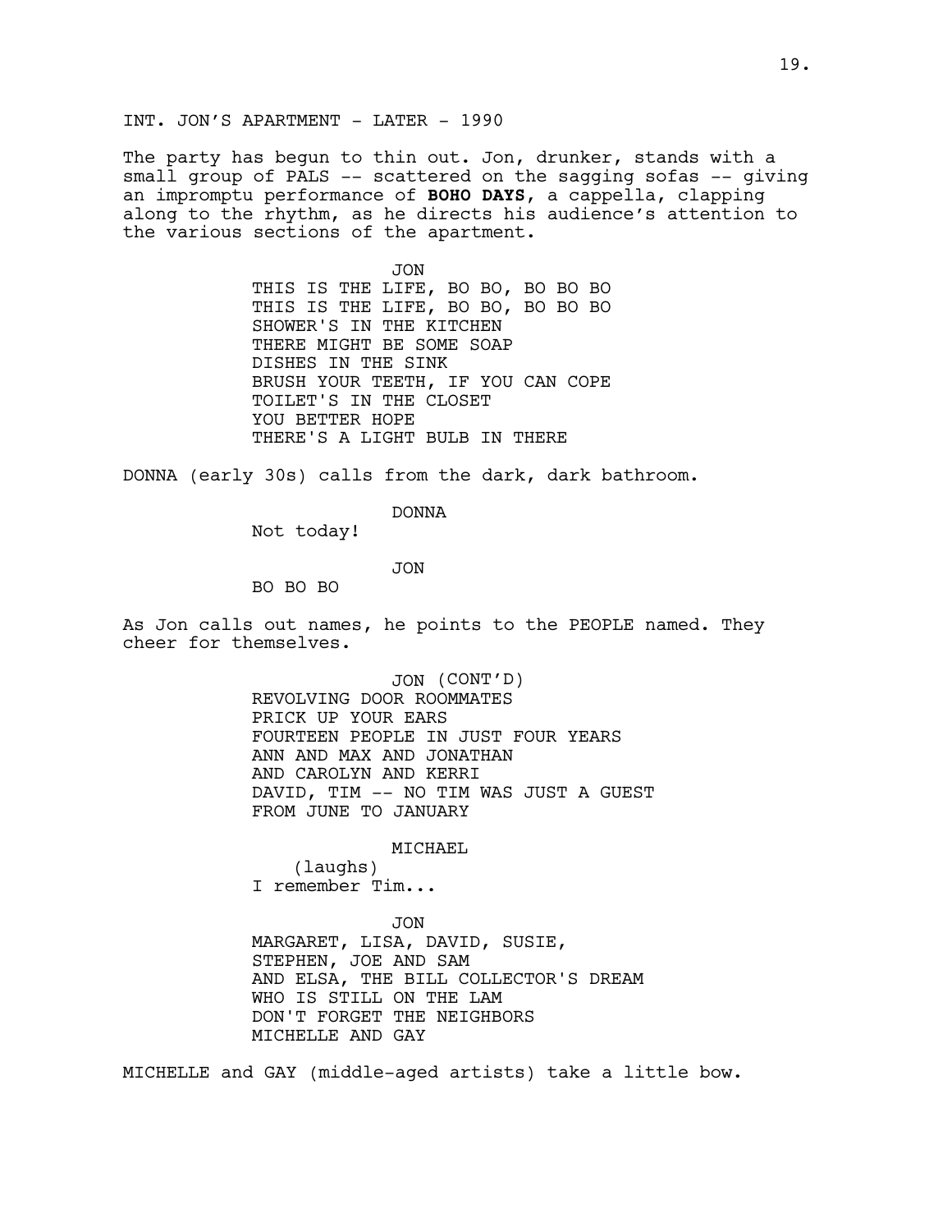INT. JON'S APARTMENT - LATER - 1990

The party has begun to thin out. Jon, drunker, stands with a small group of PALS -- scattered on the sagging sofas -- giving an impromptu performance of **BOHO DAYS**, a cappella, clapping along to the rhythm, as he directs his audience's attention to the various sections of the apartment.

JON

THIS IS THE LIFE, BO BO, BO BO BO
THIS IS THE LIFE, BO BO, BO BO BO
SHOWER'S IN THE KITCHEN
THERE MIGHT BE SOME SOAP
DISHES IN THE SINK
BRUSH YOUR TEETH, IF YOU CAN COPE
TOILET'S IN THE CLOSET
YOU BETTER HOPE
THERE'S A LIGHT BULB IN THERE

DONNA (early 30s) calls from the dark, dark bathroom.

DONNA

Not today!

JON

BO BO BO

As Jon calls out names, he points to the PEOPLE named. They cheer for themselves.

JON (CONT'D)

REVOLVING DOOR ROOMMATES
PRICK UP YOUR EARS
FOURTEEN PEOPLE IN JUST FOUR YEARS
ANN AND MAX AND JONATHAN
AND CAROLYN AND KERRI
DAVID, TIM -- NO TIM WAS JUST A GUEST
FROM JUNE TO JANUARY

MICHAEL

(laughs)
I remember Tim...

JON

MARGARET, LISA, DAVID, SUSIE,
STEPHEN, JOE AND SAM
AND ELSA, THE BILL COLLECTOR'S DREAM
WHO IS STILL ON THE LAM
DON'T FORGET THE NEIGHBORS
MICHELLE AND GAY

MICHELLE and GAY (middle-aged artists) take a little bow.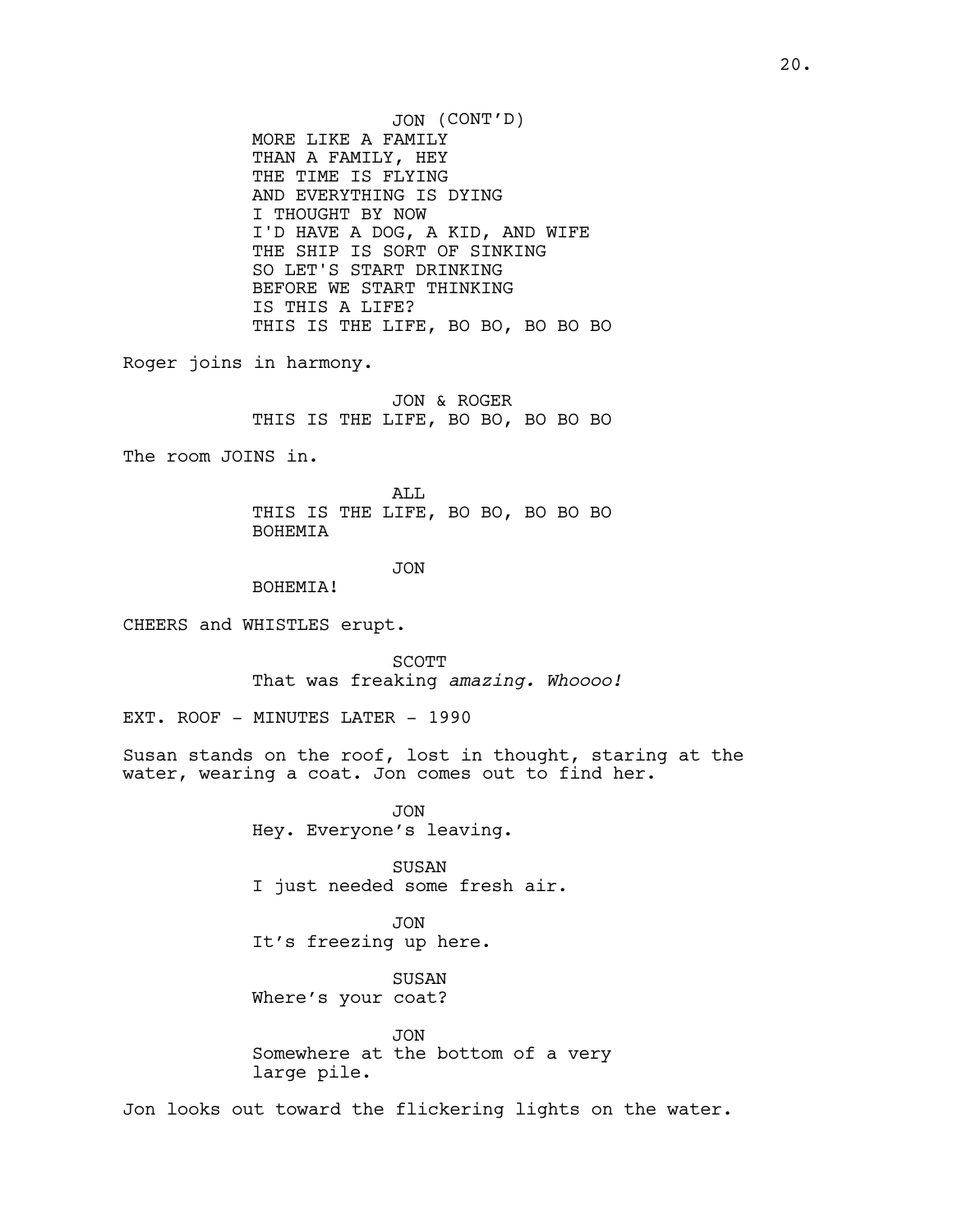JON (CONT'D)
MORE LIKE A FAMILY
THAN A FAMILY, HEY
THE TIME IS FLYING
AND EVERYTHING IS DYING
I THOUGHT BY NOW
I'D HAVE A DOG, A KID, AND WIFE
THE SHIP IS SORT OF SINKING
SO LET'S START DRINKING
BEFORE WE START THINKING
IS THIS A LIFE?
THIS IS THE LIFE, BO BO, BO BO BO

Roger joins in harmony.

JON & ROGER
THIS IS THE LIFE, BO BO, BO BO BO

The room JOINS in.

ALL
THIS IS THE LIFE, BO BO, BO BO BO
BOHEMIA

JON
BOHEMIA!

CHEERS and WHISTLES erupt.

SCOTT
That was freaking *amazing. Whoooo!*

EXT. ROOF - MINUTES LATER - 1990

Susan stands on the roof, lost in thought, staring at the water, wearing a coat. Jon comes out to find her.

JON
Hey. Everyone's leaving.

SUSAN
I just needed some fresh air.

JON
It's freezing up here.

SUSAN
Where's your coat?

JON
Somewhere at the bottom of a very large pile.

Jon looks out toward the flickering lights on the water.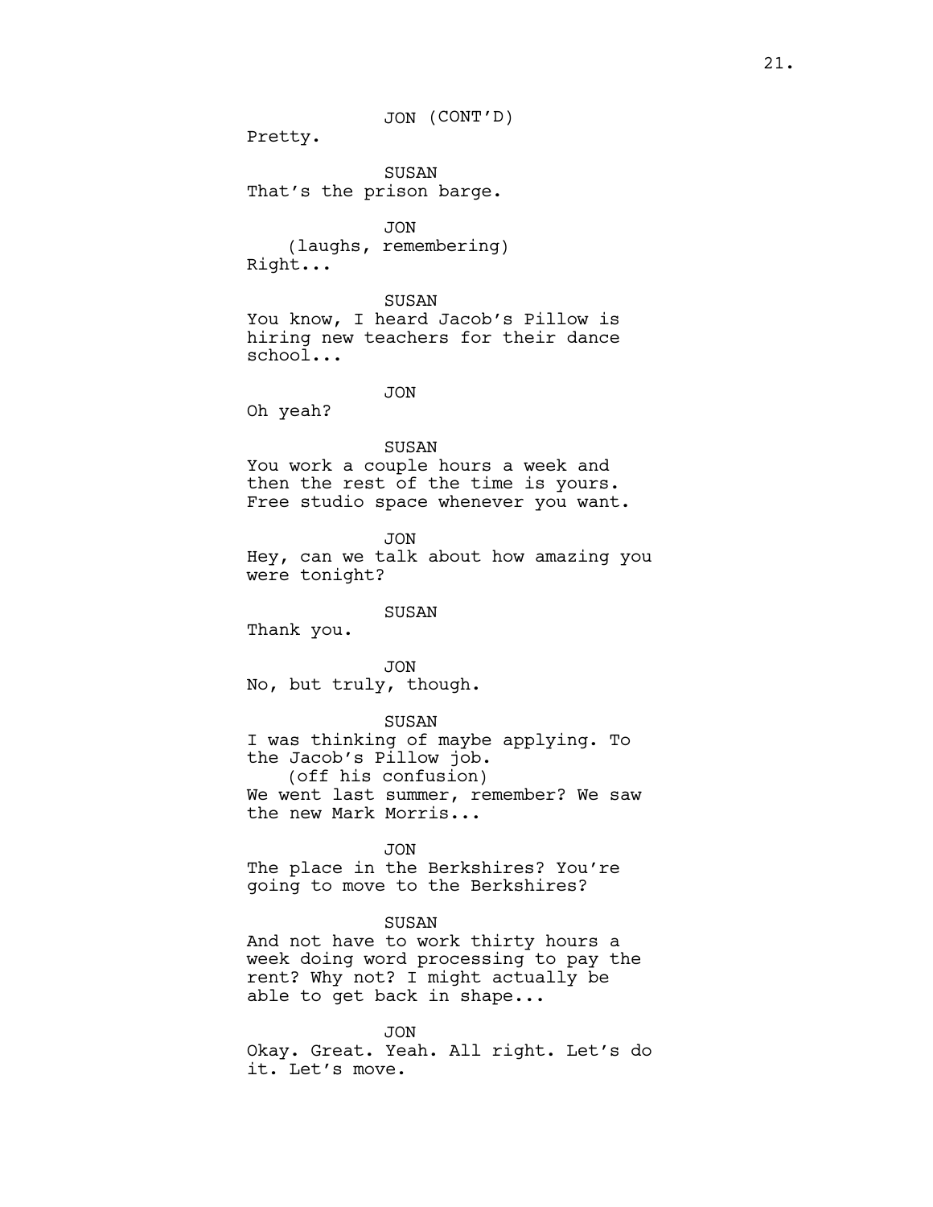JON (CONT'D)

Pretty.

SUSAN

That's the prison barge.

JON

(laughs, remembering)

Right...

SUSAN

You know, I heard Jacob's Pillow is hiring new teachers for their dance school...

JON

Oh yeah?

SUSAN

You work a couple hours a week and then the rest of the time is yours. Free studio space whenever you want.

JON

Hey, can we talk about how amazing you were tonight?

SUSAN

Thank you.

JON

No, but truly, though.

SUSAN

I was thinking of maybe applying. To the Jacob's Pillow job.

(off his confusion)

We went last summer, remember? We saw the new Mark Morris...

JON

The place in the Berkshires? You're going to move to the Berkshires?

SUSAN

And not have to work thirty hours a week doing word processing to pay the rent? Why not? I might actually be able to get back in shape...

JON

Okay. Great. Yeah. All right. Let's do it. Let's move.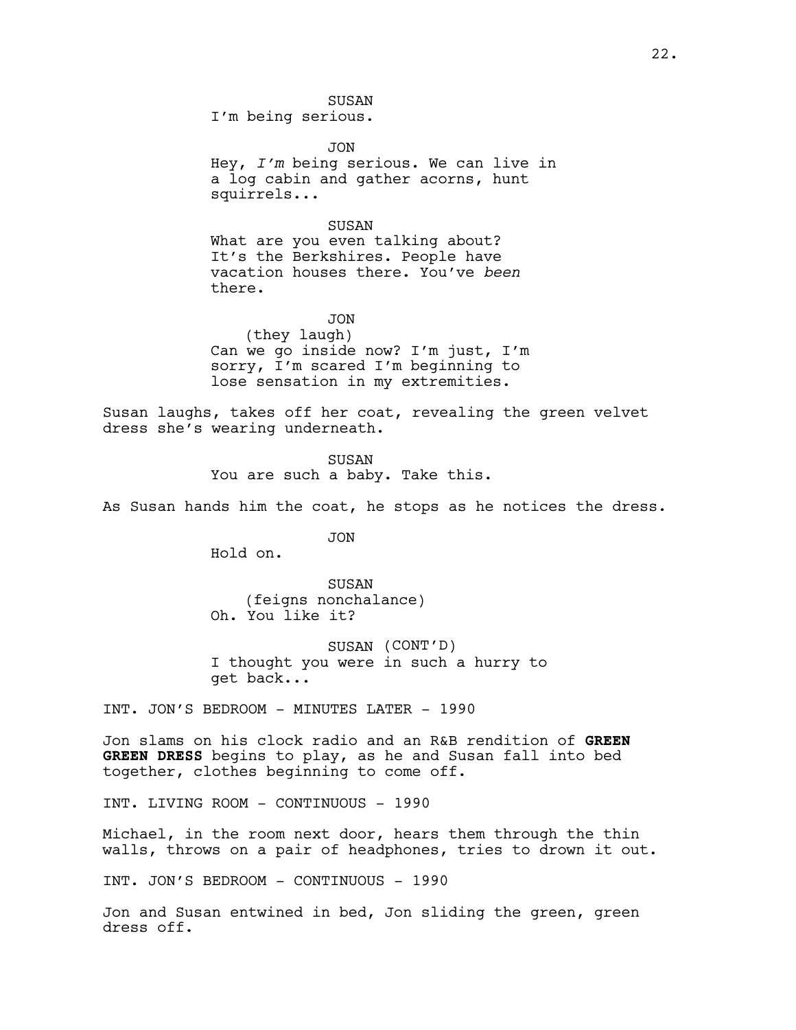SUSAN
I'm being serious.

JON
Hey, *I'm* being serious. We can live in a log cabin and gather acorns, hunt squirrels...

SUSAN
What are you even talking about? It's the Berkshires. People have vacation houses there. You've *been* there.

JON
(they laugh)
Can we go inside now? I'm just, I'm sorry, I'm scared I'm beginning to lose sensation in my extremities.

Susan laughs, takes off her coat, revealing the green velvet dress she's wearing underneath.

SUSAN
You are such a baby. Take this.

As Susan hands him the coat, he stops as he notices the dress.

JON
Hold on.

SUSAN
(feigns nonchalance)
Oh. You like it?

SUSAN (CONT'D)
I thought you were in such a hurry to get back...

INT. JON'S BEDROOM - MINUTES LATER - 1990

Jon slams on his clock radio and an R&B rendition of **GREEN GREEN DRESS** begins to play, as he and Susan fall into bed together, clothes beginning to come off.

INT. LIVING ROOM - CONTINUOUS - 1990

Michael, in the room next door, hears them through the thin walls, throws on a pair of headphones, tries to drown it out.

INT. JON'S BEDROOM - CONTINUOUS - 1990

Jon and Susan entwined in bed, Jon sliding the green, green dress off.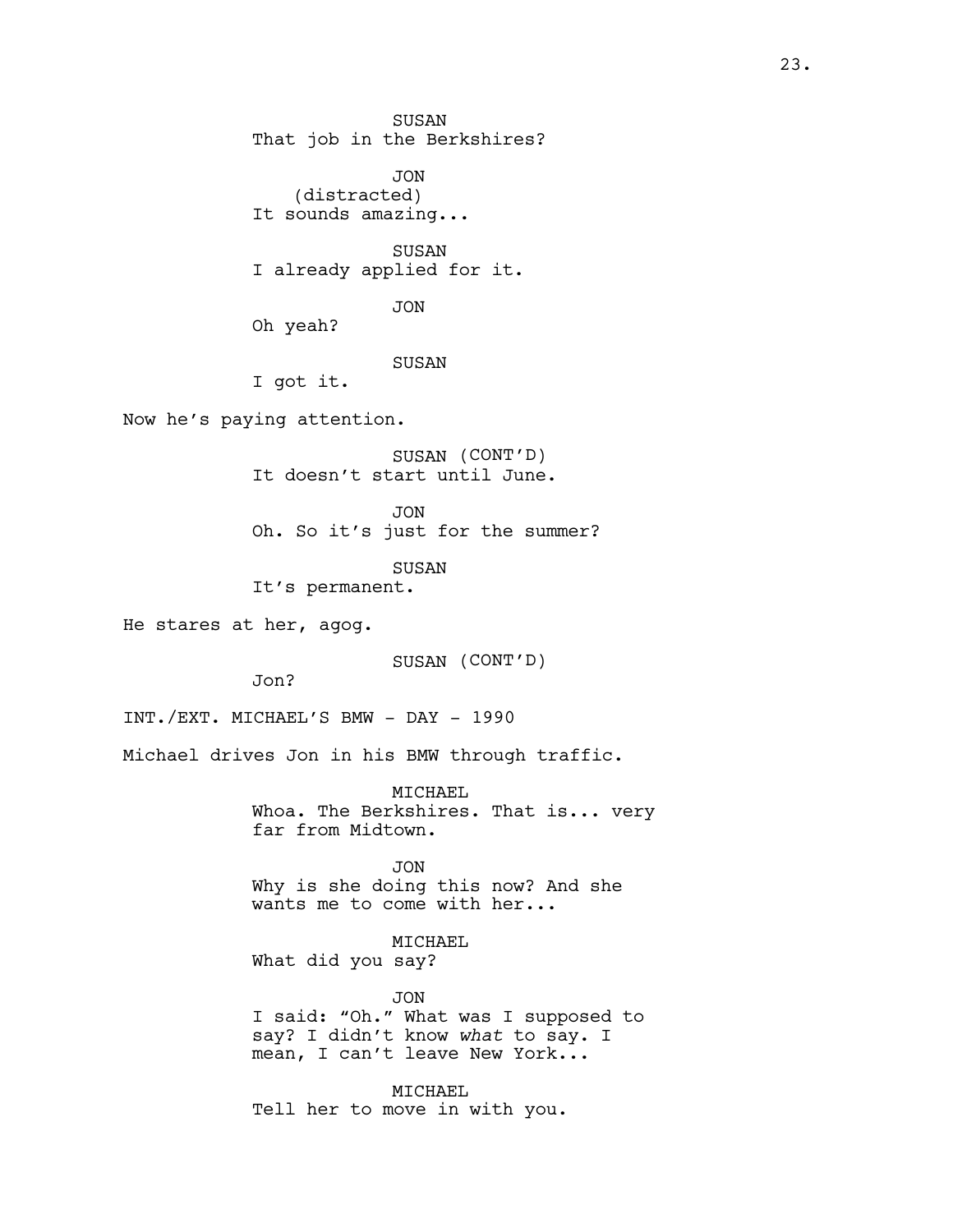SUSAN
That job in the Berkshires?

JON
(distracted)
It sounds amazing...

SUSAN
I already applied for it.

JON
Oh yeah?

SUSAN
I got it.

Now he's paying attention.

SUSAN (CONT'D)
It doesn't start until June.

JON
Oh. So it's just for the summer?

SUSAN
It's permanent.

He stares at her, agog.

SUSAN (CONT'D)
Jon?

INT./EXT. MICHAEL'S BMW - DAY - 1990

Michael drives Jon in his BMW through traffic.

MICHAEL
Whoa. The Berkshires. That is... very far from Midtown.

JON
Why is she doing this now? And she wants me to come with her...

MICHAEL
What did you say?

JON
I said: "Oh." What was I supposed to say? I didn't know *what* to say. I mean, I can't leave New York...

MICHAEL
Tell her to move in with you.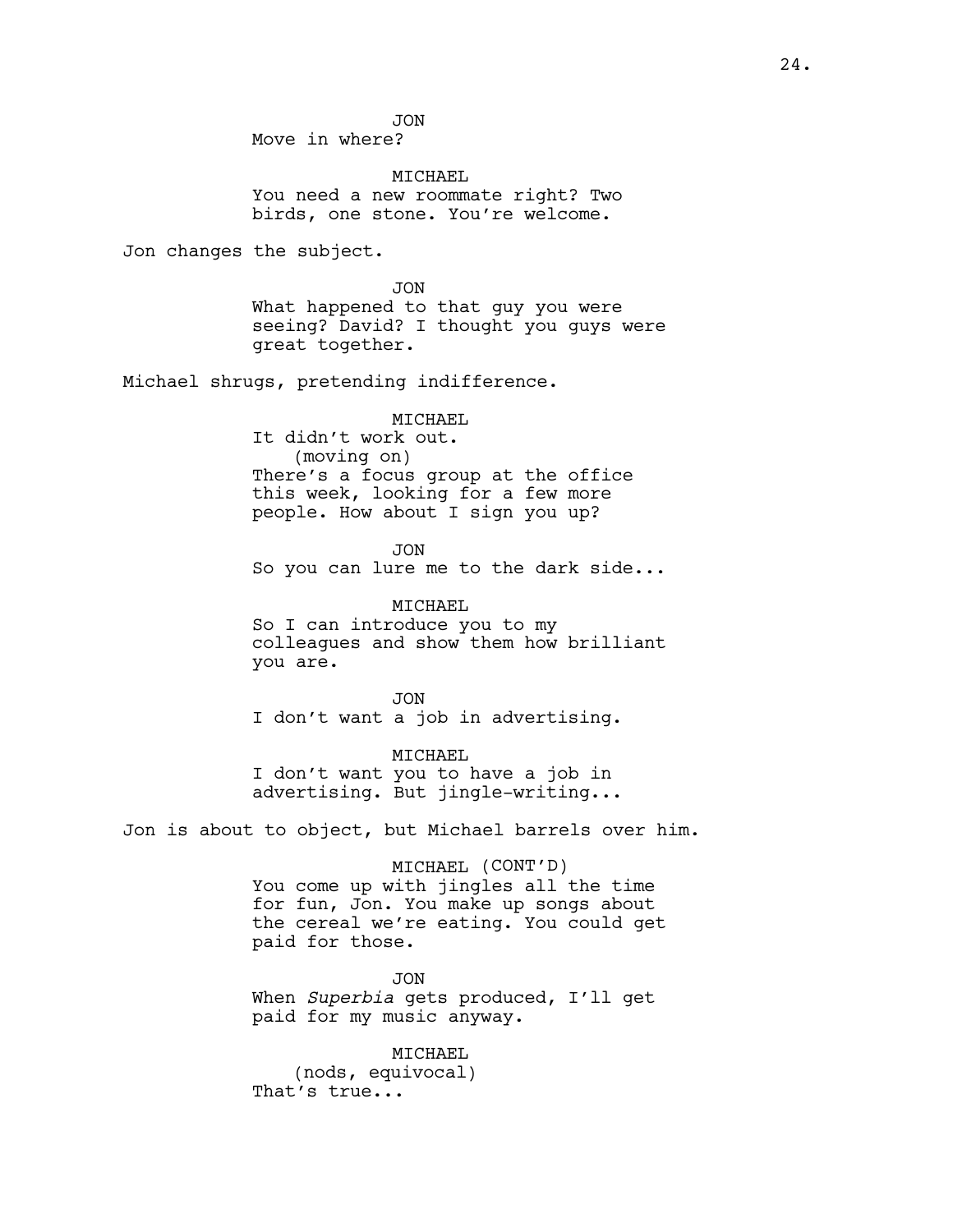JON
Move in where?

MICHAEL
You need a new roommate right? Two birds, one stone. You're welcome.

Jon changes the subject.

JON
What happened to that guy you were seeing? David? I thought you guys were great together.

Michael shrugs, pretending indifference.

MICHAEL
It didn't work out.
(moving on)
There's a focus group at the office this week, looking for a few more people. How about I sign you up?

JON
So you can lure me to the dark side...

MICHAEL
So I can introduce you to my colleagues and show them how brilliant you are.

JON
I don't want a job in advertising.

MICHAEL
I don't want you to have a job in advertising. But jingle-writing...

Jon is about to object, but Michael barrels over him.

MICHAEL (CONT'D)
You come up with jingles all the time for fun, Jon. You make up songs about the cereal we're eating. You could get paid for those.

JON
When *Superbia* gets produced, I'll get paid for my music anyway.

MICHAEL
(nods, equivocal)
That's true...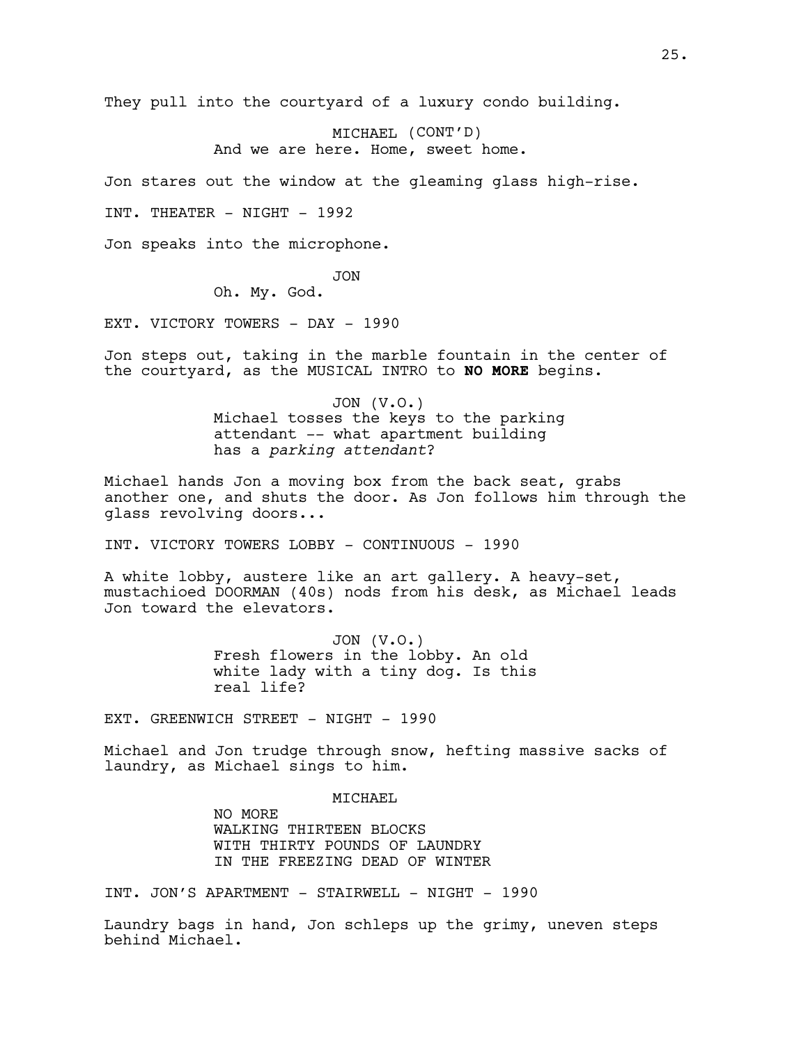They pull into the courtyard of a luxury condo building.

MICHAEL (CONT'D)
And we are here. Home, sweet home.

Jon stares out the window at the gleaming glass high-rise.

INT. THEATER - NIGHT - 1992

Jon speaks into the microphone.

JON
Oh. My. God.

EXT. VICTORY TOWERS - DAY - 1990

Jon steps out, taking in the marble fountain in the center of the courtyard, as the MUSICAL INTRO to **NO MORE** begins.

JON (V.O.)
Michael tosses the keys to the parking attendant -- what apartment building has a *parking attendant*?

Michael hands Jon a moving box from the back seat, grabs another one, and shuts the door. As Jon follows him through the glass revolving doors...

INT. VICTORY TOWERS LOBBY - CONTINUOUS - 1990

A white lobby, austere like an art gallery. A heavy-set, mustachioed DOORMAN (40s) nods from his desk, as Michael leads Jon toward the elevators.

JON (V.O.)
Fresh flowers in the lobby. An old white lady with a tiny dog. Is this real life?

EXT. GREENWICH STREET - NIGHT - 1990

Michael and Jon trudge through snow, hefting massive sacks of laundry, as Michael sings to him.

MICHAEL
NO MORE
WALKING THIRTEEN BLOCKS
WITH THIRTY POUNDS OF LAUNDRY
IN THE FREEZING DEAD OF WINTER

INT. JON'S APARTMENT - STAIRWELL - NIGHT - 1990

Laundry bags in hand, Jon schleps up the grimy, uneven steps behind Michael.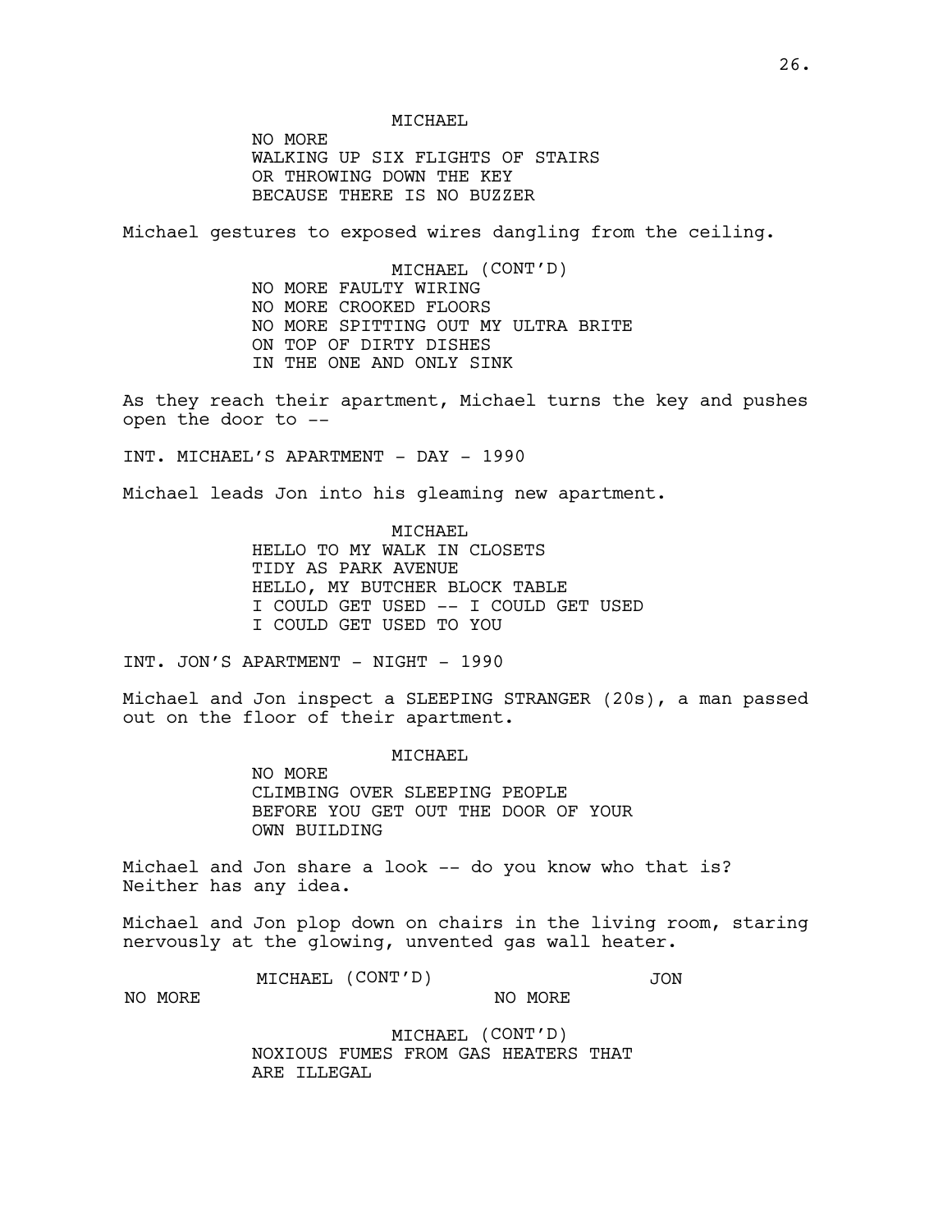MICHAEL

NO MORE
WALKING UP SIX FLIGHTS OF STAIRS
OR THROWING DOWN THE KEY
BECAUSE THERE IS NO BUZZER

Michael gestures to exposed wires dangling from the ceiling.

MICHAEL (CONT'D)

NO MORE FAULTY WIRING
NO MORE CROOKED FLOORS
NO MORE SPITTING OUT MY ULTRA BRITE
ON TOP OF DIRTY DISHES
IN THE ONE AND ONLY SINK

As they reach their apartment, Michael turns the key and pushes open the door to --

INT. MICHAEL'S APARTMENT - DAY - 1990

Michael leads Jon into his gleaming new apartment.

MICHAEL

HELLO TO MY WALK IN CLOSETS
TIDY AS PARK AVENUE
HELLO, MY BUTCHER BLOCK TABLE
I COULD GET USED -- I COULD GET USED
I COULD GET USED TO YOU

INT. JON'S APARTMENT - NIGHT - 1990

Michael and Jon inspect a SLEEPING STRANGER (20s), a man passed out on the floor of their apartment.

MICHAEL

NO MORE
CLIMBING OVER SLEEPING PEOPLE
BEFORE YOU GET OUT THE DOOR OF YOUR
OWN BUILDING

Michael and Jon share a look -- do you know who that is? Neither has any idea.

Michael and Jon plop down on chairs in the living room, staring nervously at the glowing, unvented gas wall heater.

MICHAEL (CONT'D)

NO MORE

JON

NO MORE

MICHAEL (CONT'D)

NOXIOUS FUMES FROM GAS HEATERS THAT
ARE ILLEGAL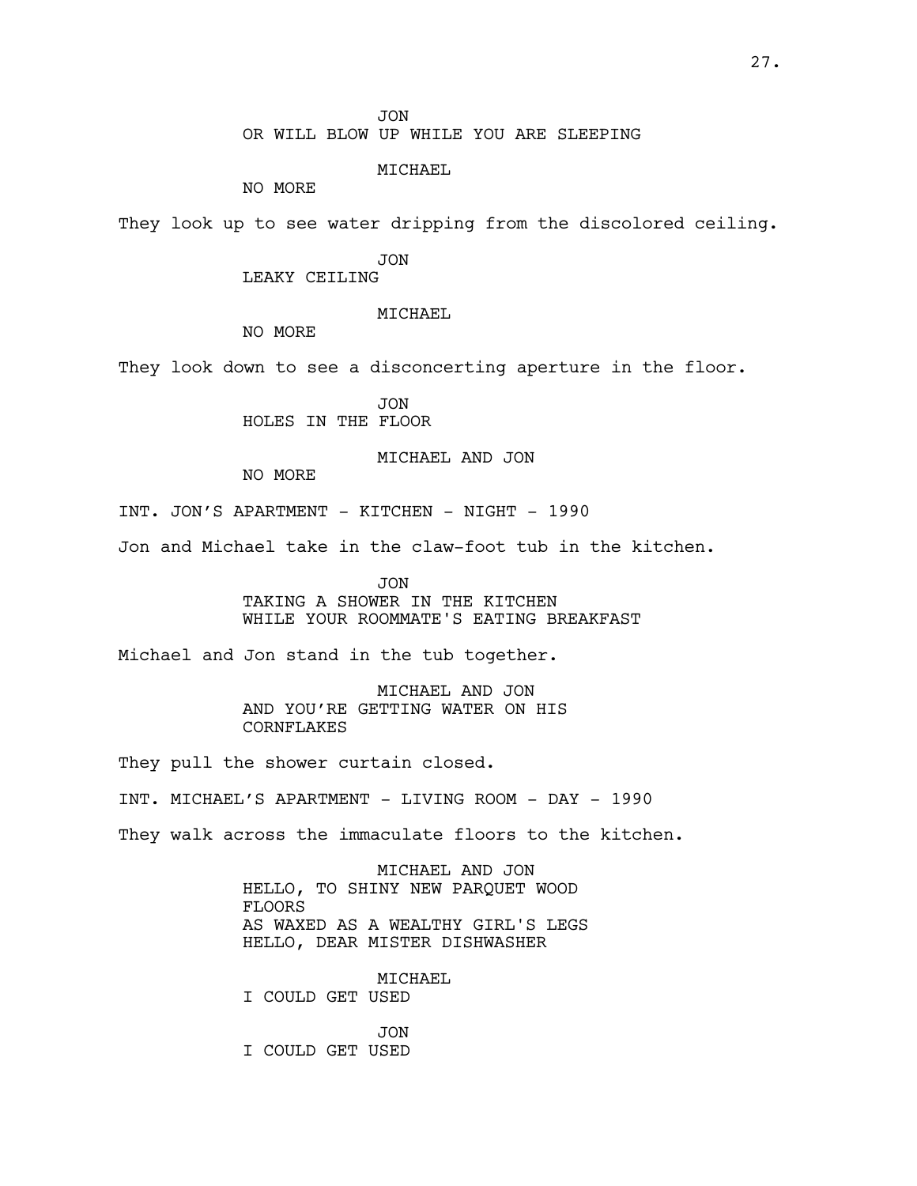JON
OR WILL BLOW UP WHILE YOU ARE SLEEPING

MICHAEL
NO MORE

They look up to see water dripping from the discolored ceiling.

JON
LEAKY CEILING

MICHAEL
NO MORE

They look down to see a disconcerting aperture in the floor.

JON
HOLES IN THE FLOOR

MICHAEL AND JON
NO MORE

INT. JON'S APARTMENT - KITCHEN - NIGHT - 1990

Jon and Michael take in the claw-foot tub in the kitchen.

JON
TAKING A SHOWER IN THE KITCHEN
WHILE YOUR ROOMMATE'S EATING BREAKFAST

Michael and Jon stand in the tub together.

MICHAEL AND JON
AND YOU'RE GETTING WATER ON HIS
CORNFLAKES

They pull the shower curtain closed.

INT. MICHAEL'S APARTMENT - LIVING ROOM - DAY - 1990

They walk across the immaculate floors to the kitchen.

MICHAEL AND JON
HELLO, TO SHINY NEW PARQUET WOOD
FLOORS
AS WAXED AS A WEALTHY GIRL'S LEGS
HELLO, DEAR MISTER DISHWASHER

MICHAEL
I COULD GET USED

JON
I COULD GET USED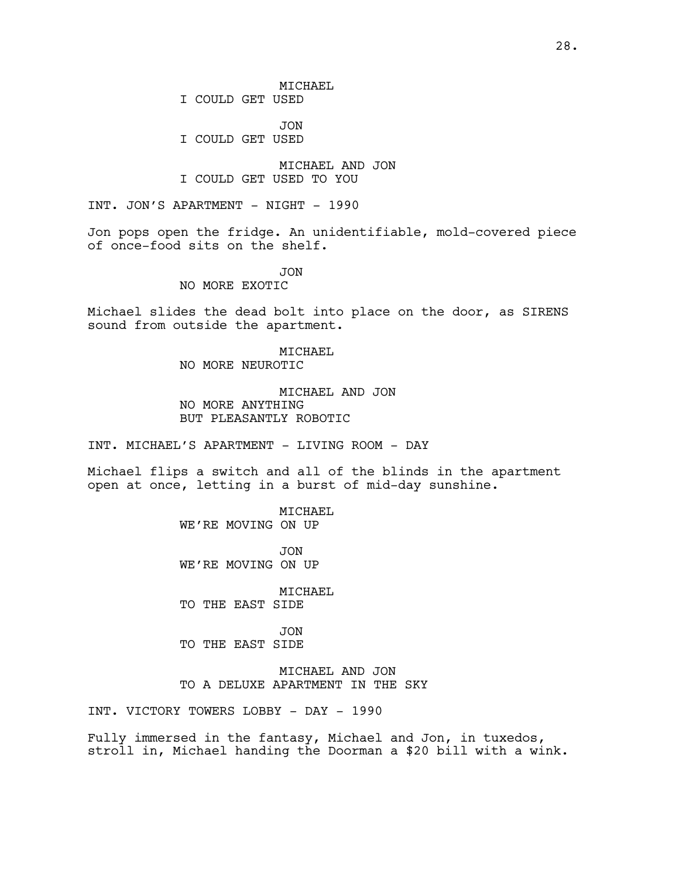MICHAEL
I COULD GET USED

JON
I COULD GET USED

MICHAEL AND JON
I COULD GET USED TO YOU

INT. JON'S APARTMENT - NIGHT - 1990

Jon pops open the fridge. An unidentifiable, mold-covered piece of once-food sits on the shelf.

JON
NO MORE EXOTIC

Michael slides the dead bolt into place on the door, as SIRENS sound from outside the apartment.

MICHAEL
NO MORE NEUROTIC

MICHAEL AND JON
NO MORE ANYTHING
BUT PLEASANTLY ROBOTIC

INT. MICHAEL'S APARTMENT - LIVING ROOM - DAY

Michael flips a switch and all of the blinds in the apartment open at once, letting in a burst of mid-day sunshine.

MICHAEL
WE'RE MOVING ON UP

JON
WE'RE MOVING ON UP

MICHAEL
TO THE EAST SIDE

JON
TO THE EAST SIDE

MICHAEL AND JON
TO A DELUXE APARTMENT IN THE SKY

INT. VICTORY TOWERS LOBBY - DAY - 1990

Fully immersed in the fantasy, Michael and Jon, in tuxedos, stroll in, Michael handing the Doorman a $20 bill with a wink.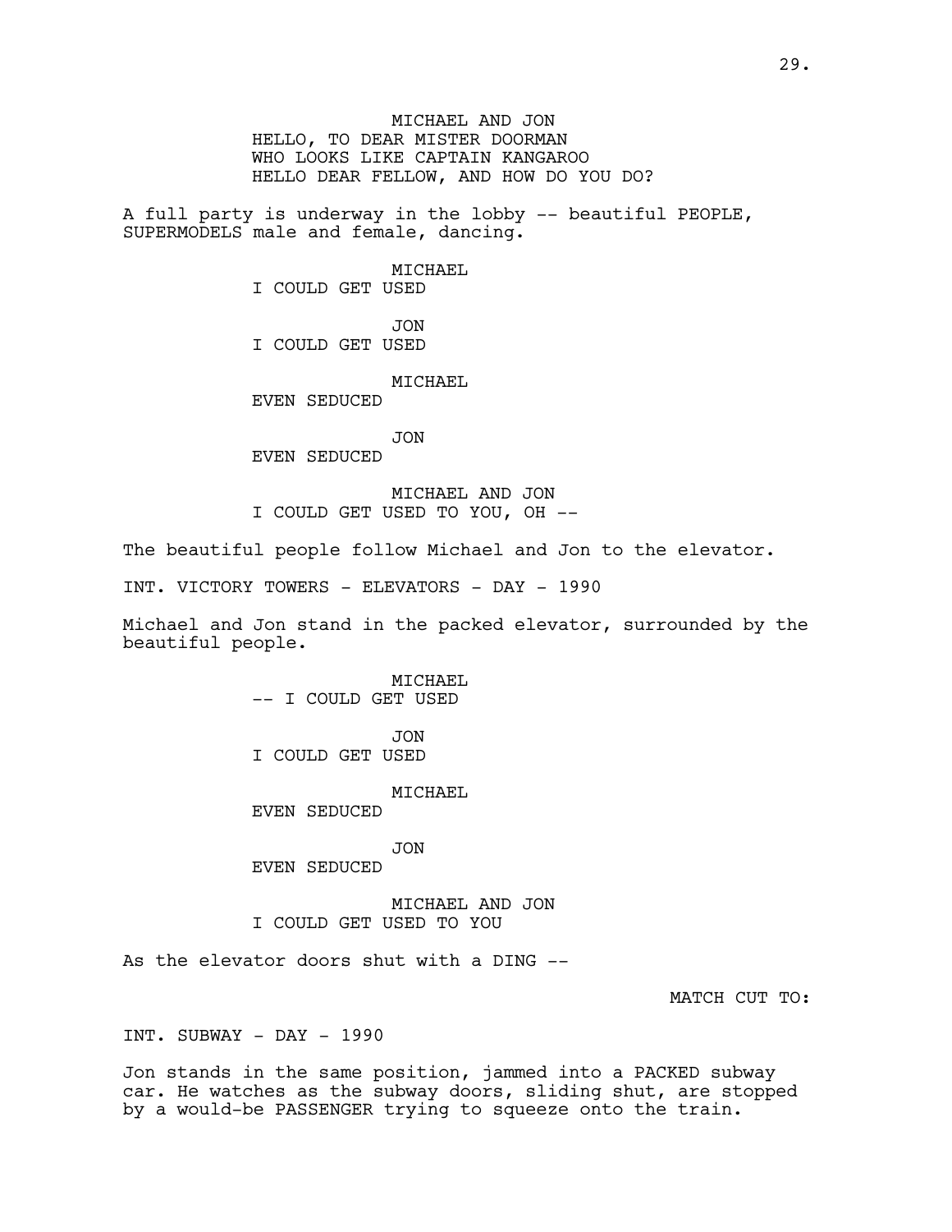MICHAEL AND JON
HELLO, TO DEAR MISTER DOORMAN
WHO LOOKS LIKE CAPTAIN KANGAROO
HELLO DEAR FELLOW, AND HOW DO YOU DO?

A full party is underway in the lobby -- beautiful PEOPLE, SUPERMODELS male and female, dancing.

MICHAEL
I COULD GET USED

JON
I COULD GET USED

MICHAEL
EVEN SEDUCED

JON
EVEN SEDUCED

MICHAEL AND JON
I COULD GET USED TO YOU, OH --

The beautiful people follow Michael and Jon to the elevator.

INT. VICTORY TOWERS - ELEVATORS - DAY - 1990

Michael and Jon stand in the packed elevator, surrounded by the beautiful people.

MICHAEL
-- I COULD GET USED

JON
I COULD GET USED

MICHAEL
EVEN SEDUCED

JON
EVEN SEDUCED

MICHAEL AND JON
I COULD GET USED TO YOU

As the elevator doors shut with a DING --

MATCH CUT TO:

INT. SUBWAY - DAY - 1990

Jon stands in the same position, jammed into a PACKED subway car. He watches as the subway doors, sliding shut, are stopped by a would-be PASSENGER trying to squeeze onto the train.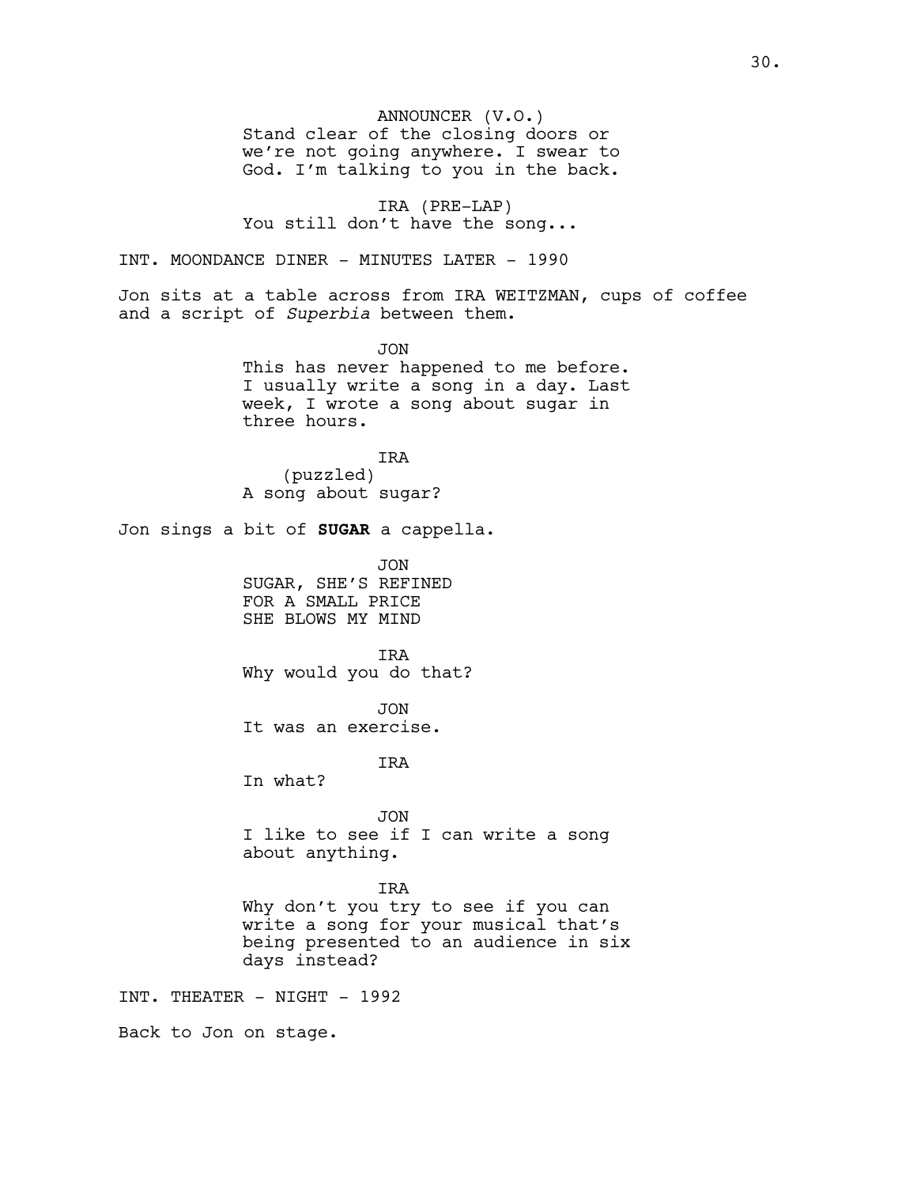ANNOUNCER (V.O.)
Stand clear of the closing doors or we're not going anywhere. I swear to God. I'm talking to you in the back.

IRA (PRE-LAP)
You still don't have the song...

INT. MOONDANCE DINER - MINUTES LATER - 1990

Jon sits at a table across from IRA WEITZMAN, cups of coffee and a script of *Superbia* between them.

JON
This has never happened to me before. I usually write a song in a day. Last week, I wrote a song about sugar in three hours.

IRA
(puzzled)
A song about sugar?

Jon sings a bit of **SUGAR** a cappella.

JON
SUGAR, SHE'S REFINED
FOR A SMALL PRICE
SHE BLOWS MY MIND

IRA
Why would you do that?

JON
It was an exercise.

IRA
In what?

JON
I like to see if I can write a song about anything.

IRA
Why don't you try to see if you can write a song for your musical that's being presented to an audience in six days instead?

INT. THEATER - NIGHT - 1992

Back to Jon on stage.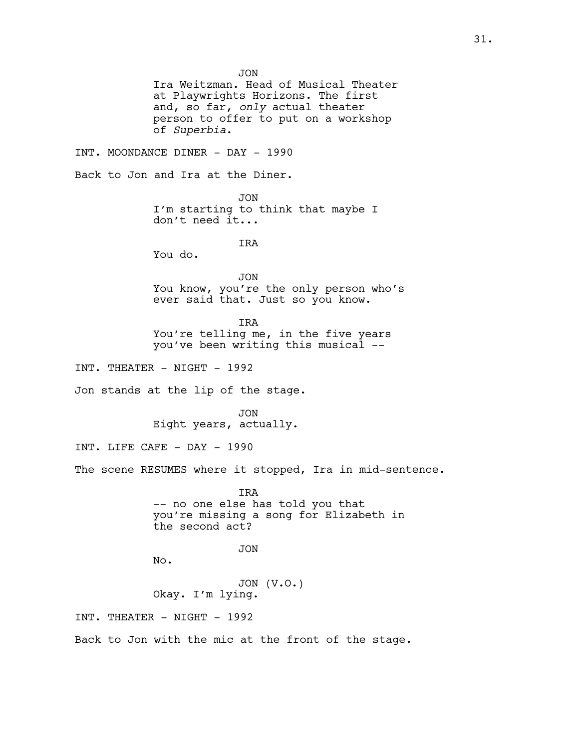JON

Ira Weitzman. Head of Musical Theater at Playwrights Horizons. The first and, so far, *only* actual theater person to offer to put on a workshop of *Superbia*.

INT. MOONDANCE DINER - DAY - 1990

Back to Jon and Ira at the Diner.

JON

I'm starting to think that maybe I don't need it...

IRA

You do.

JON

You know, you're the only person who's ever said that. Just so you know.

IRA

You're telling me, in the five years you've been writing this musical --

INT. THEATER - NIGHT - 1992

Jon stands at the lip of the stage.

JON

Eight years, actually.

INT. LIFE CAFE - DAY - 1990

The scene RESUMES where it stopped, Ira in mid-sentence.

IRA

-- no one else has told you that you're missing a song for Elizabeth in the second act?

JON

No.

JON (V.O.)

Okay. I'm lying.

INT. THEATER - NIGHT - 1992

Back to Jon with the mic at the front of the stage.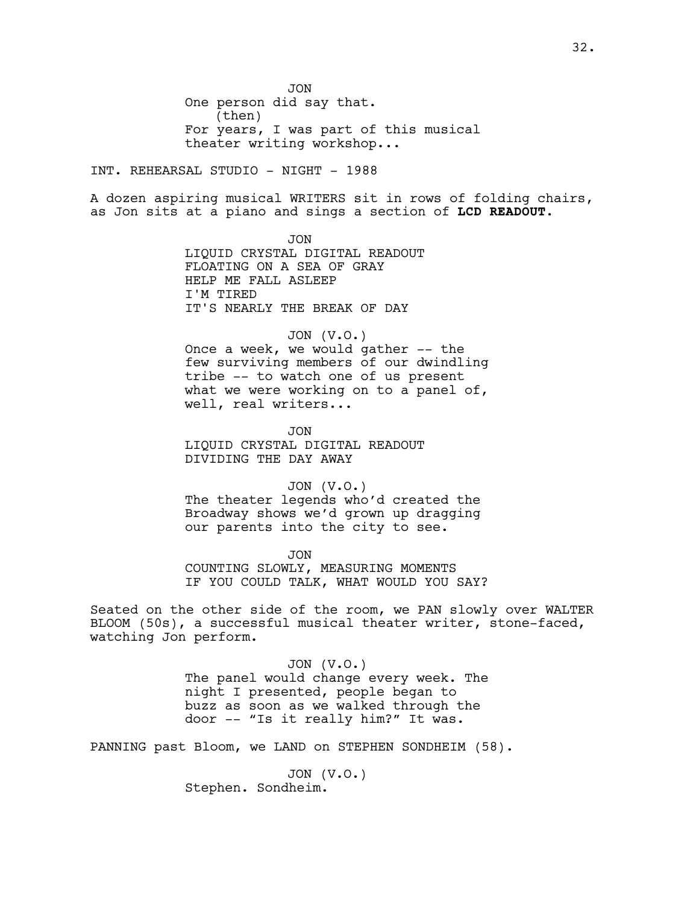JON
One person did say that.
(then)
For years, I was part of this musical theater writing workshop...

INT. REHEARSAL STUDIO - NIGHT - 1988

A dozen aspiring musical WRITERS sit in rows of folding chairs, as Jon sits at a piano and sings a section of **LCD READOUT.**

JON
LIQUID CRYSTAL DIGITAL READOUT
FLOATING ON A SEA OF GRAY
HELP ME FALL ASLEEP
I'M TIRED
IT'S NEARLY THE BREAK OF DAY

JON (V.O.)
Once a week, we would gather -- the few surviving members of our dwindling tribe -- to watch one of us present what we were working on to a panel of, well, real writers...

JON
LIQUID CRYSTAL DIGITAL READOUT
DIVIDING THE DAY AWAY

JON (V.O.)
The theater legends who'd created the Broadway shows we'd grown up dragging our parents into the city to see.

JON
COUNTING SLOWLY, MEASURING MOMENTS
IF YOU COULD TALK, WHAT WOULD YOU SAY?

Seated on the other side of the room, we PAN slowly over WALTER BLOOM (50s), a successful musical theater writer, stone-faced, watching Jon perform.

JON (V.O.)
The panel would change every week. The night I presented, people began to buzz as soon as we walked through the door -- "Is it really him?" It was.

PANNING past Bloom, we LAND on STEPHEN SONDHEIM (58).

JON (V.O.)
Stephen. Sondheim.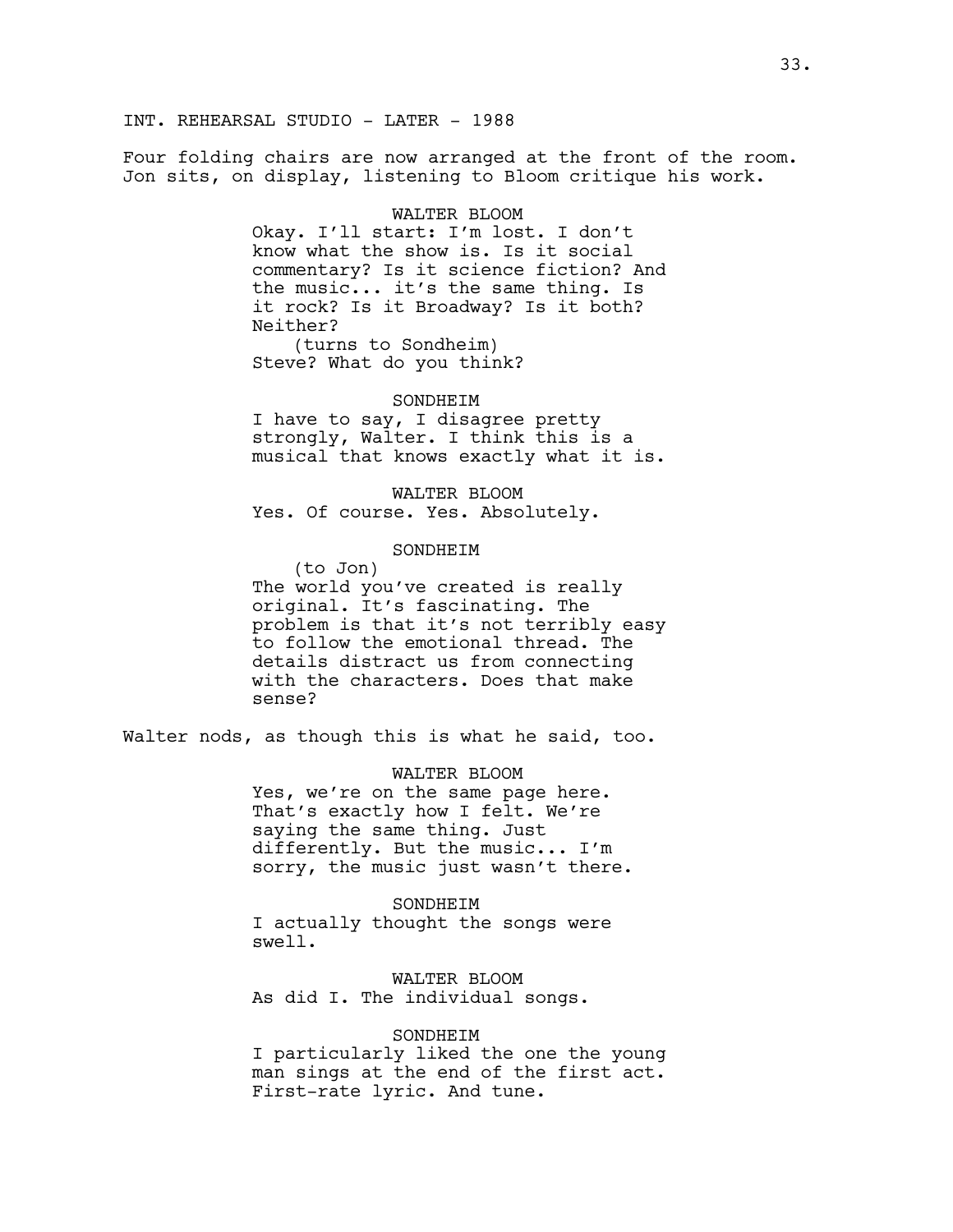INT. REHEARSAL STUDIO - LATER - 1988

Four folding chairs are now arranged at the front of the room. Jon sits, on display, listening to Bloom critique his work.

WALTER BLOOM
Okay. I'll start: I'm lost. I don't know what the show is. Is it social commentary? Is it science fiction? And the music... it's the same thing. Is it rock? Is it Broadway? Is it both? Neither?
(turns to Sondheim)
Steve? What do you think?

SONDHEIM
I have to say, I disagree pretty strongly, Walter. I think this is a musical that knows exactly what it is.

WALTER BLOOM
Yes. Of course. Yes. Absolutely.

SONDHEIM
(to Jon)
The world you've created is really original. It's fascinating. The problem is that it's not terribly easy to follow the emotional thread. The details distract us from connecting with the characters. Does that make sense?

Walter nods, as though this is what he said, too.

WALTER BLOOM
Yes, we're on the same page here. That's exactly how I felt. We're saying the same thing. Just differently. But the music... I'm sorry, the music just wasn't there.

SONDHEIM
I actually thought the songs were swell.

WALTER BLOOM
As did I. The individual songs.

SONDHEIM
I particularly liked the one the young man sings at the end of the first act. First-rate lyric. And tune.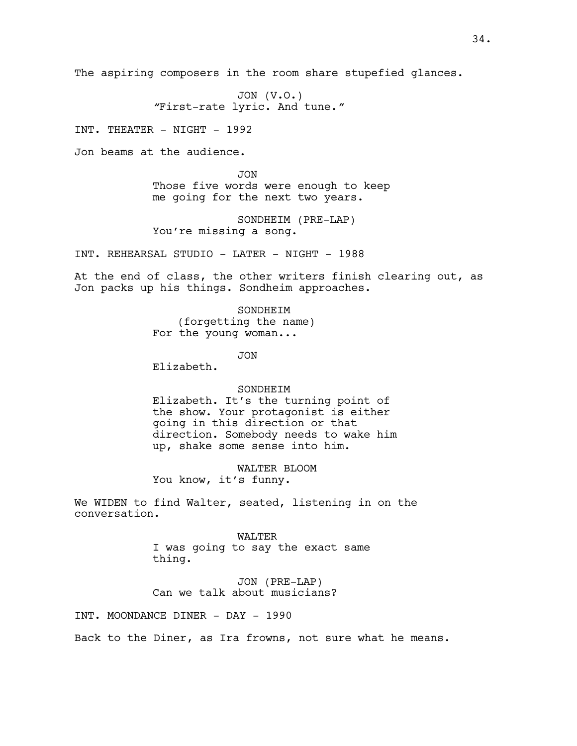The aspiring composers in the room share stupefied glances.

JON (V.O.)
"First-rate lyric. And tune."

INT. THEATER - NIGHT - 1992

Jon beams at the audience.

JON
Those five words were enough to keep me going for the next two years.

SONDHEIM (PRE-LAP)
You're missing a song.

INT. REHEARSAL STUDIO - LATER - NIGHT - 1988

At the end of class, the other writers finish clearing out, as Jon packs up his things. Sondheim approaches.

SONDHEIM
(forgetting the name)
For the young woman...

JON
Elizabeth.

SONDHEIM
Elizabeth. It's the turning point of the show. Your protagonist is either going in this direction or that direction. Somebody needs to wake him up, shake some sense into him.

WALTER BLOOM
You know, it's funny.

We WIDEN to find Walter, seated, listening in on the conversation.

WALTER
I was going to say the exact same thing.

JON (PRE-LAP)
Can we talk about musicians?

INT. MOONDANCE DINER - DAY - 1990

Back to the Diner, as Ira frowns, not sure what he means.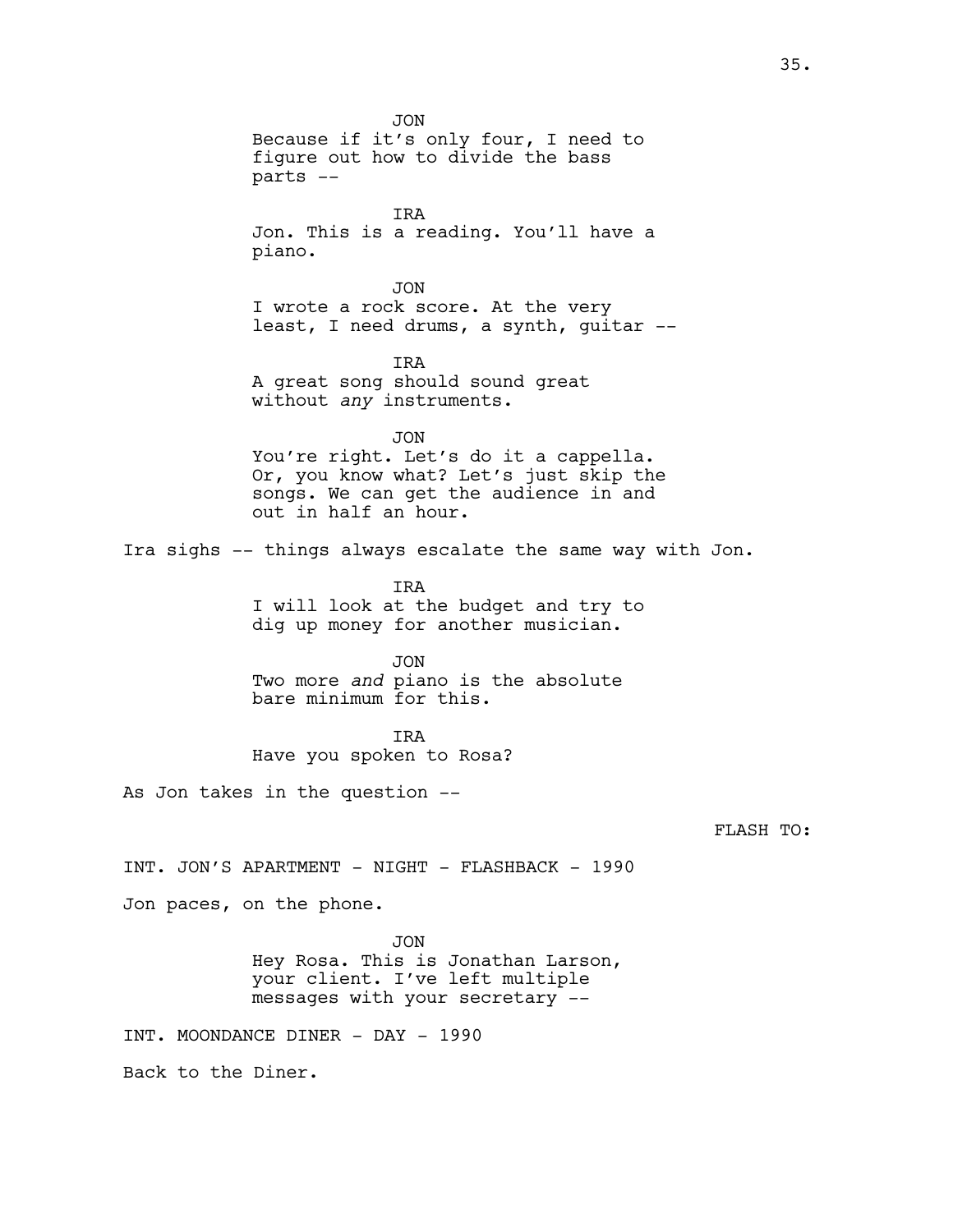JON
Because if it's only four, I need to figure out how to divide the bass parts --

IRA
Jon. This is a reading. You'll have a piano.

JON
I wrote a rock score. At the very least, I need drums, a synth, guitar --

IRA
A great song should sound great without *any* instruments.

JON
You're right. Let's do it a cappella. Or, you know what? Let's just skip the songs. We can get the audience in and out in half an hour.

Ira sighs -- things always escalate the same way with Jon.

IRA
I will look at the budget and try to dig up money for another musician.

JON
Two more *and* piano is the absolute bare minimum for this.

IRA
Have you spoken to Rosa?

As Jon takes in the question --

FLASH TO:

INT. JON'S APARTMENT - NIGHT - FLASHBACK - 1990

Jon paces, on the phone.

JON
Hey Rosa. This is Jonathan Larson, your client. I've left multiple messages with your secretary --

INT. MOONDANCE DINER - DAY - 1990

Back to the Diner.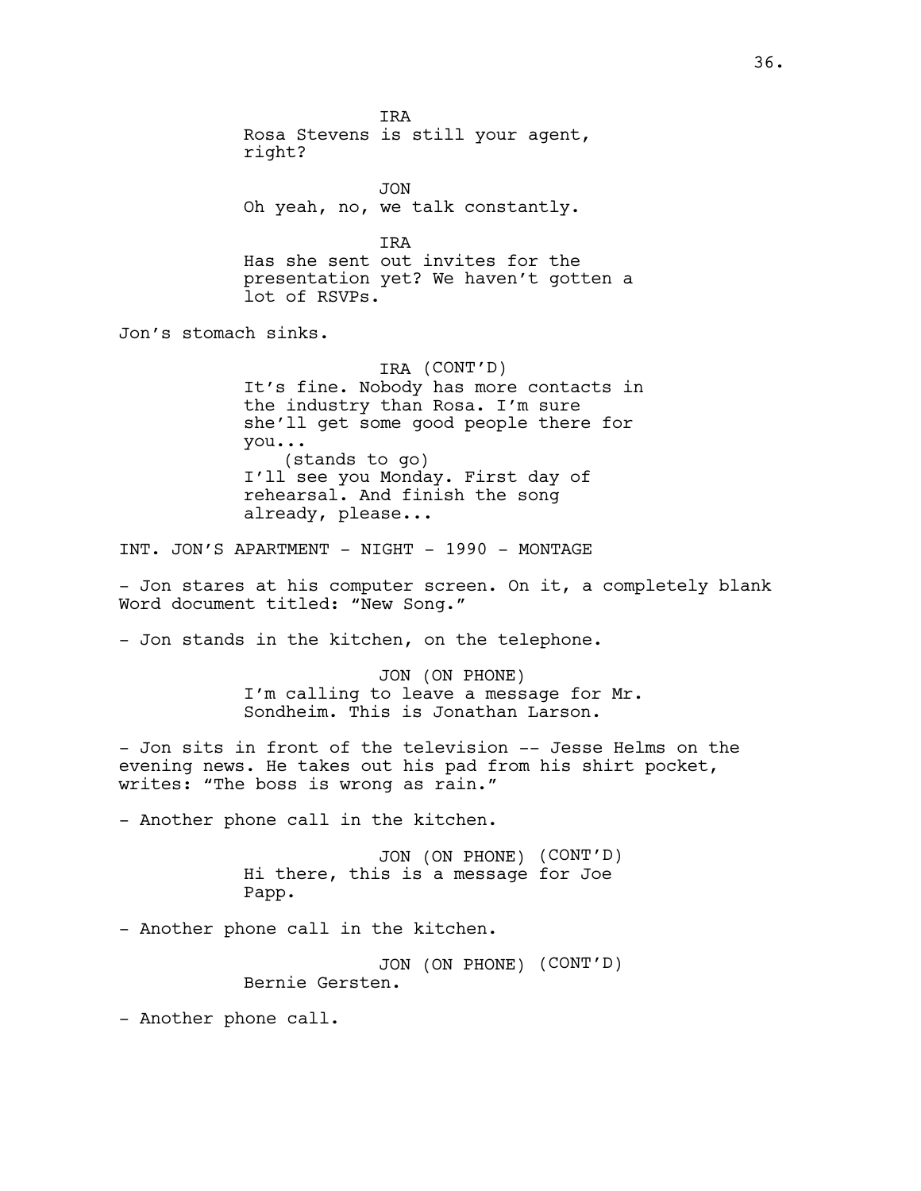IRA
Rosa Stevens is still your agent, right?

JON
Oh yeah, no, we talk constantly.

IRA
Has she sent out invites for the presentation yet? We haven't gotten a lot of RSVPs.

Jon's stomach sinks.

IRA (CONT'D)
It's fine. Nobody has more contacts in the industry than Rosa. I'm sure she'll get some good people there for you...
(stands to go)
I'll see you Monday. First day of rehearsal. And finish the song already, please...

INT. JON'S APARTMENT - NIGHT - 1990 - MONTAGE

- Jon stares at his computer screen. On it, a completely blank Word document titled: "New Song."

- Jon stands in the kitchen, on the telephone.

JON (ON PHONE)
I'm calling to leave a message for Mr. Sondheim. This is Jonathan Larson.

- Jon sits in front of the television -- Jesse Helms on the evening news. He takes out his pad from his shirt pocket, writes: "The boss is wrong as rain."

- Another phone call in the kitchen.

JON (ON PHONE) (CONT'D)
Hi there, this is a message for Joe Papp.

- Another phone call in the kitchen.

JON (ON PHONE) (CONT'D)
Bernie Gersten.

- Another phone call.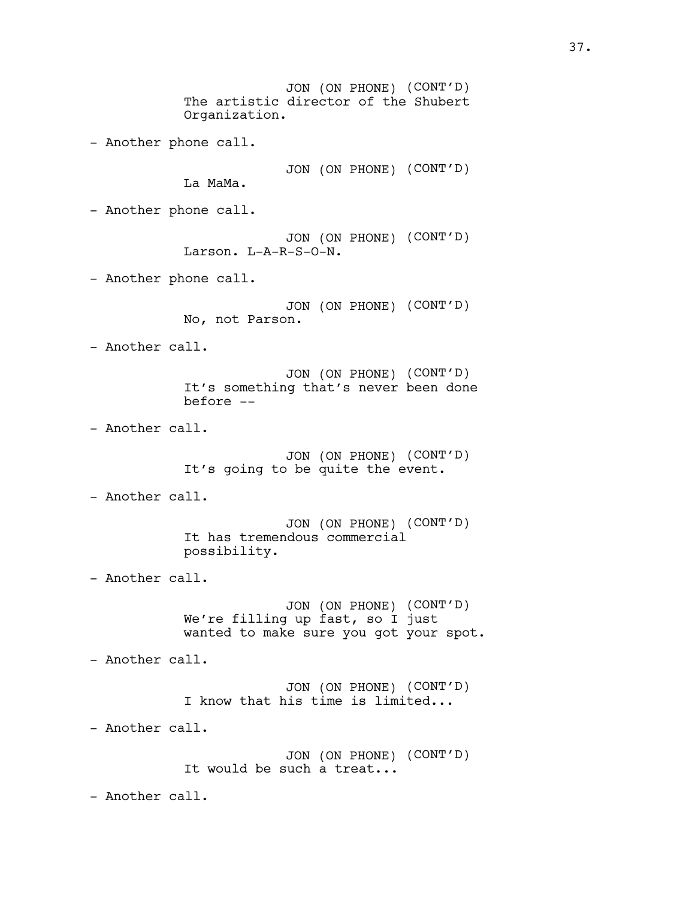JON (ON PHONE) (CONT'D)
The artistic director of the Shubert Organization.

- Another phone call.

JON (ON PHONE) (CONT'D)
La MaMa.

- Another phone call.

JON (ON PHONE) (CONT'D)
Larson. L-A-R-S-O-N.

- Another phone call.

JON (ON PHONE) (CONT'D)
No, not Parson.

- Another call.

JON (ON PHONE) (CONT'D)
It's something that's never been done before --

- Another call.

JON (ON PHONE) (CONT'D)
It's going to be quite the event.

- Another call.

JON (ON PHONE) (CONT'D)
It has tremendous commercial possibility.

- Another call.

JON (ON PHONE) (CONT'D)
We're filling up fast, so I just wanted to make sure you got your spot.

- Another call.

JON (ON PHONE) (CONT'D)
I know that his time is limited...

- Another call.

JON (ON PHONE) (CONT'D)
It would be such a treat...

- Another call.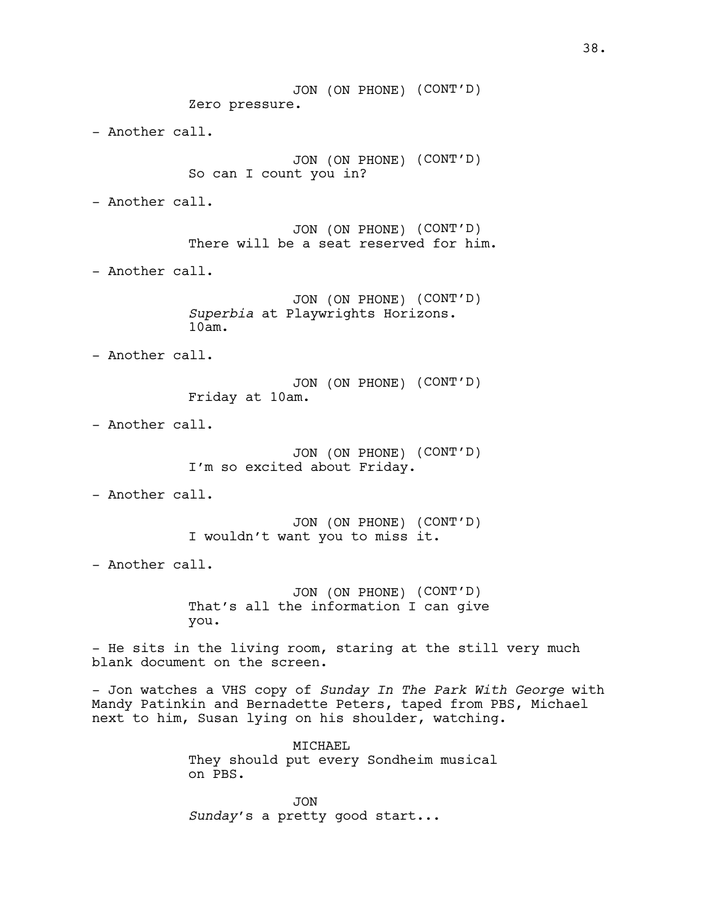JON (ON PHONE) (CONT'D)
Zero pressure.

- Another call.

JON (ON PHONE) (CONT'D)
So can I count you in?

- Another call.

JON (ON PHONE) (CONT'D)
There will be a seat reserved for him.

- Another call.

JON (ON PHONE) (CONT'D)
*Superbia* at Playwrights Horizons. 10am.

- Another call.

JON (ON PHONE) (CONT'D)
Friday at 10am.

- Another call.

JON (ON PHONE) (CONT'D)
I'm so excited about Friday.

- Another call.

JON (ON PHONE) (CONT'D)
I wouldn't want you to miss it.

- Another call.

JON (ON PHONE) (CONT'D)
That's all the information I can give you.

- He sits in the living room, staring at the still very much blank document on the screen.

- Jon watches a VHS copy of *Sunday In The Park With George* with Mandy Patinkin and Bernadette Peters, taped from PBS, Michael next to him, Susan lying on his shoulder, watching.

MICHAEL
They should put every Sondheim musical on PBS.

JON
*Sunday*'s a pretty good start...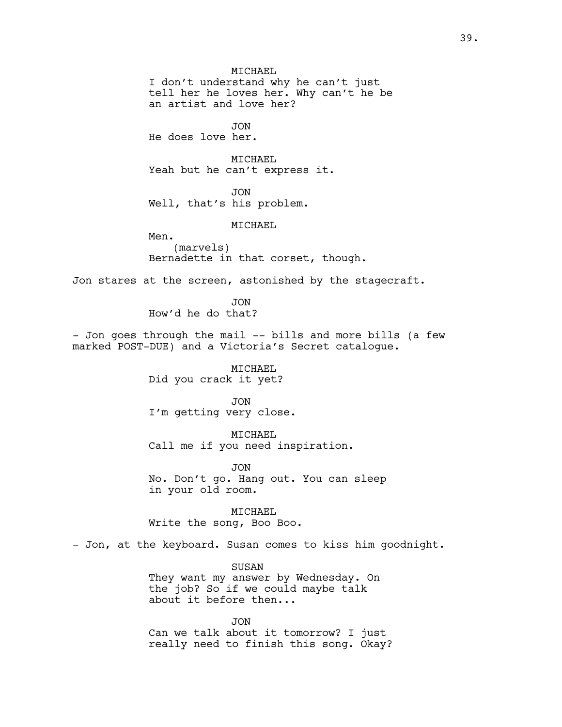MICHAEL
I don't understand why he can't just tell her he loves her. Why can't he be an artist and love her?

JON
He does love her.

MICHAEL
Yeah but he can't express it.

JON
Well, that's his problem.

MICHAEL
Men.
(marvels)
Bernadette in that corset, though.

Jon stares at the screen, astonished by the stagecraft.

JON
How'd he do that?

- Jon goes through the mail -- bills and more bills (a few marked POST-DUE) and a Victoria's Secret catalogue.

MICHAEL
Did you crack it yet?

JON
I'm getting very close.

MICHAEL
Call me if you need inspiration.

JON
No. Don't go. Hang out. You can sleep in your old room.

MICHAEL
Write the song, Boo Boo.

- Jon, at the keyboard. Susan comes to kiss him goodnight.

SUSAN
They want my answer by Wednesday. On the job? So if we could maybe talk about it before then...

JON
Can we talk about it tomorrow? I just really need to finish this song. Okay?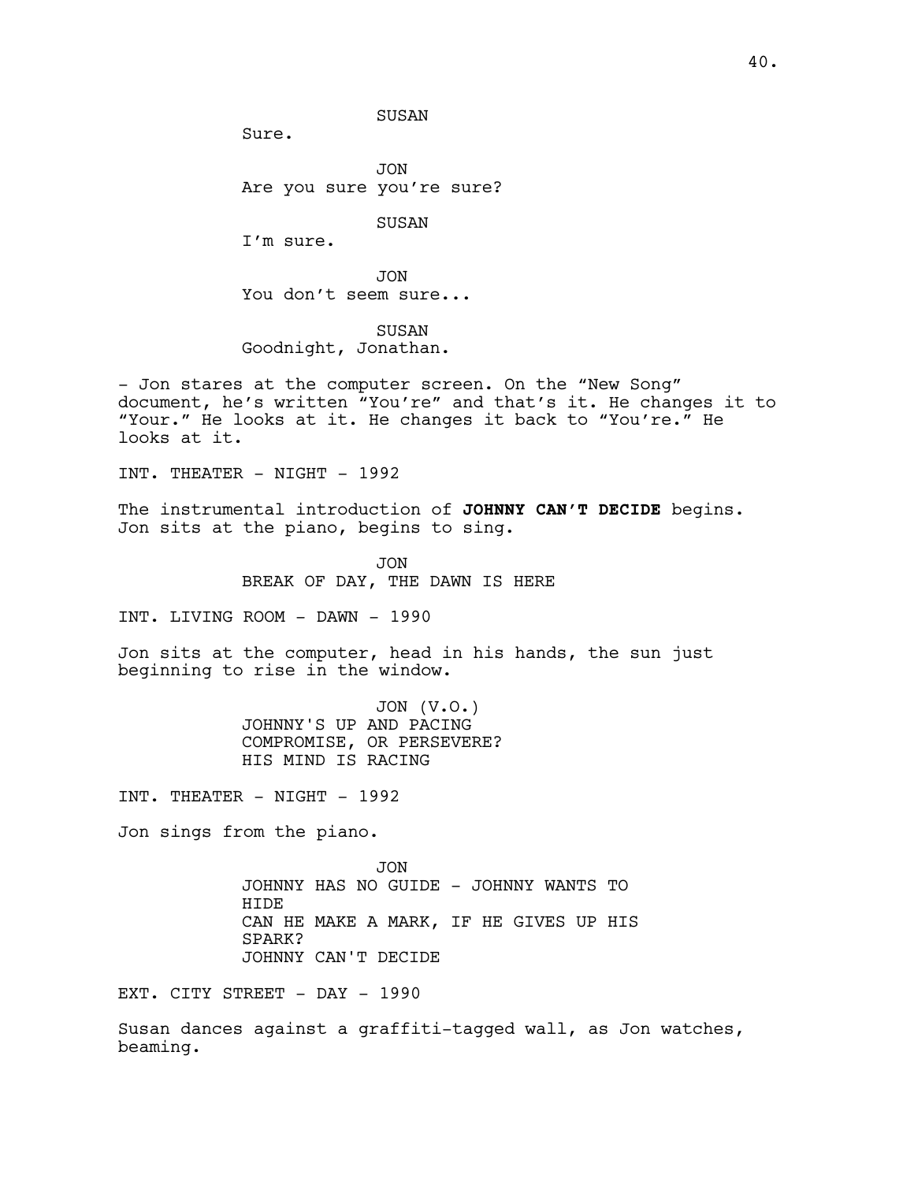SUSAN

Sure.

JON

Are you sure you're sure?

SUSAN

I'm sure.

JON

You don't seem sure...

SUSAN

Goodnight, Jonathan.

- Jon stares at the computer screen. On the "New Song" document, he's written "You're" and that's it. He changes it to "Your." He looks at it. He changes it back to "You're." He looks at it.

INT. THEATER - NIGHT - 1992

The instrumental introduction of **JOHNNY CAN'T DECIDE** begins. Jon sits at the piano, begins to sing.

JON

BREAK OF DAY, THE DAWN IS HERE

INT. LIVING ROOM - DAWN - 1990

Jon sits at the computer, head in his hands, the sun just beginning to rise in the window.

JON (V.O.)

JOHNNY'S UP AND PACING
COMPROMISE, OR PERSEVERE?
HIS MIND IS RACING

INT. THEATER - NIGHT - 1992

Jon sings from the piano.

JON

JOHNNY HAS NO GUIDE - JOHNNY WANTS TO HIDE
CAN HE MAKE A MARK, IF HE GIVES UP HIS SPARK?
JOHNNY CAN'T DECIDE

EXT. CITY STREET - DAY - 1990

Susan dances against a graffiti-tagged wall, as Jon watches, beaming.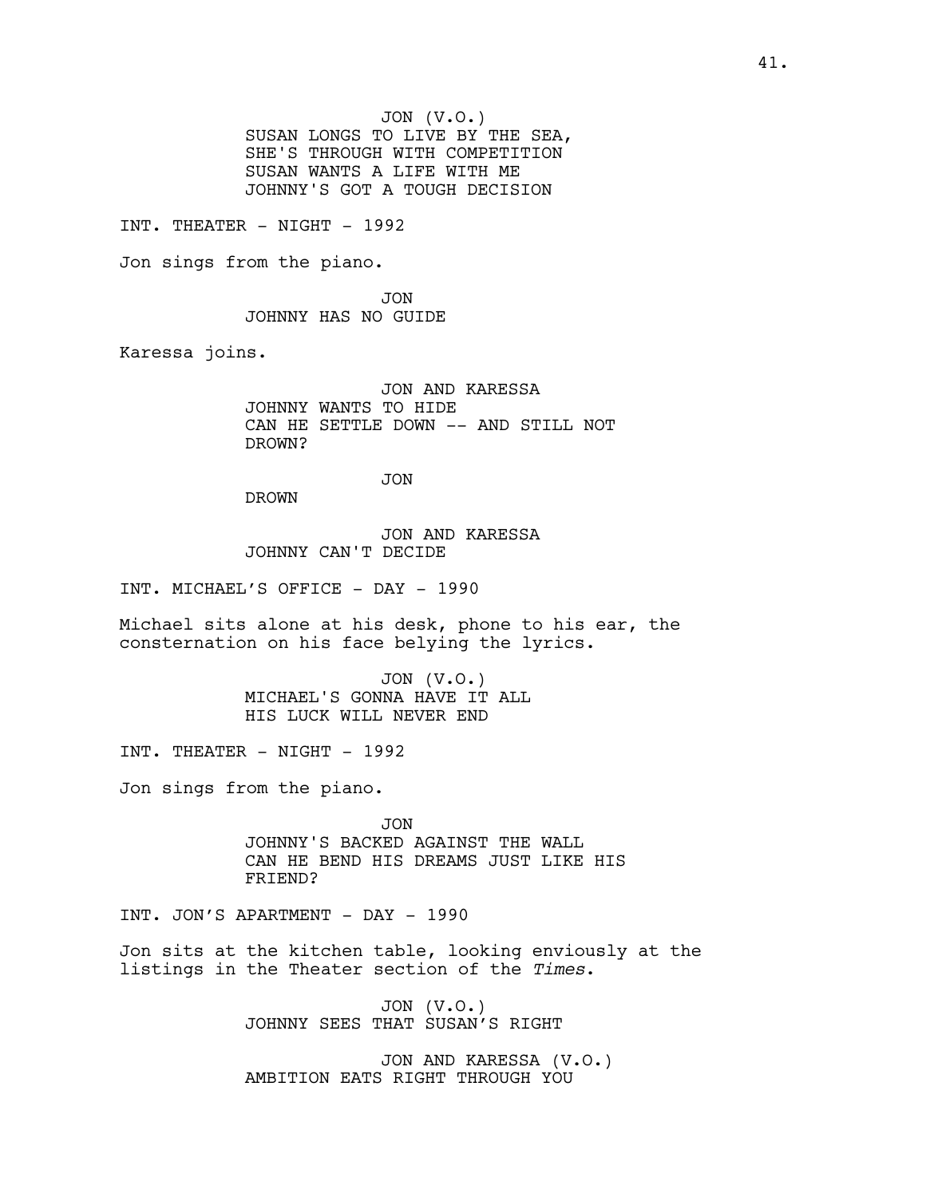JON (V.O.)
SUSAN LONGS TO LIVE BY THE SEA,
SHE'S THROUGH WITH COMPETITION
SUSAN WANTS A LIFE WITH ME
JOHNNY'S GOT A TOUGH DECISION

INT. THEATER - NIGHT - 1992

Jon sings from the piano.

JON
JOHNNY HAS NO GUIDE

Karessa joins.

JON AND KARESSA
JOHNNY WANTS TO HIDE
CAN HE SETTLE DOWN -- AND STILL NOT
DROWN?

JON
DROWN

JON AND KARESSA
JOHNNY CAN'T DECIDE

INT. MICHAEL'S OFFICE - DAY - 1990

Michael sits alone at his desk, phone to his ear, the consternation on his face belying the lyrics.

JON (V.O.)
MICHAEL'S GONNA HAVE IT ALL
HIS LUCK WILL NEVER END

INT. THEATER - NIGHT - 1992

Jon sings from the piano.

JON
JOHNNY'S BACKED AGAINST THE WALL
CAN HE BEND HIS DREAMS JUST LIKE HIS
FRIEND?

INT. JON'S APARTMENT - DAY - 1990

Jon sits at the kitchen table, looking enviously at the listings in the Theater section of the *Times*.

JON (V.O.)
JOHNNY SEES THAT SUSAN'S RIGHT

JON AND KARESSA (V.O.)
AMBITION EATS RIGHT THROUGH YOU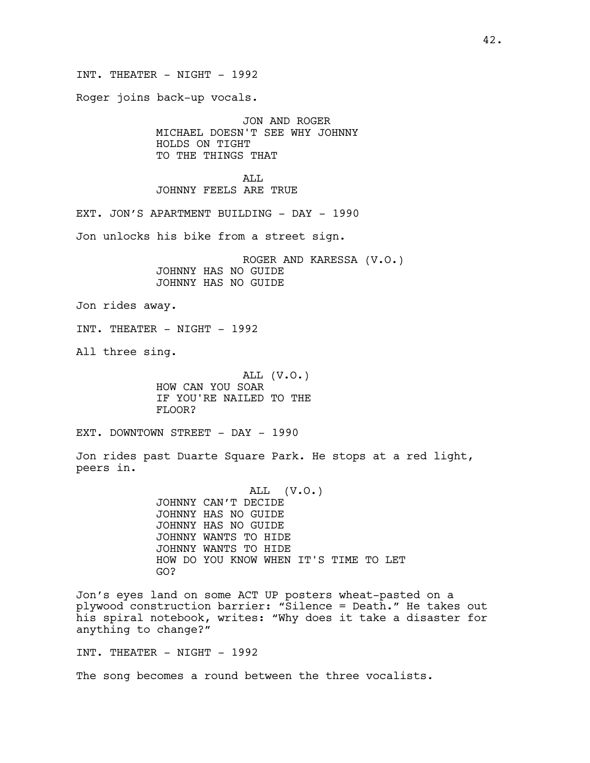INT. THEATER - NIGHT - 1992

Roger joins back-up vocals.

JON AND ROGER
MICHAEL DOESN'T SEE WHY JOHNNY
HOLDS ON TIGHT
TO THE THINGS THAT

ALL
JOHNNY FEELS ARE TRUE

EXT. JON'S APARTMENT BUILDING - DAY - 1990

Jon unlocks his bike from a street sign.

ROGER AND KARESSA (V.O.)
JOHNNY HAS NO GUIDE
JOHNNY HAS NO GUIDE

Jon rides away.

INT. THEATER - NIGHT - 1992

All three sing.

ALL (V.O.)
HOW CAN YOU SOAR
IF YOU'RE NAILED TO THE
FLOOR?

EXT. DOWNTOWN STREET - DAY - 1990

Jon rides past Duarte Square Park. He stops at a red light, peers in.

ALL (V.O.)
JOHNNY CAN'T DECIDE
JOHNNY HAS NO GUIDE
JOHNNY HAS NO GUIDE
JOHNNY WANTS TO HIDE
JOHNNY WANTS TO HIDE
HOW DO YOU KNOW WHEN IT'S TIME TO LET
GO?

Jon's eyes land on some ACT UP posters wheat-pasted on a plywood construction barrier: "Silence = Death." He takes out his spiral notebook, writes: "Why does it take a disaster for anything to change?"

INT. THEATER - NIGHT - 1992

The song becomes a round between the three vocalists.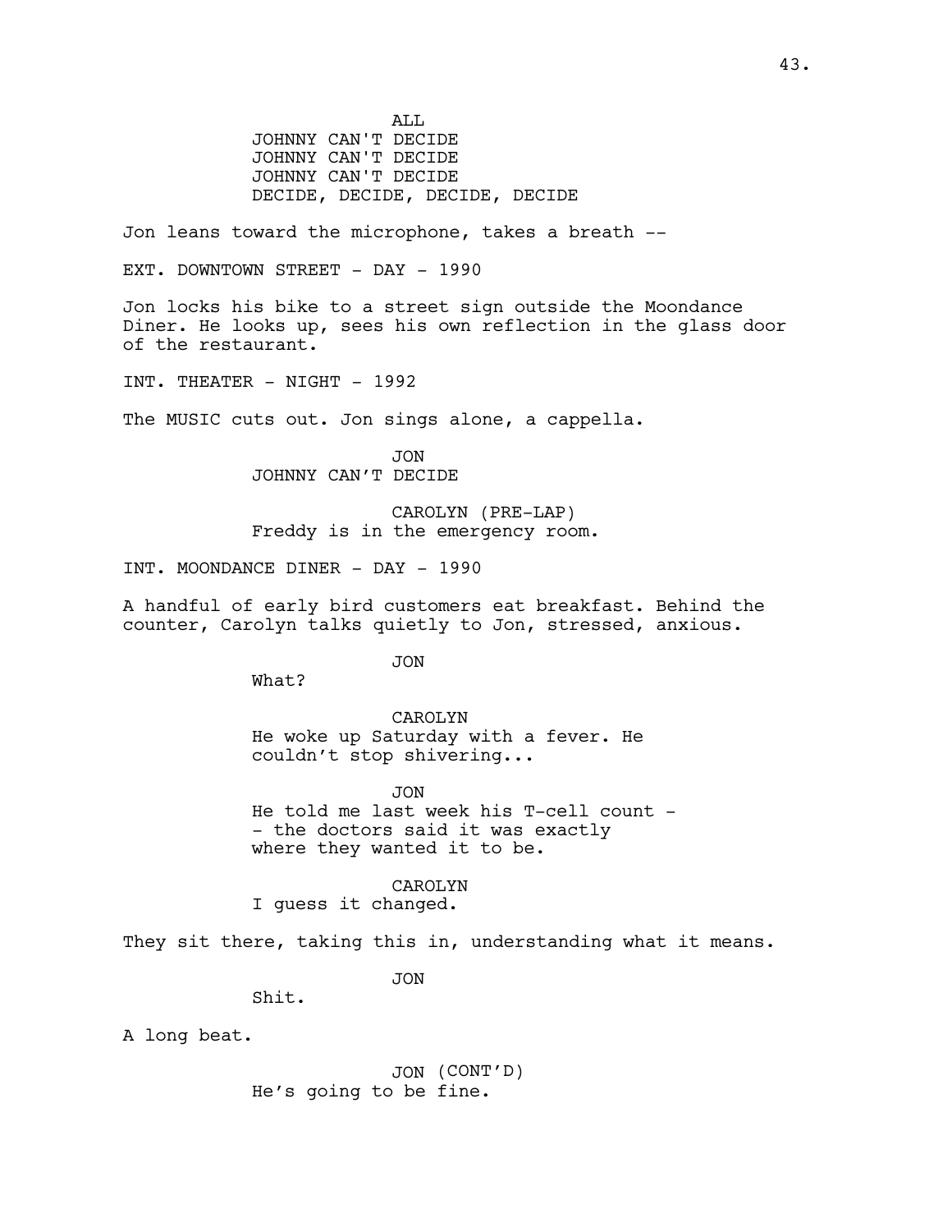ALL

JOHNNY CAN'T DECIDE
JOHNNY CAN'T DECIDE
JOHNNY CAN'T DECIDE
DECIDE, DECIDE, DECIDE, DECIDE

Jon leans toward the microphone, takes a breath --

EXT. DOWNTOWN STREET - DAY - 1990

Jon locks his bike to a street sign outside the Moondance Diner. He looks up, sees his own reflection in the glass door of the restaurant.

INT. THEATER - NIGHT - 1992

The MUSIC cuts out. Jon sings alone, a cappella.

JON

JOHNNY CAN'T DECIDE

CAROLYN (PRE-LAP)

Freddy is in the emergency room.

INT. MOONDANCE DINER - DAY - 1990

A handful of early bird customers eat breakfast. Behind the counter, Carolyn talks quietly to Jon, stressed, anxious.

JON

What?

CAROLYN

He woke up Saturday with a fever. He couldn't stop shivering...

JON

He told me last week his T-cell count -
- the doctors said it was exactly where they wanted it to be.

CAROLYN

I guess it changed.

They sit there, taking this in, understanding what it means.

JON

Shit.

A long beat.

JON (CONT'D)

He's going to be fine.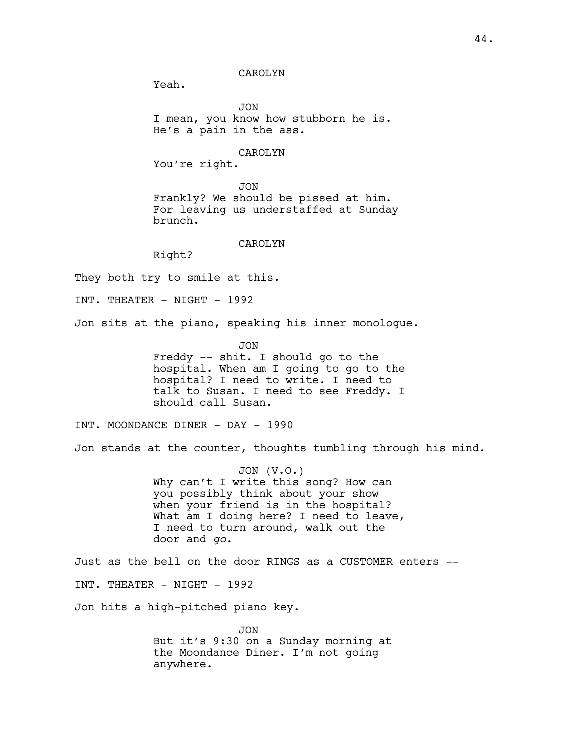CAROLYN

Yeah.

JON

I mean, you know how stubborn he is. He's a pain in the ass.

CAROLYN

You're right.

JON

Frankly? We should be pissed at him. For leaving us understaffed at Sunday brunch.

CAROLYN

Right?

They both try to smile at this.

INT. THEATER - NIGHT - 1992

Jon sits at the piano, speaking his inner monologue.

JON

Freddy -- shit. I should go to the hospital. When am I going to go to the hospital? I need to write. I need to talk to Susan. I need to see Freddy. I should call Susan.

INT. MOONDANCE DINER - DAY - 1990

Jon stands at the counter, thoughts tumbling through his mind.

JON (V.O.)

Why can't I write this song? How can you possibly think about your show when your friend is in the hospital? What am I doing here? I need to leave, I need to turn around, walk out the door and *go*.

Just as the bell on the door RINGS as a CUSTOMER enters --

INT. THEATER - NIGHT - 1992

Jon hits a high-pitched piano key.

JON

But it's 9:30 on a Sunday morning at the Moondance Diner. I'm not going anywhere.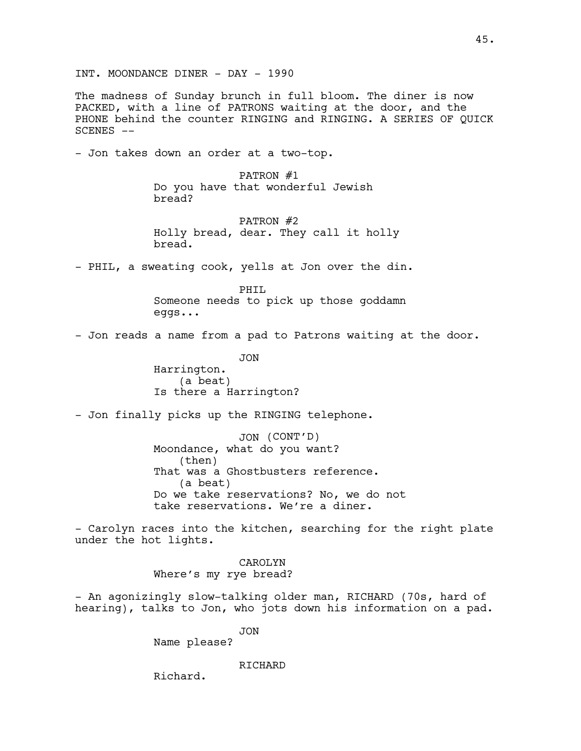INT. MOONDANCE DINER - DAY - 1990

The madness of Sunday brunch in full bloom. The diner is now PACKED, with a line of PATRONS waiting at the door, and the PHONE behind the counter RINGING and RINGING. A SERIES OF QUICK SCENES --

- Jon takes down an order at a two-top.

PATRON #1
Do you have that wonderful Jewish bread?

PATRON #2
Holly bread, dear. They call it holly bread.

- PHIL, a sweating cook, yells at Jon over the din.

PHIL
Someone needs to pick up those goddamn eggs...

- Jon reads a name from a pad to Patrons waiting at the door.

JON
Harrington.
(a beat)
Is there a Harrington?

- Jon finally picks up the RINGING telephone.

JON (CONT'D)
Moondance, what do you want?
(then)
That was a Ghostbusters reference.
(a beat)
Do we take reservations? No, we do not take reservations. We're a diner.

- Carolyn races into the kitchen, searching for the right plate under the hot lights.

CAROLYN
Where's my rye bread?

- An agonizingly slow-talking older man, RICHARD (70s, hard of hearing), talks to Jon, who jots down his information on a pad.

JON
Name please?

RICHARD
Richard.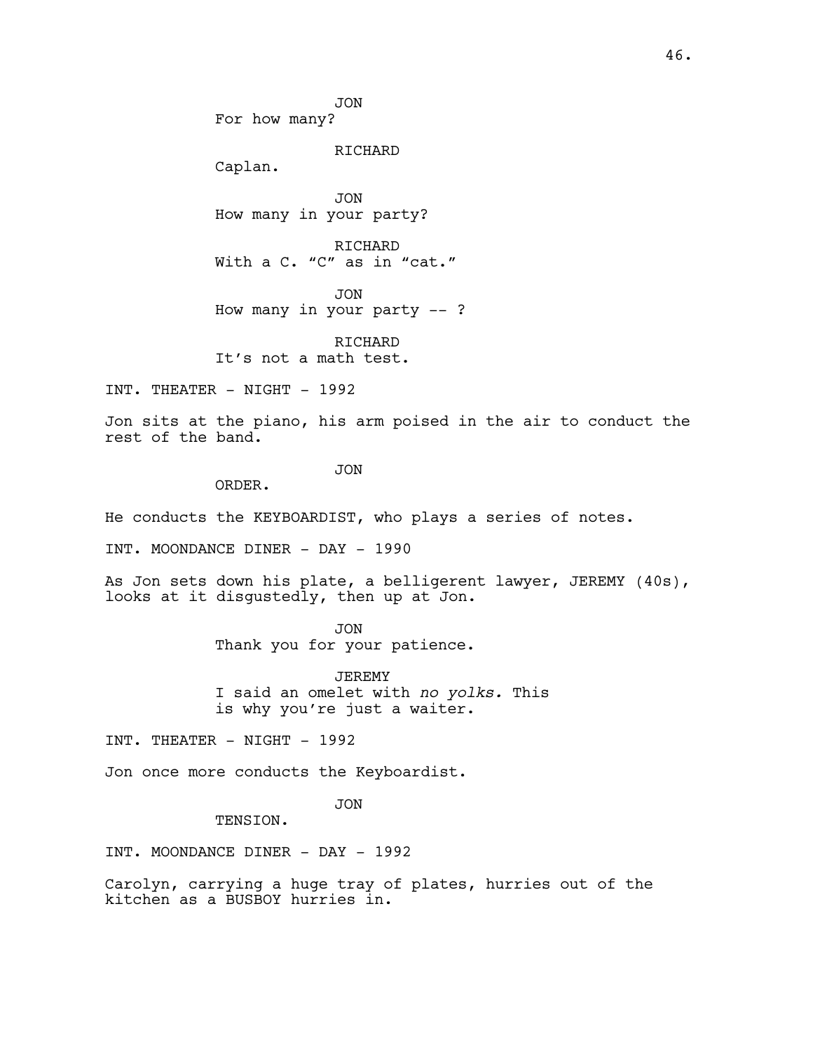JON
For how many?

RICHARD
Caplan.

JON
How many in your party?

RICHARD
With a C. "C" as in "cat."

JON
How many in your party -- ?

RICHARD
It's not a math test.

INT. THEATER - NIGHT - 1992

Jon sits at the piano, his arm poised in the air to conduct the rest of the band.

JON
ORDER.

He conducts the KEYBOARDIST, who plays a series of notes.

INT. MOONDANCE DINER - DAY - 1990

As Jon sets down his plate, a belligerent lawyer, JEREMY (40s), looks at it disgustedly, then up at Jon.

JON
Thank you for your patience.

JEREMY
I said an omelet with *no yolks.* This is why you're just a waiter.

INT. THEATER - NIGHT - 1992

Jon once more conducts the Keyboardist.

JON
TENSION.

INT. MOONDANCE DINER - DAY - 1992

Carolyn, carrying a huge tray of plates, hurries out of the kitchen as a BUSBOY hurries in.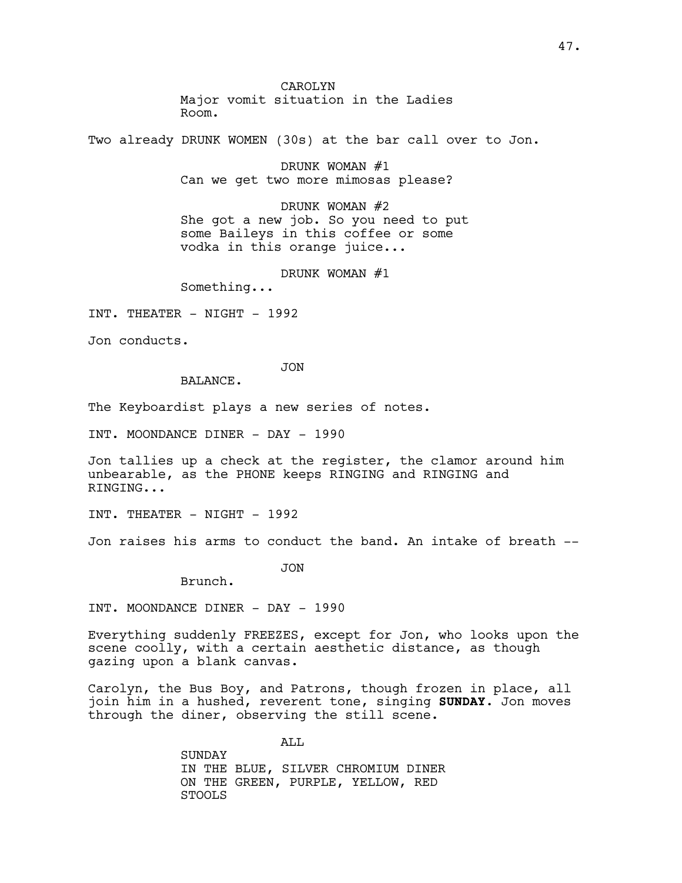CAROLYN
Major vomit situation in the Ladies Room.

Two already DRUNK WOMEN (30s) at the bar call over to Jon.

DRUNK WOMAN #1
Can we get two more mimosas please?

DRUNK WOMAN #2
She got a new job. So you need to put some Baileys in this coffee or some vodka in this orange juice...

DRUNK WOMAN #1
Something...

INT. THEATER - NIGHT - 1992

Jon conducts.

JON
BALANCE.

The Keyboardist plays a new series of notes.

INT. MOONDANCE DINER - DAY - 1990

Jon tallies up a check at the register, the clamor around him unbearable, as the PHONE keeps RINGING and RINGING and RINGING...

INT. THEATER - NIGHT - 1992

Jon raises his arms to conduct the band. An intake of breath --

JON
Brunch.

INT. MOONDANCE DINER - DAY - 1990

Everything suddenly FREEZES, except for Jon, who looks upon the scene coolly, with a certain aesthetic distance, as though gazing upon a blank canvas.

Carolyn, the Bus Boy, and Patrons, though frozen in place, all join him in a hushed, reverent tone, singing **SUNDAY.** Jon moves through the diner, observing the still scene.

ALL
SUNDAY
IN THE BLUE, SILVER CHROMIUM DINER
ON THE GREEN, PURPLE, YELLOW, RED
STOOLS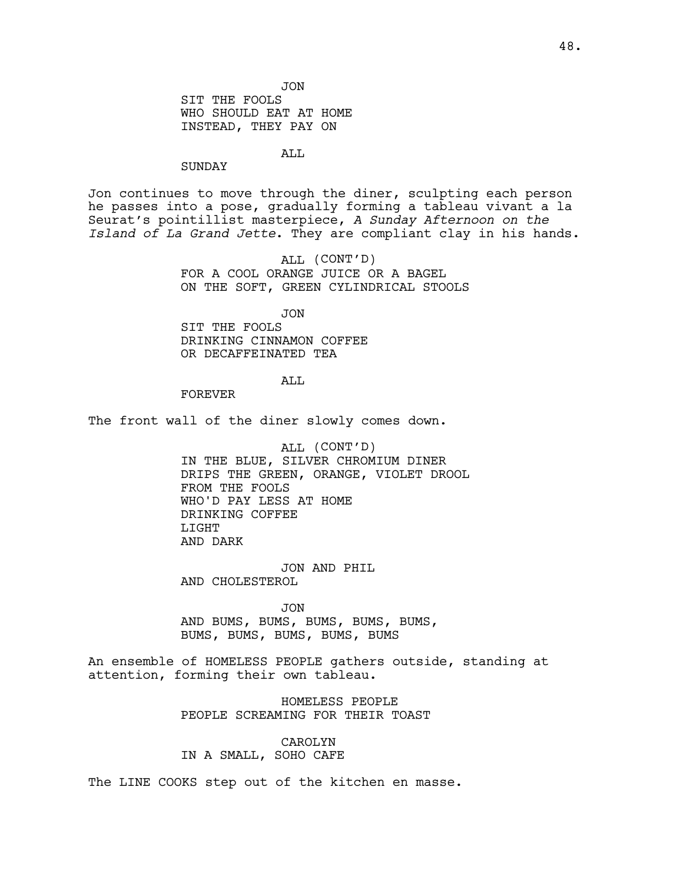JON
SIT THE FOOLS
WHO SHOULD EAT AT HOME
INSTEAD, THEY PAY ON

ALL
SUNDAY

Jon continues to move through the diner, sculpting each person he passes into a pose, gradually forming a tableau vivant a la Seurat's pointillist masterpiece, *A Sunday Afternoon on the Island of La Grand Jette*. They are compliant clay in his hands.

ALL (CONT'D)
FOR A COOL ORANGE JUICE OR A BAGEL
ON THE SOFT, GREEN CYLINDRICAL STOOLS

JON
SIT THE FOOLS
DRINKING CINNAMON COFFEE
OR DECAFFEINATED TEA

ALL
FOREVER

The front wall of the diner slowly comes down.

ALL (CONT'D)
IN THE BLUE, SILVER CHROMIUM DINER
DRIPS THE GREEN, ORANGE, VIOLET DROOL
FROM THE FOOLS
WHO'D PAY LESS AT HOME
DRINKING COFFEE
LIGHT
AND DARK

JON AND PHIL
AND CHOLESTEROL

JON
AND BUMS, BUMS, BUMS, BUMS, BUMS,
BUMS, BUMS, BUMS, BUMS, BUMS

An ensemble of HOMELESS PEOPLE gathers outside, standing at attention, forming their own tableau.

HOMELESS PEOPLE
PEOPLE SCREAMING FOR THEIR TOAST

CAROLYN
IN A SMALL, SOHO CAFE

The LINE COOKS step out of the kitchen en masse.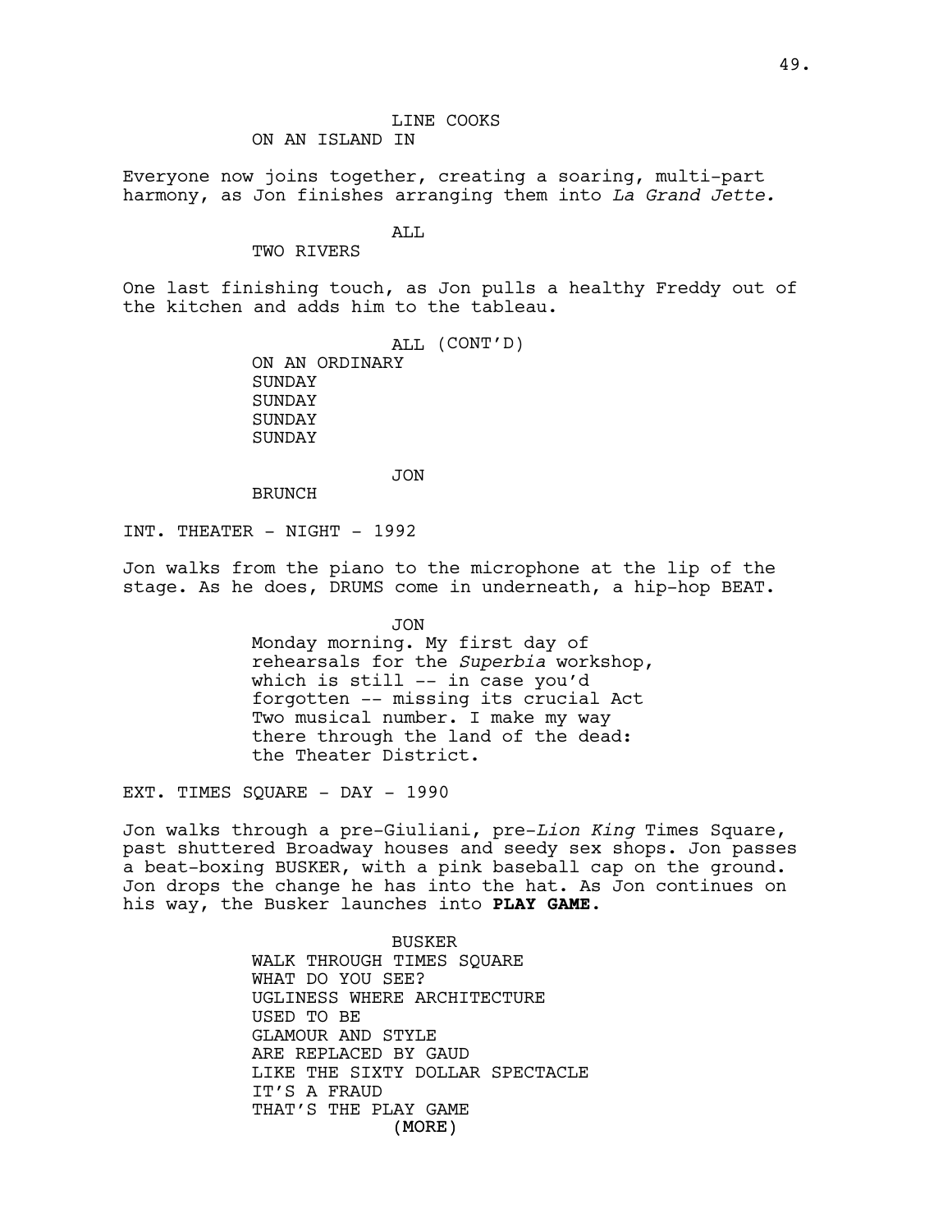LINE COOKS
ON AN ISLAND IN

Everyone now joins together, creating a soaring, multi-part harmony, as Jon finishes arranging them into *La Grand Jette.*

ALL
TWO RIVERS

One last finishing touch, as Jon pulls a healthy Freddy out of the kitchen and adds him to the tableau.

ALL (CONT'D)
ON AN ORDINARY
SUNDAY
SUNDAY
SUNDAY
SUNDAY

JON
BRUNCH

INT. THEATER - NIGHT - 1992

Jon walks from the piano to the microphone at the lip of the stage. As he does, DRUMS come in underneath, a hip-hop BEAT.

JON
Monday morning. My first day of rehearsals for the *Superbia* workshop, which is still -- in case you'd forgotten -- missing its crucial Act Two musical number. I make my way there through the land of the dead: the Theater District.

EXT. TIMES SQUARE - DAY - 1990

Jon walks through a pre-Giuliani, pre-*Lion King* Times Square, past shuttered Broadway houses and seedy sex shops. Jon passes a beat-boxing BUSKER, with a pink baseball cap on the ground. Jon drops the change he has into the hat. As Jon continues on his way, the Busker launches into **PLAY GAME**.

BUSKER
WALK THROUGH TIMES SQUARE
WHAT DO YOU SEE?
UGLINESS WHERE ARCHITECTURE
USED TO BE
GLAMOUR AND STYLE
ARE REPLACED BY GAUD
LIKE THE SIXTY DOLLAR SPECTACLE
IT'S A FRAUD
THAT'S THE PLAY GAME
(MORE)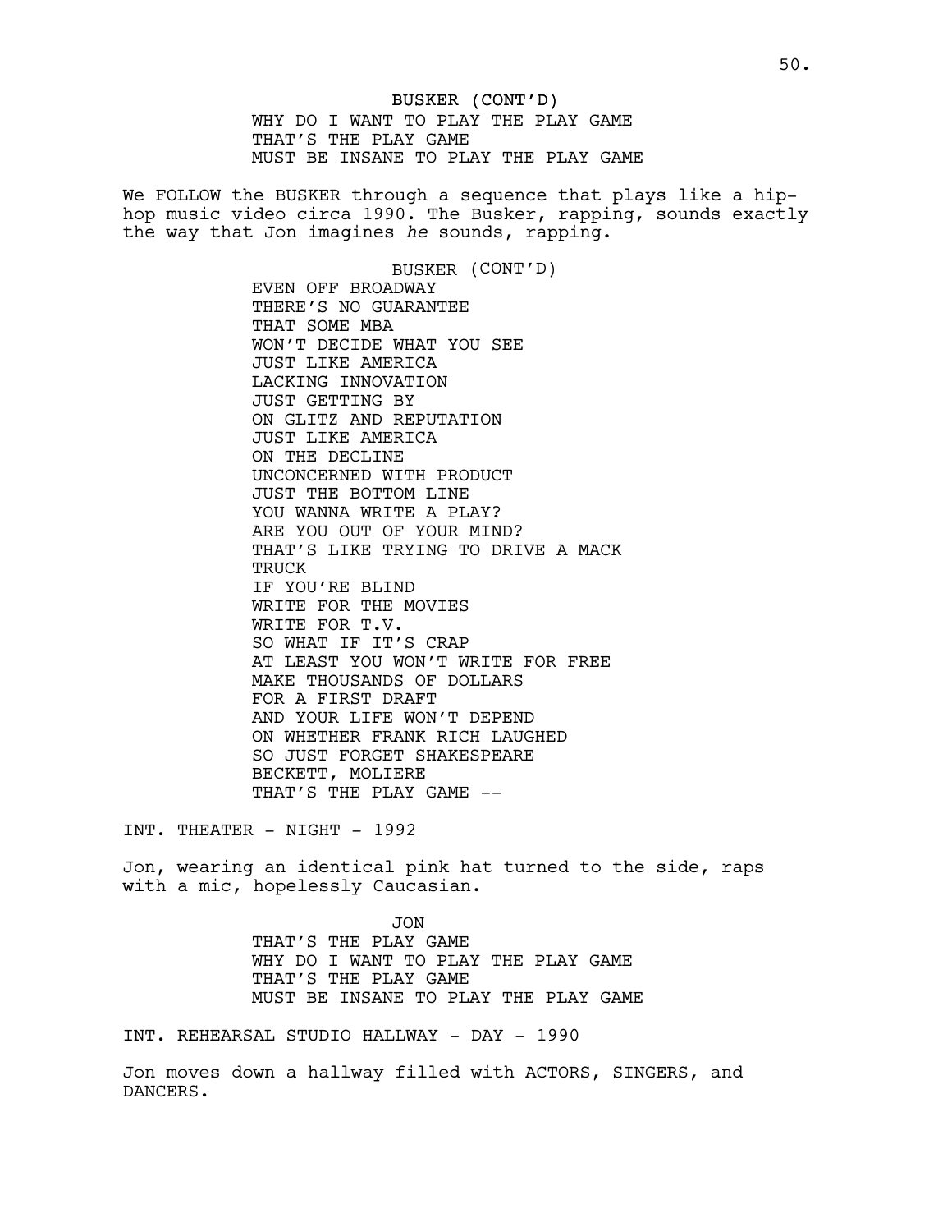BUSKER (CONT'D)
WHY DO I WANT TO PLAY THE PLAY GAME
THAT'S THE PLAY GAME
MUST BE INSANE TO PLAY THE PLAY GAME

We FOLLOW the BUSKER through a sequence that plays like a hip-hop music video circa 1990. The Busker, rapping, sounds exactly the way that Jon imagines *he* sounds, rapping.

BUSKER (CONT'D)
EVEN OFF BROADWAY
THERE'S NO GUARANTEE
THAT SOME MBA
WON'T DECIDE WHAT YOU SEE
JUST LIKE AMERICA
LACKING INNOVATION
JUST GETTING BY
ON GLITZ AND REPUTATION
JUST LIKE AMERICA
ON THE DECLINE
UNCONCERNED WITH PRODUCT
JUST THE BOTTOM LINE
YOU WANNA WRITE A PLAY?
ARE YOU OUT OF YOUR MIND?
THAT'S LIKE TRYING TO DRIVE A MACK
TRUCK
IF YOU'RE BLIND
WRITE FOR THE MOVIES
WRITE FOR T.V.
SO WHAT IF IT'S CRAP
AT LEAST YOU WON'T WRITE FOR FREE
MAKE THOUSANDS OF DOLLARS
FOR A FIRST DRAFT
AND YOUR LIFE WON'T DEPEND
ON WHETHER FRANK RICH LAUGHED
SO JUST FORGET SHAKESPEARE
BECKETT, MOLIERE
THAT'S THE PLAY GAME --

INT. THEATER - NIGHT - 1992

Jon, wearing an identical pink hat turned to the side, raps with a mic, hopelessly Caucasian.

JON
THAT'S THE PLAY GAME
WHY DO I WANT TO PLAY THE PLAY GAME
THAT'S THE PLAY GAME
MUST BE INSANE TO PLAY THE PLAY GAME

INT. REHEARSAL STUDIO HALLWAY - DAY - 1990

Jon moves down a hallway filled with ACTORS, SINGERS, and DANCERS.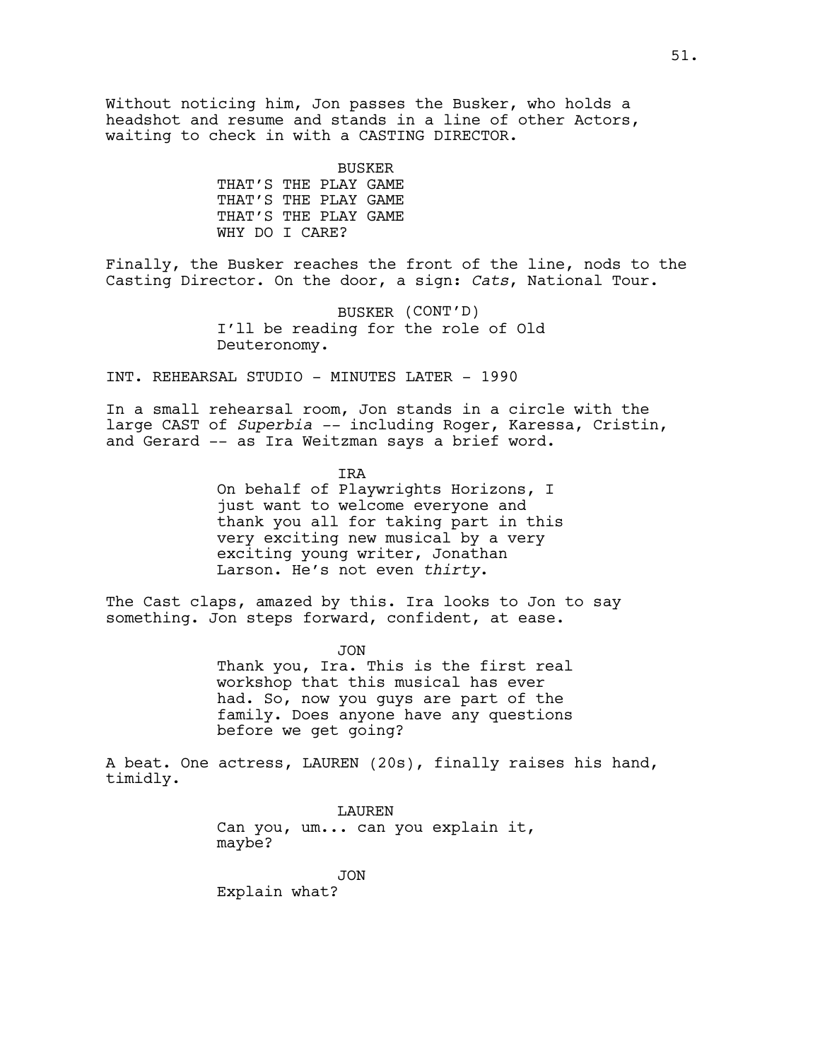Without noticing him, Jon passes the Busker, who holds a headshot and resume and stands in a line of other Actors, waiting to check in with a CASTING DIRECTOR.

BUSKER
THAT'S THE PLAY GAME
THAT'S THE PLAY GAME
THAT'S THE PLAY GAME
WHY DO I CARE?

Finally, the Busker reaches the front of the line, nods to the Casting Director. On the door, a sign: *Cats*, National Tour.

BUSKER (CONT'D)
I'll be reading for the role of Old Deuteronomy.

INT. REHEARSAL STUDIO - MINUTES LATER - 1990

In a small rehearsal room, Jon stands in a circle with the large CAST of *Superbia* -- including Roger, Karessa, Cristin, and Gerard -- as Ira Weitzman says a brief word.

IRA
On behalf of Playwrights Horizons, I just want to welcome everyone and thank you all for taking part in this very exciting new musical by a very exciting young writer, Jonathan Larson. He's not even *thirty*.

The Cast claps, amazed by this. Ira looks to Jon to say something. Jon steps forward, confident, at ease.

JON
Thank you, Ira. This is the first real workshop that this musical has ever had. So, now you guys are part of the family. Does anyone have any questions before we get going?

A beat. One actress, LAUREN (20s), finally raises his hand, timidly.

LAUREN
Can you, um... can you explain it, maybe?

JON
Explain what?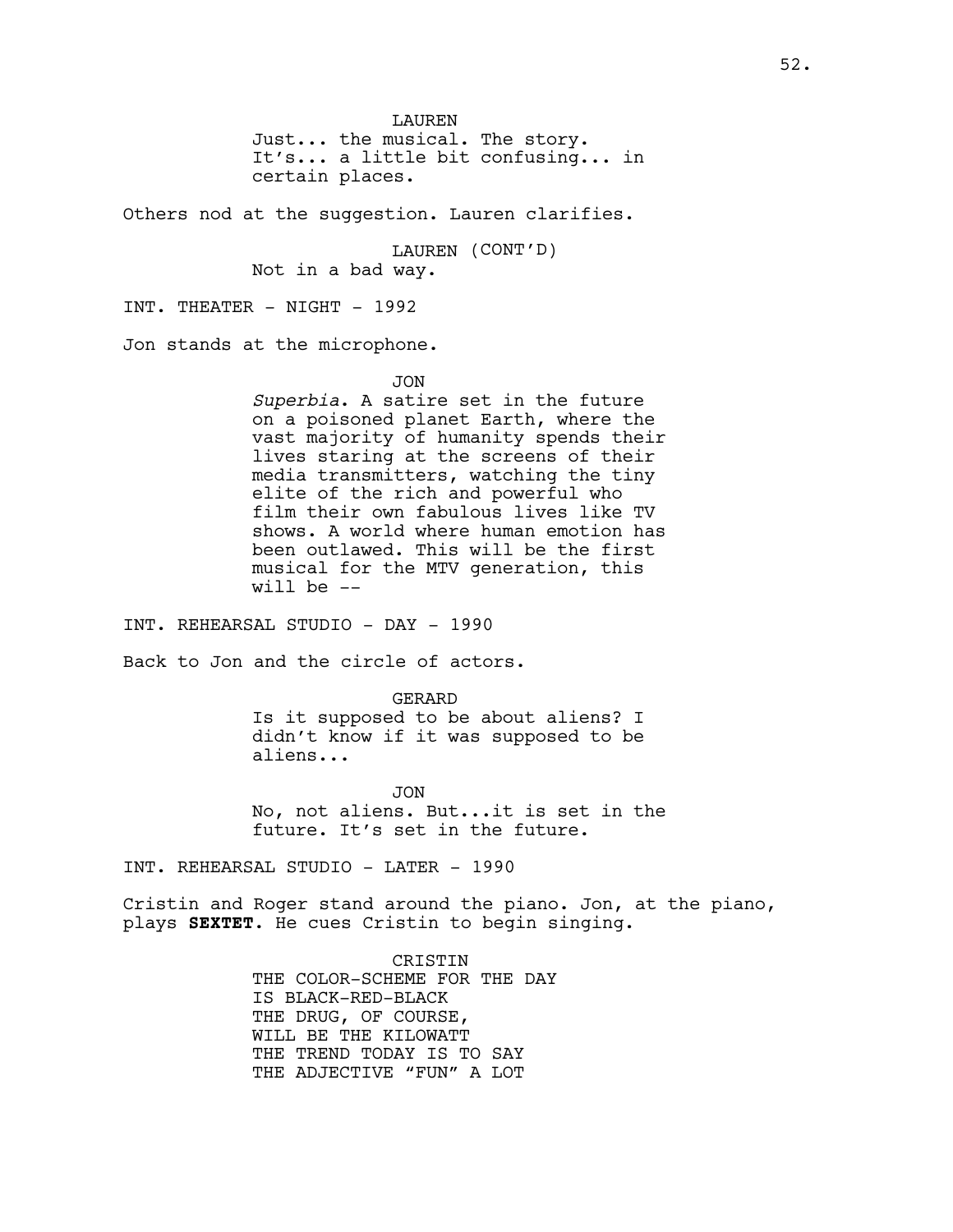LAUREN

Just... the musical. The story. It's... a little bit confusing... in certain places.

Others nod at the suggestion. Lauren clarifies.

LAUREN (CONT'D)

Not in a bad way.

INT. THEATER - NIGHT - 1992

Jon stands at the microphone.

JON

*Superbia*. A satire set in the future on a poisoned planet Earth, where the vast majority of humanity spends their lives staring at the screens of their media transmitters, watching the tiny elite of the rich and powerful who film their own fabulous lives like TV shows. A world where human emotion has been outlawed. This will be the first musical for the MTV generation, this will be --

INT. REHEARSAL STUDIO - DAY - 1990

Back to Jon and the circle of actors.

GERARD

Is it supposed to be about aliens? I didn't know if it was supposed to be aliens...

JON

No, not aliens. But...it is set in the future. It's set in the future.

INT. REHEARSAL STUDIO - LATER - 1990

Cristin and Roger stand around the piano. Jon, at the piano, plays **SEXTET**. He cues Cristin to begin singing.

CRISTIN

THE COLOR-SCHEME FOR THE DAY
IS BLACK-RED-BLACK
THE DRUG, OF COURSE,
WILL BE THE KILOWATT
THE TREND TODAY IS TO SAY
THE ADJECTIVE "FUN" A LOT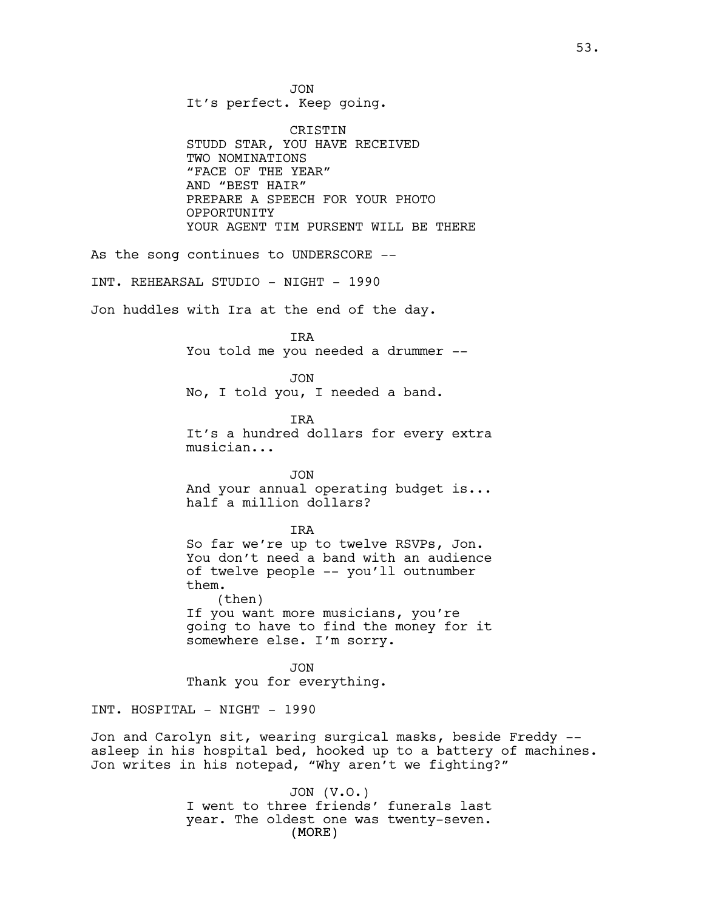JON
It's perfect. Keep going.

CRISTIN
STUDD STAR, YOU HAVE RECEIVED
TWO NOMINATIONS
"FACE OF THE YEAR"
AND "BEST HAIR"
PREPARE A SPEECH FOR YOUR PHOTO
OPPORTUNITY
YOUR AGENT TIM PURSENT WILL BE THERE

As the song continues to UNDERSCORE --

INT. REHEARSAL STUDIO - NIGHT - 1990

Jon huddles with Ira at the end of the day.

IRA
You told me you needed a drummer --

JON
No, I told you, I needed a band.

IRA
It's a hundred dollars for every extra
musician...

JON
And your annual operating budget is...
half a million dollars?

IRA
So far we're up to twelve RSVPs, Jon.
You don't need a band with an audience
of twelve people -- you'll outnumber
them.
(then)
If you want more musicians, you're
going to have to find the money for it
somewhere else. I'm sorry.

JON
Thank you for everything.

INT. HOSPITAL - NIGHT - 1990

Jon and Carolyn sit, wearing surgical masks, beside Freddy --
asleep in his hospital bed, hooked up to a battery of machines.
Jon writes in his notepad, "Why aren't we fighting?"

JON (V.O.)
I went to three friends' funerals last
year. The oldest one was twenty-seven.
(MORE)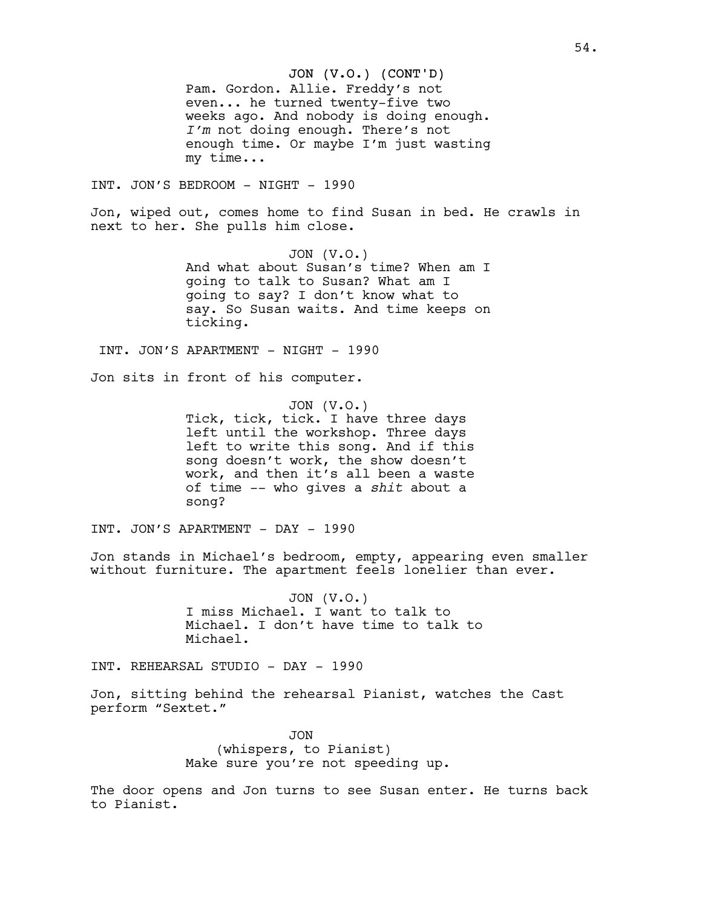JON (V.O.) (CONT'D)
Pam. Gordon. Allie. Freddy's not even... he turned twenty-five two weeks ago. And nobody is doing enough. *I'm* not doing enough. There's not enough time. Or maybe I'm just wasting my time...

INT. JON'S BEDROOM - NIGHT - 1990

Jon, wiped out, comes home to find Susan in bed. He crawls in next to her. She pulls him close.

JON (V.O.)
And what about Susan's time? When am I going to talk to Susan? What am I going to say? I don't know what to say. So Susan waits. And time keeps on ticking.

INT. JON'S APARTMENT - NIGHT - 1990

Jon sits in front of his computer.

JON (V.O.)
Tick, tick, tick. I have three days left until the workshop. Three days left to write this song. And if this song doesn't work, the show doesn't work, and then it's all been a waste of time -- who gives a *shit* about a song?

INT. JON'S APARTMENT - DAY - 1990

Jon stands in Michael's bedroom, empty, appearing even smaller without furniture. The apartment feels lonelier than ever.

JON (V.O.)
I miss Michael. I want to talk to Michael. I don't have time to talk to Michael.

INT. REHEARSAL STUDIO - DAY - 1990

Jon, sitting behind the rehearsal Pianist, watches the Cast perform "Sextet."

JON
(whispers, to Pianist)
Make sure you're not speeding up.

The door opens and Jon turns to see Susan enter. He turns back to Pianist.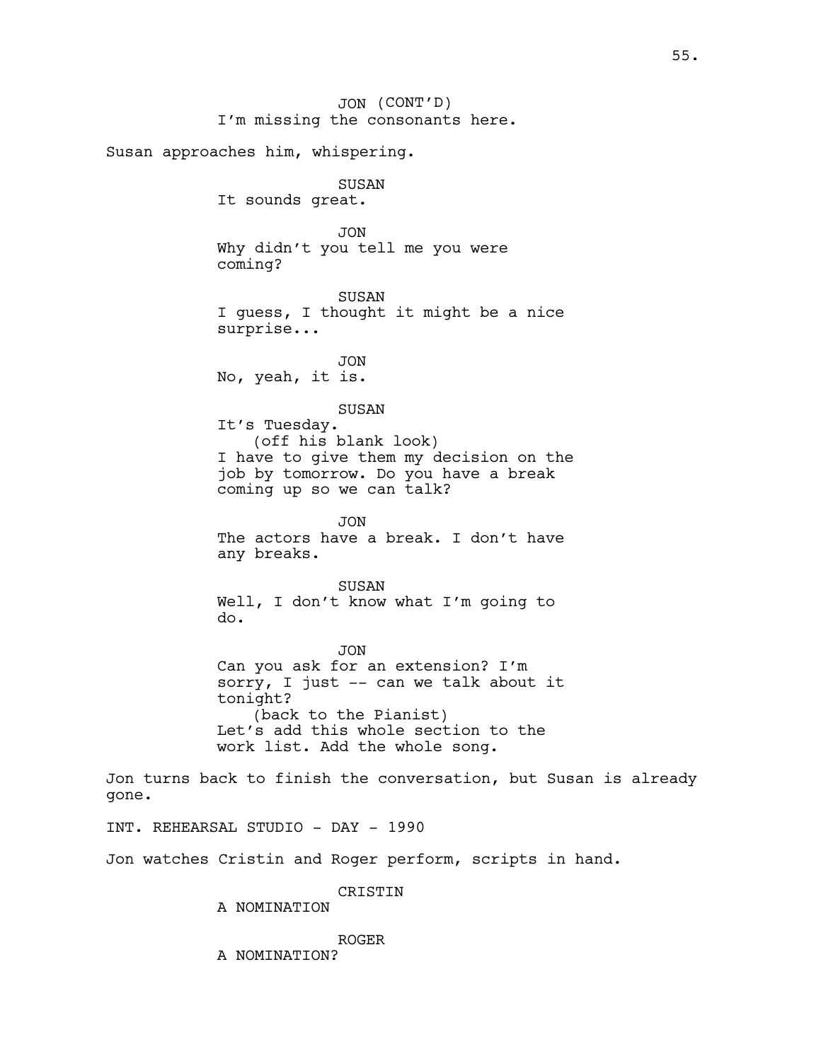JON (CONT'D)
I'm missing the consonants here.

Susan approaches him, whispering.

SUSAN
It sounds great.

JON
Why didn't you tell me you were coming?

SUSAN
I guess, I thought it might be a nice surprise...

JON
No, yeah, it is.

SUSAN
It's Tuesday.
(off his blank look)
I have to give them my decision on the job by tomorrow. Do you have a break coming up so we can talk?

JON
The actors have a break. I don't have any breaks.

SUSAN
Well, I don't know what I'm going to do.

JON
Can you ask for an extension? I'm sorry, I just -- can we talk about it tonight?
(back to the Pianist)
Let's add this whole section to the work list. Add the whole song.

Jon turns back to finish the conversation, but Susan is already gone.

INT. REHEARSAL STUDIO - DAY - 1990

Jon watches Cristin and Roger perform, scripts in hand.

CRISTIN
A NOMINATION

ROGER
A NOMINATION?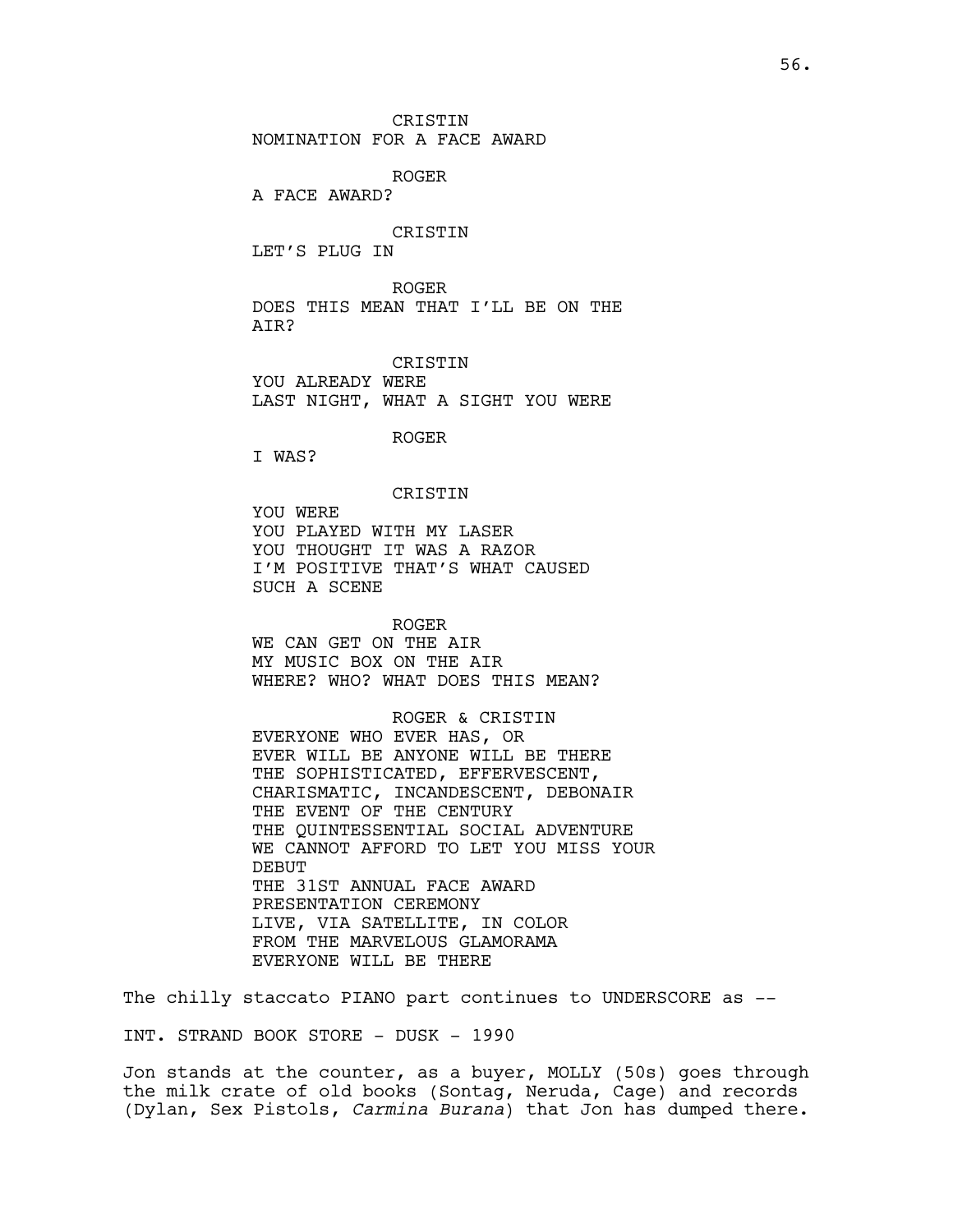CRISTIN

NOMINATION FOR A FACE AWARD

ROGER

A FACE AWARD?

CRISTIN

LET'S PLUG IN

ROGER

DOES THIS MEAN THAT I'LL BE ON THE AIR?

CRISTIN

YOU ALREADY WERE
LAST NIGHT, WHAT A SIGHT YOU WERE

ROGER

I WAS?

CRISTIN

YOU WERE
YOU PLAYED WITH MY LASER
YOU THOUGHT IT WAS A RAZOR
I'M POSITIVE THAT'S WHAT CAUSED
SUCH A SCENE

ROGER

WE CAN GET ON THE AIR
MY MUSIC BOX ON THE AIR
WHERE? WHO? WHAT DOES THIS MEAN?

ROGER & CRISTIN

EVERYONE WHO EVER HAS, OR
EVER WILL BE ANYONE WILL BE THERE
THE SOPHISTICATED, EFFERVESCENT,
CHARISMATIC, INCANDESCENT, DEBONAIR
THE EVENT OF THE CENTURY
THE QUINTESSENTIAL SOCIAL ADVENTURE
WE CANNOT AFFORD TO LET YOU MISS YOUR DEBUT
THE 31ST ANNUAL FACE AWARD
PRESENTATION CEREMONY
LIVE, VIA SATELLITE, IN COLOR
FROM THE MARVELOUS GLAMORAMA
EVERYONE WILL BE THERE

The chilly staccato PIANO part continues to UNDERSCORE as --

INT. STRAND BOOK STORE - DUSK - 1990

Jon stands at the counter, as a buyer, MOLLY (50s) goes through the milk crate of old books (Sontag, Neruda, Cage) and records (Dylan, Sex Pistols, *Carmina Burana*) that Jon has dumped there.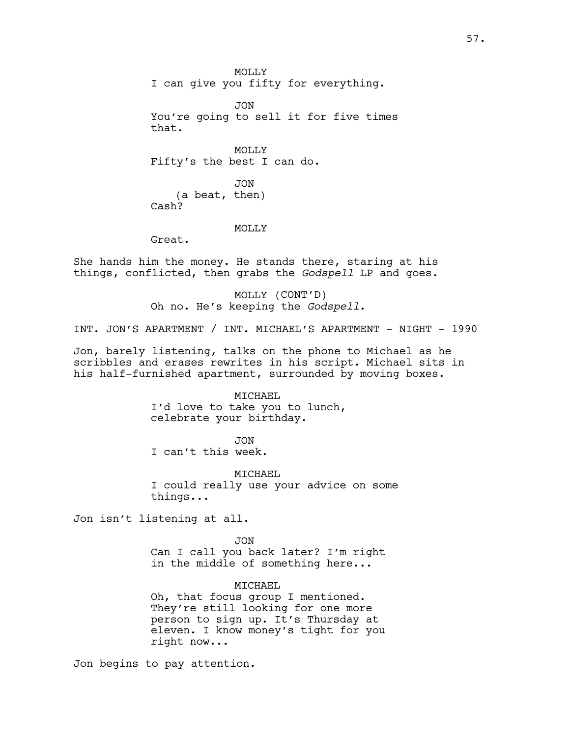MOLLY
I can give you fifty for everything.

JON
You're going to sell it for five times that.

MOLLY
Fifty's the best I can do.

JON
(a beat, then)
Cash?

MOLLY
Great.

She hands him the money. He stands there, staring at his things, conflicted, then grabs the *Godspell* LP and goes.

MOLLY (CONT'D)
Oh no. He's keeping the *Godspell*.

INT. JON'S APARTMENT / INT. MICHAEL'S APARTMENT - NIGHT - 1990

Jon, barely listening, talks on the phone to Michael as he scribbles and erases rewrites in his script. Michael sits in his half-furnished apartment, surrounded by moving boxes.

MICHAEL
I'd love to take you to lunch, celebrate your birthday.

JON
I can't this week.

MICHAEL
I could really use your advice on some things...

Jon isn't listening at all.

JON
Can I call you back later? I'm right in the middle of something here...

MICHAEL
Oh, that focus group I mentioned. They're still looking for one more person to sign up. It's Thursday at eleven. I know money's tight for you right now...

Jon begins to pay attention.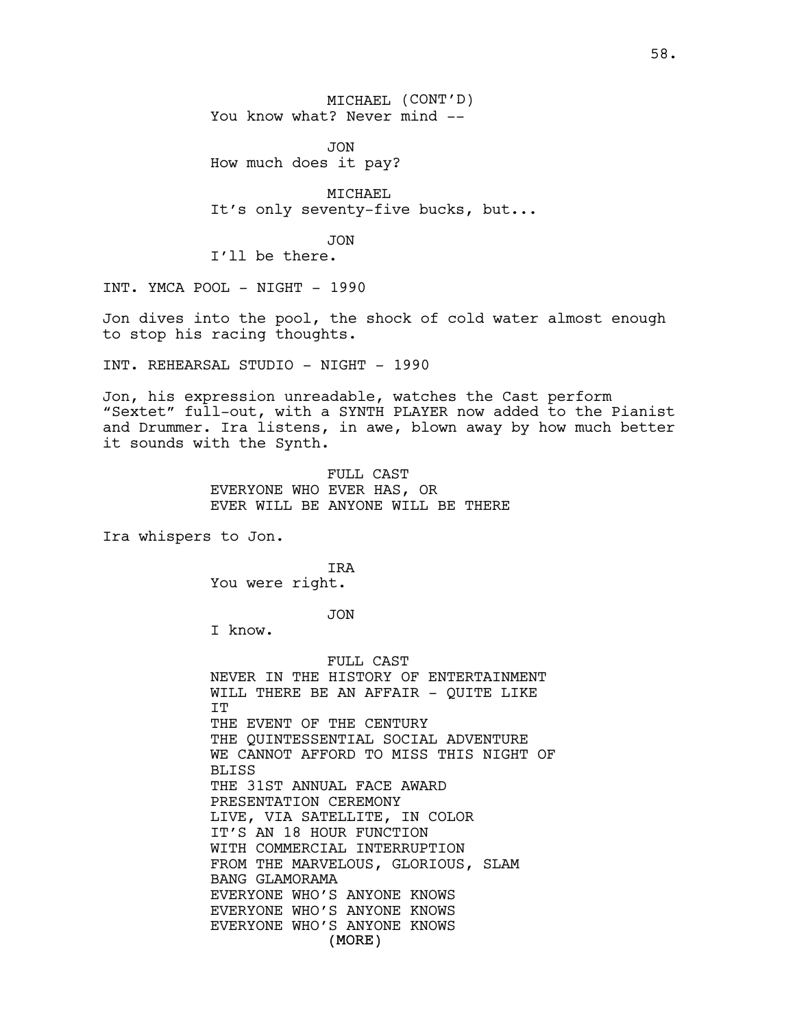MICHAEL (CONT'D)
You know what? Never mind --

JON
How much does it pay?

MICHAEL
It's only seventy-five bucks, but...

JON
I'll be there.

INT. YMCA POOL - NIGHT - 1990

Jon dives into the pool, the shock of cold water almost enough to stop his racing thoughts.

INT. REHEARSAL STUDIO - NIGHT - 1990

Jon, his expression unreadable, watches the Cast perform "Sextet" full-out, with a SYNTH PLAYER now added to the Pianist and Drummer. Ira listens, in awe, blown away by how much better it sounds with the Synth.

FULL CAST
EVERYONE WHO EVER HAS, OR
EVER WILL BE ANYONE WILL BE THERE

Ira whispers to Jon.

IRA
You were right.

JON
I know.

FULL CAST
NEVER IN THE HISTORY OF ENTERTAINMENT
WILL THERE BE AN AFFAIR - QUITE LIKE
IT
THE EVENT OF THE CENTURY
THE QUINTESSENTIAL SOCIAL ADVENTURE
WE CANNOT AFFORD TO MISS THIS NIGHT OF
BLISS
THE 31ST ANNUAL FACE AWARD
PRESENTATION CEREMONY
LIVE, VIA SATELLITE, IN COLOR
IT'S AN 18 HOUR FUNCTION
WITH COMMERCIAL INTERRUPTION
FROM THE MARVELOUS, GLORIOUS, SLAM
BANG GLAMORAMA
EVERYONE WHO'S ANYONE KNOWS
EVERYONE WHO'S ANYONE KNOWS
EVERYONE WHO'S ANYONE KNOWS
(MORE)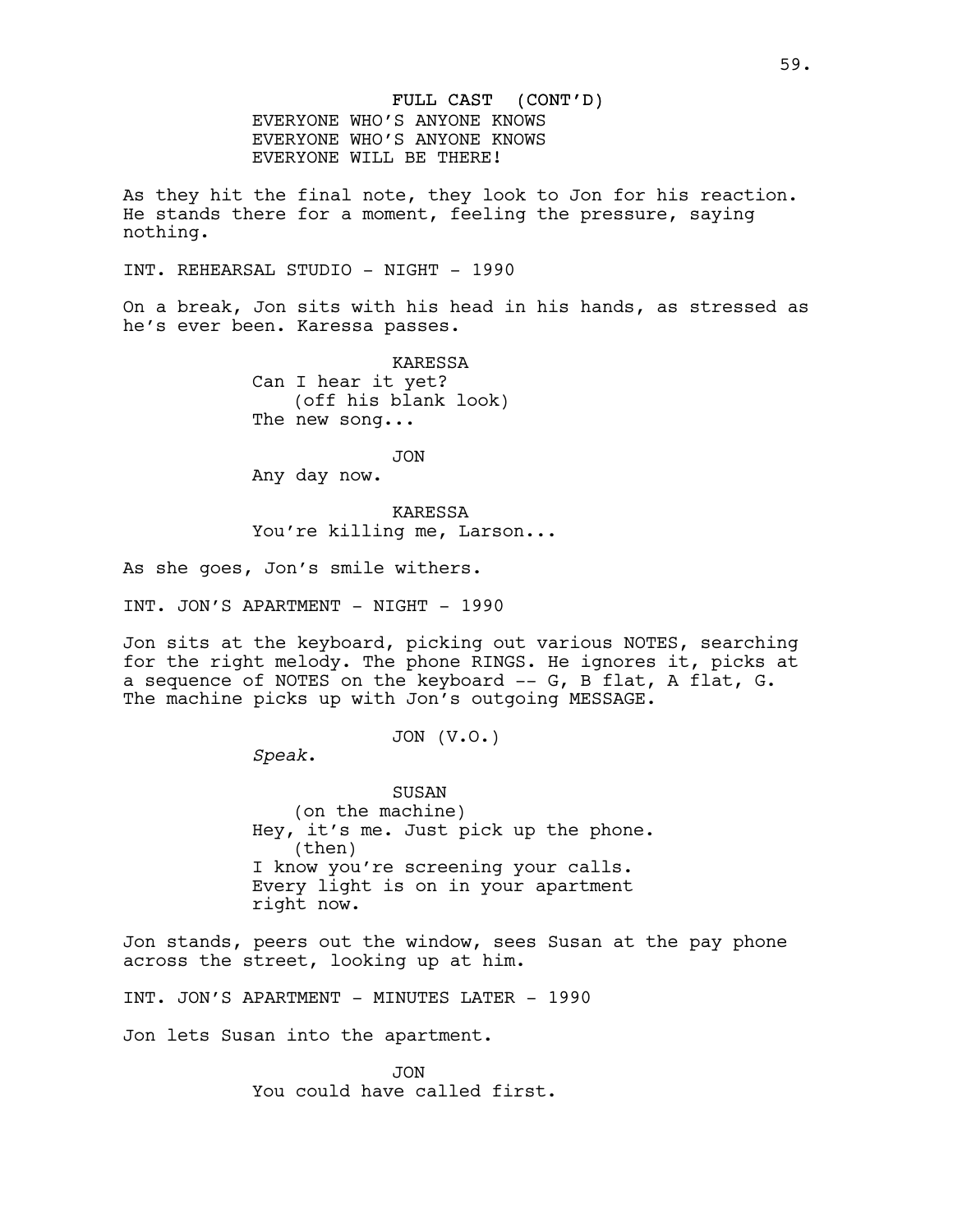FULL CAST (CONT'D)
EVERYONE WHO'S ANYONE KNOWS
EVERYONE WHO'S ANYONE KNOWS
EVERYONE WILL BE THERE!

As they hit the final note, they look to Jon for his reaction. He stands there for a moment, feeling the pressure, saying nothing.

INT. REHEARSAL STUDIO - NIGHT - 1990

On a break, Jon sits with his head in his hands, as stressed as he's ever been. Karessa passes.

KARESSA
Can I hear it yet?
(off his blank look)
The new song...

JON
Any day now.

KARESSA
You're killing me, Larson...

As she goes, Jon's smile withers.

INT. JON'S APARTMENT - NIGHT - 1990

Jon sits at the keyboard, picking out various NOTES, searching for the right melody. The phone RINGS. He ignores it, picks at a sequence of NOTES on the keyboard -- G, B flat, A flat, G. The machine picks up with Jon's outgoing MESSAGE.

JON (V.O.)
*Speak*.

SUSAN
(on the machine)
Hey, it's me. Just pick up the phone.
(then)
I know you're screening your calls. Every light is on in your apartment right now.

Jon stands, peers out the window, sees Susan at the pay phone across the street, looking up at him.

INT. JON'S APARTMENT - MINUTES LATER - 1990

Jon lets Susan into the apartment.

JON
You could have called first.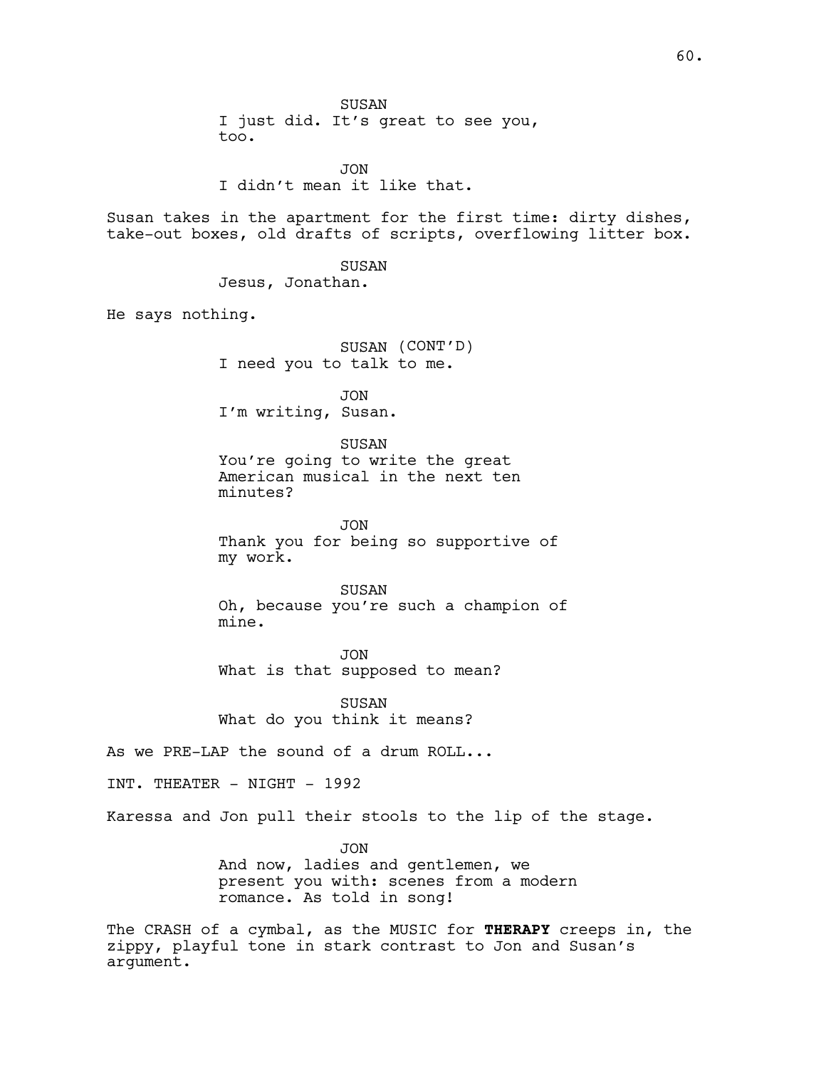SUSAN
I just did. It's great to see you, too.

JON
I didn't mean it like that.

Susan takes in the apartment for the first time: dirty dishes, take-out boxes, old drafts of scripts, overflowing litter box.

SUSAN
Jesus, Jonathan.

He says nothing.

SUSAN (CONT'D)
I need you to talk to me.

JON
I'm writing, Susan.

SUSAN
You're going to write the great American musical in the next ten minutes?

JON
Thank you for being so supportive of my work.

SUSAN
Oh, because you're such a champion of mine.

JON
What is that supposed to mean?

SUSAN
What do you think it means?

As we PRE-LAP the sound of a drum ROLL...

INT. THEATER - NIGHT - 1992

Karessa and Jon pull their stools to the lip of the stage.

JON
And now, ladies and gentlemen, we present you with: scenes from a modern romance. As told in song!

The CRASH of a cymbal, as the MUSIC for **THERAPY** creeps in, the zippy, playful tone in stark contrast to Jon and Susan's argument.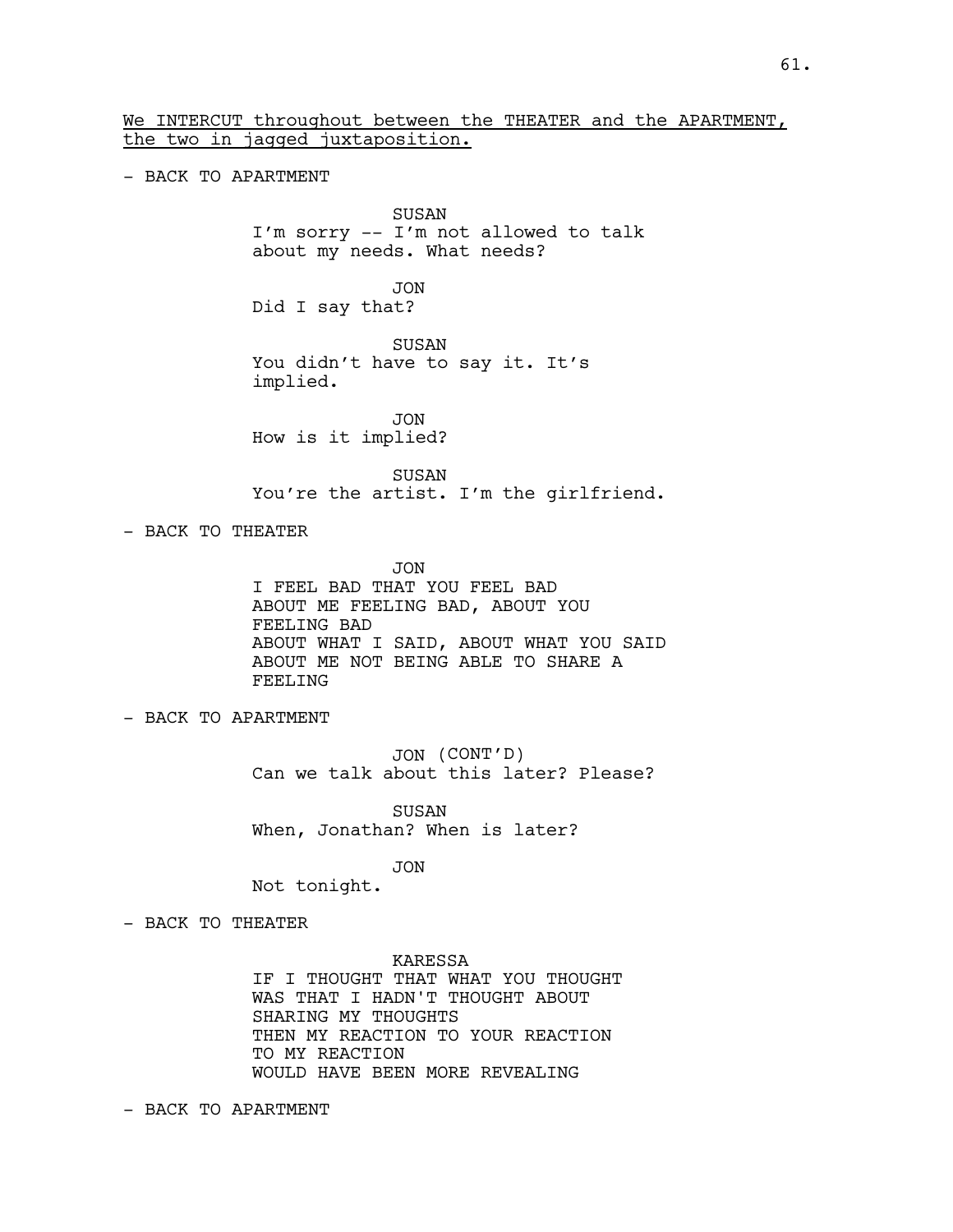<u>We INTERCUT throughout between the THEATER and the APARTMENT, the two in jagged juxtaposition.</u>

- BACK TO APARTMENT

SUSAN
I'm sorry -- I'm not allowed to talk about my needs. What needs?

JON
Did I say that?

SUSAN
You didn't have to say it. It's implied.

JON
How is it implied?

SUSAN
You're the artist. I'm the girlfriend.

- BACK TO THEATER

JON
I FEEL BAD THAT YOU FEEL BAD
ABOUT ME FEELING BAD, ABOUT YOU FEELING BAD
ABOUT WHAT I SAID, ABOUT WHAT YOU SAID
ABOUT ME NOT BEING ABLE TO SHARE A FEELING

- BACK TO APARTMENT

JON (CONT'D)
Can we talk about this later? Please?

SUSAN
When, Jonathan? When is later?

JON
Not tonight.

- BACK TO THEATER

KARESSA
IF I THOUGHT THAT WHAT YOU THOUGHT
WAS THAT I HADN'T THOUGHT ABOUT
SHARING MY THOUGHTS
THEN MY REACTION TO YOUR REACTION
TO MY REACTION
WOULD HAVE BEEN MORE REVEALING

- BACK TO APARTMENT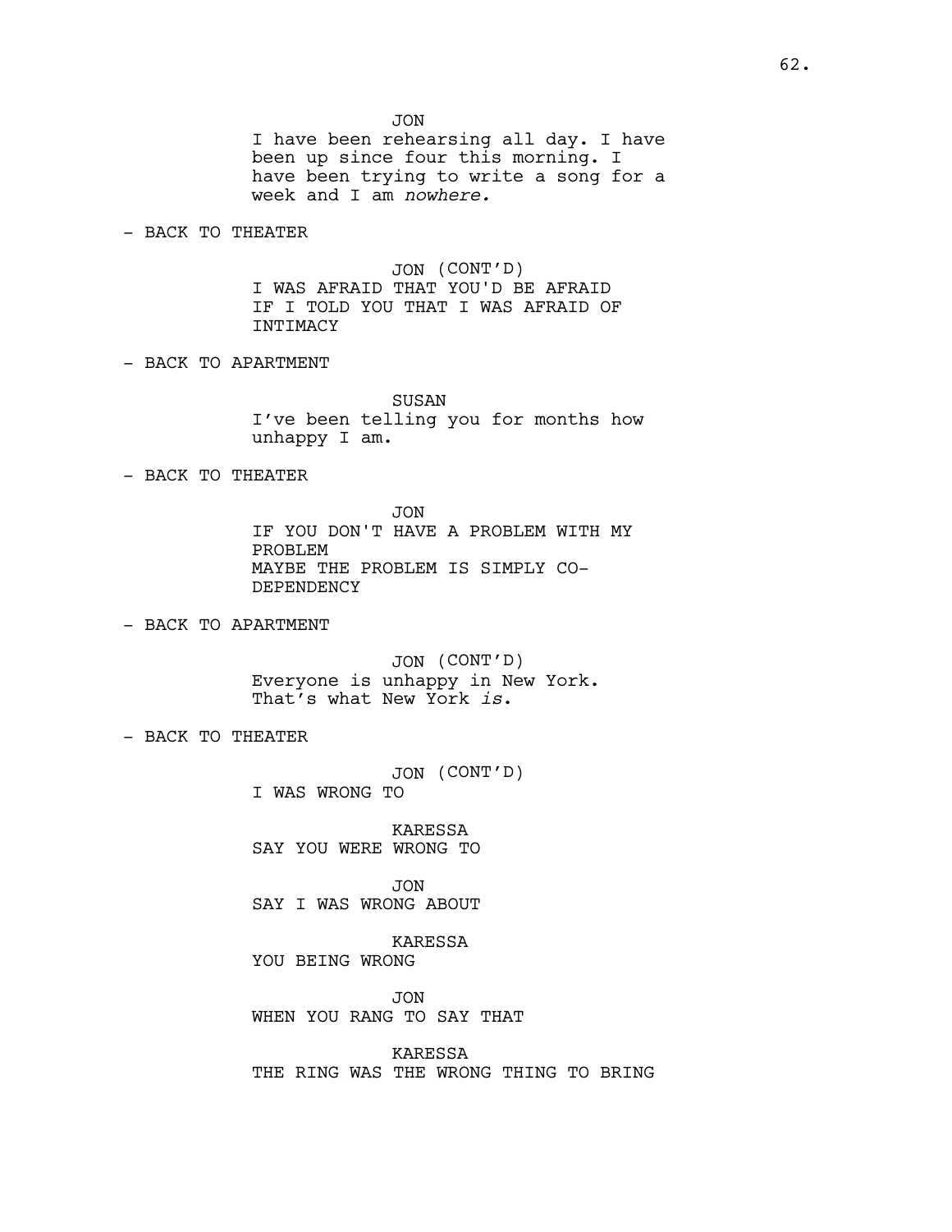JON

I have been rehearsing all day. I have been up since four this morning. I have been trying to write a song for a week and I am *nowhere.*

- BACK TO THEATER

JON (CONT'D)

I WAS AFRAID THAT YOU'D BE AFRAID IF I TOLD YOU THAT I WAS AFRAID OF INTIMACY

- BACK TO APARTMENT

SUSAN

I've been telling you for months how unhappy I am.

- BACK TO THEATER

JON

IF YOU DON'T HAVE A PROBLEM WITH MY PROBLEM
MAYBE THE PROBLEM IS SIMPLY CO-DEPENDENCY

- BACK TO APARTMENT

JON (CONT'D)

Everyone is unhappy in New York. That's what New York *is.*

- BACK TO THEATER

JON (CONT'D)

I WAS WRONG TO

KARESSA

SAY YOU WERE WRONG TO

JON

SAY I WAS WRONG ABOUT

KARESSA

YOU BEING WRONG

JON

WHEN YOU RANG TO SAY THAT

KARESSA

THE RING WAS THE WRONG THING TO BRING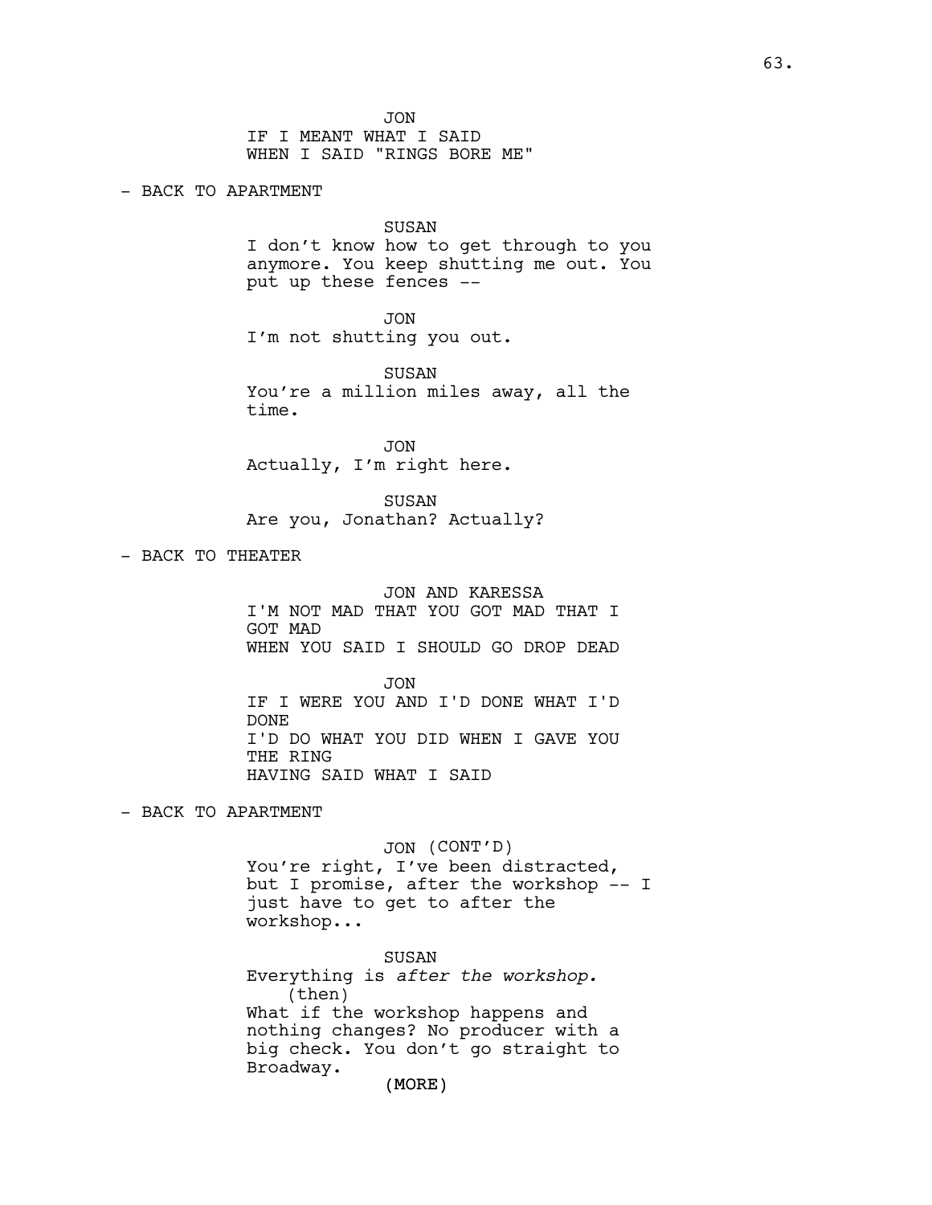JON
IF I MEANT WHAT I SAID
WHEN I SAID "RINGS BORE ME"

- BACK TO APARTMENT

SUSAN
I don't know how to get through to you anymore. You keep shutting me out. You put up these fences --

JON
I'm not shutting you out.

SUSAN
You're a million miles away, all the time.

JON
Actually, I'm right here.

SUSAN
Are you, Jonathan? Actually?

- BACK TO THEATER

JON AND KARESSA
I'M NOT MAD THAT YOU GOT MAD THAT I GOT MAD
WHEN YOU SAID I SHOULD GO DROP DEAD

JON
IF I WERE YOU AND I'D DONE WHAT I'D DONE
I'D DO WHAT YOU DID WHEN I GAVE YOU THE RING
HAVING SAID WHAT I SAID

- BACK TO APARTMENT

JON (CONT'D)
You're right, I've been distracted, but I promise, after the workshop -- I just have to get to after the workshop...

SUSAN
Everything is *after the workshop.*
(then)
What if the workshop happens and nothing changes? No producer with a big check. You don't go straight to Broadway.
(MORE)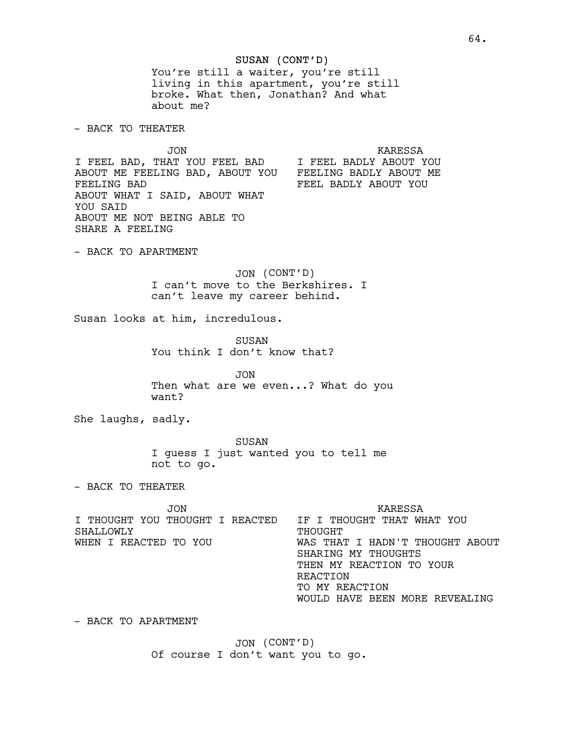SUSAN (CONT'D)
You're still a waiter, you're still living in this apartment, you're still broke. What then, Jonathan? And what about me?

- BACK TO THEATER

| JON | KARESSA |
| --- | --- |
| I FEEL BAD, THAT YOU FEEL BAD ABOUT ME FEELING BAD, ABOUT YOU FEELING BAD<br>ABOUT WHAT I SAID, ABOUT WHAT YOU SAID<br>ABOUT ME NOT BEING ABLE TO SHARE A FEELING | I FEEL BADLY ABOUT YOU FEELING BADLY ABOUT ME FEEL BADLY ABOUT YOU |

- BACK TO APARTMENT

JON (CONT'D)
I can't move to the Berkshires. I can't leave my career behind.

Susan looks at him, incredulous.

SUSAN
You think I don't know that?

JON
Then what are we even...? What do you want?

She laughs, sadly.

SUSAN
I guess I just wanted you to tell me not to go.

- BACK TO THEATER

| JON | KARESSA |
| --- | --- |
| I THOUGHT YOU THOUGHT I REACTED SHALLOWLY<br>WHEN I REACTED TO YOU | IF I THOUGHT THAT WHAT YOU THOUGHT<br>WAS THAT I HADN'T THOUGHT ABOUT SHARING MY THOUGHTS<br>THEN MY REACTION TO YOUR REACTION<br>TO MY REACTION<br>WOULD HAVE BEEN MORE REVEALING |

- BACK TO APARTMENT

JON (CONT'D)
Of course I don't want you to go.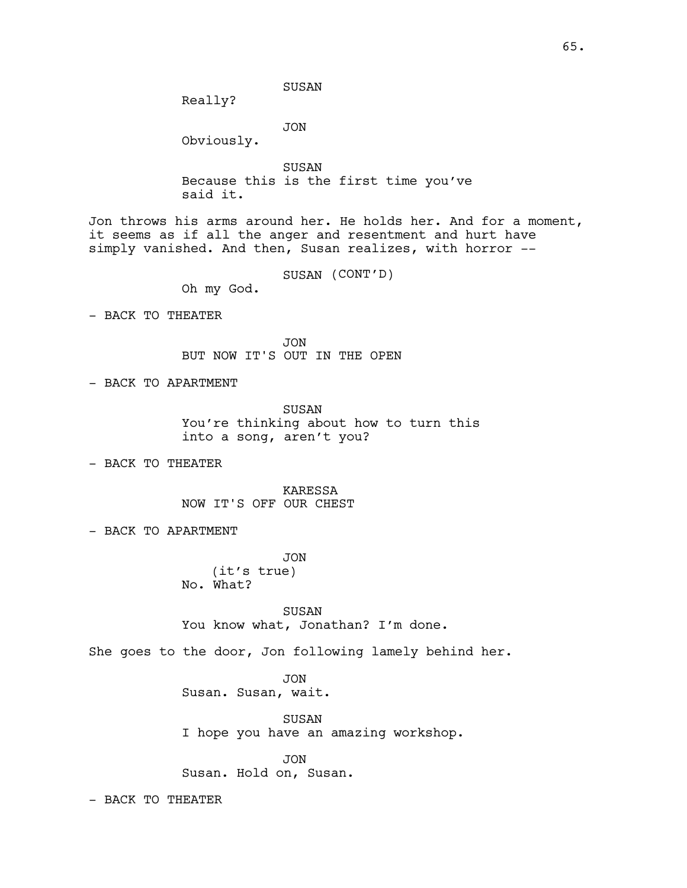SUSAN
Really?

JON
Obviously.

SUSAN
Because this is the first time you've said it.

Jon throws his arms around her. He holds her. And for a moment, it seems as if all the anger and resentment and hurt have simply vanished. And then, Susan realizes, with horror --

SUSAN (CONT'D)
Oh my God.

- BACK TO THEATER

JON
BUT NOW IT'S OUT IN THE OPEN

- BACK TO APARTMENT

SUSAN
You're thinking about how to turn this into a song, aren't you?

- BACK TO THEATER

KARESSA
NOW IT'S OFF OUR CHEST

- BACK TO APARTMENT

JON
(it's true)
No. What?

SUSAN
You know what, Jonathan? I'm done.

She goes to the door, Jon following lamely behind her.

JON
Susan. Susan, wait.

SUSAN
I hope you have an amazing workshop.

JON
Susan. Hold on, Susan.

- BACK TO THEATER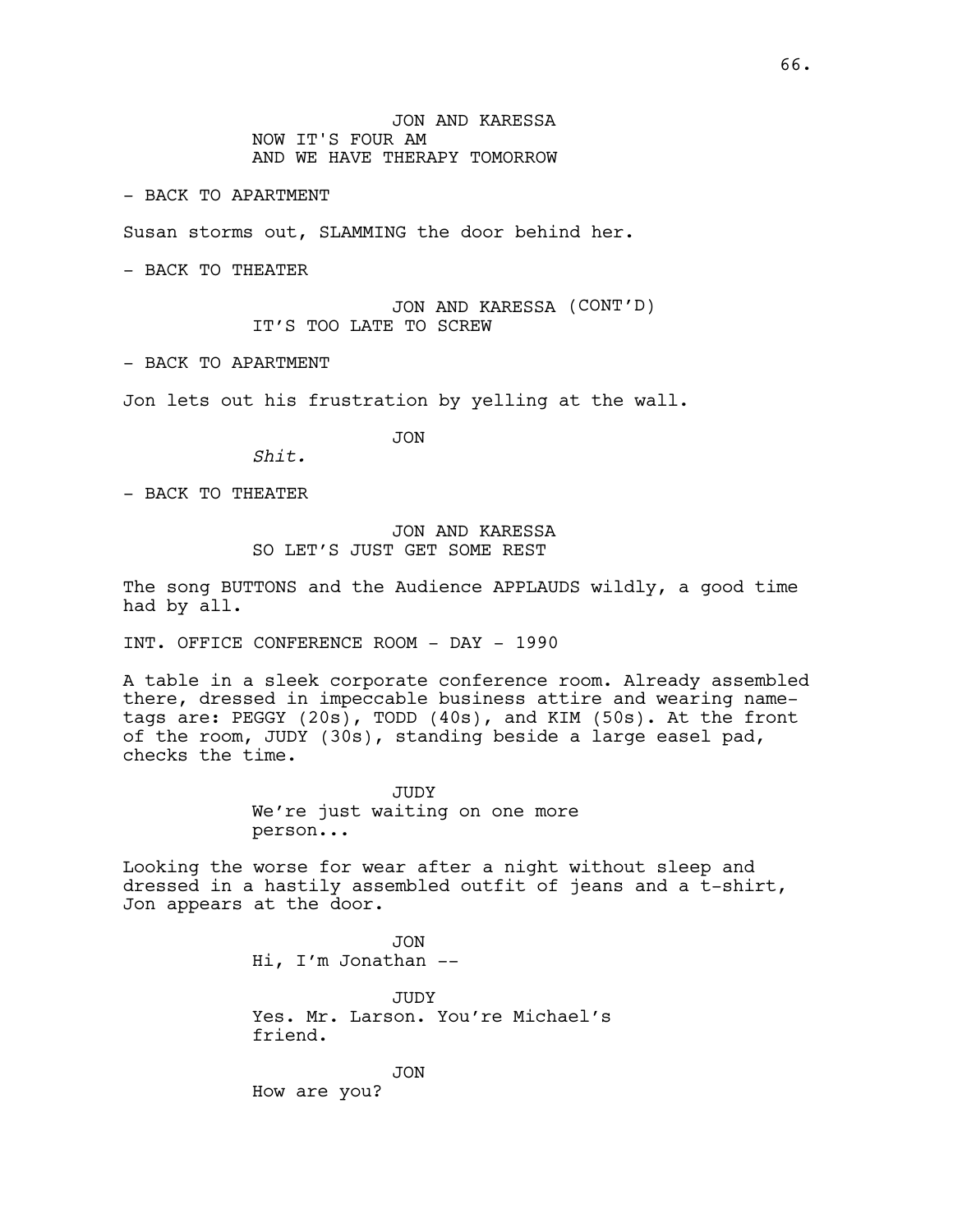JON AND KARESSA
NOW IT'S FOUR AM
AND WE HAVE THERAPY TOMORROW

- BACK TO APARTMENT

Susan storms out, SLAMMING the door behind her.

- BACK TO THEATER

JON AND KARESSA (CONT'D)
IT'S TOO LATE TO SCREW

- BACK TO APARTMENT

Jon lets out his frustration by yelling at the wall.

JON
*Shit.*

- BACK TO THEATER

JON AND KARESSA
SO LET'S JUST GET SOME REST

The song BUTTONS and the Audience APPLAUDS wildly, a good time had by all.

INT. OFFICE CONFERENCE ROOM - DAY - 1990

A table in a sleek corporate conference room. Already assembled there, dressed in impeccable business attire and wearing name-tags are: PEGGY (20s), TODD (40s), and KIM (50s). At the front of the room, JUDY (30s), standing beside a large easel pad, checks the time.

JUDY
We're just waiting on one more person...

Looking the worse for wear after a night without sleep and dressed in a hastily assembled outfit of jeans and a t-shirt, Jon appears at the door.

JON
Hi, I'm Jonathan --

JUDY
Yes. Mr. Larson. You're Michael's friend.

JON
How are you?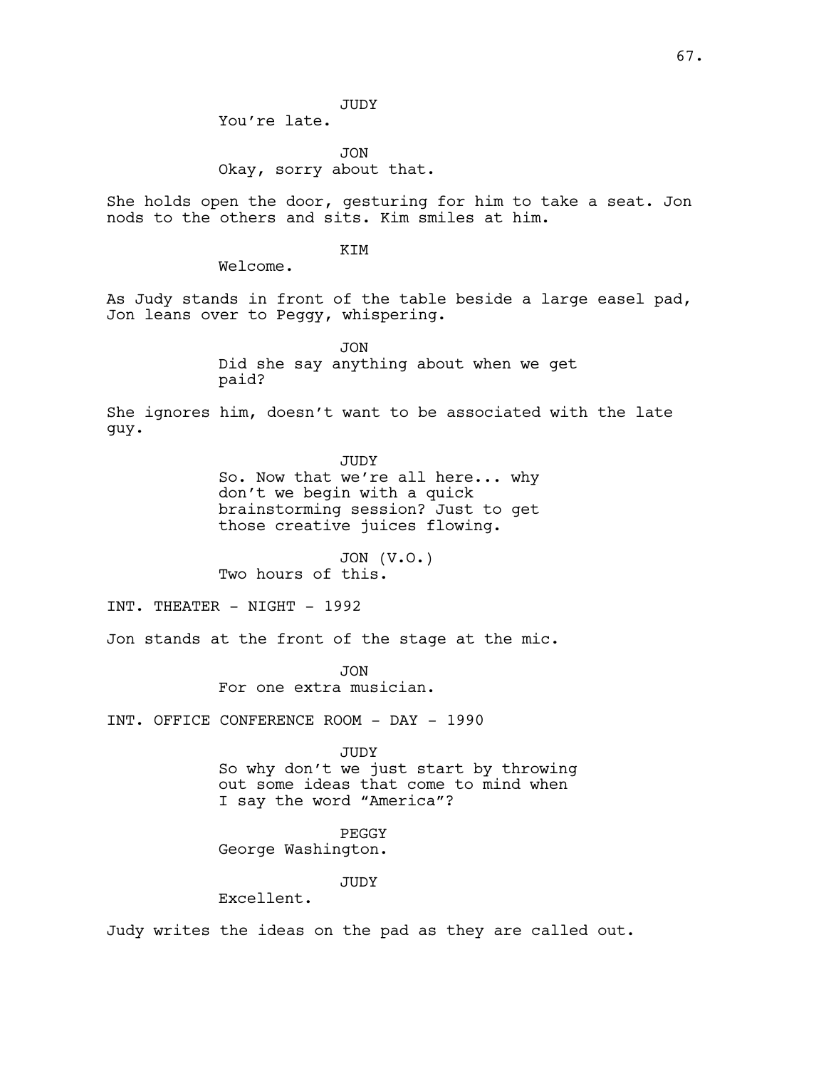JUDY
You're late.

JON
Okay, sorry about that.

She holds open the door, gesturing for him to take a seat. Jon nods to the others and sits. Kim smiles at him.

KIM
Welcome.

As Judy stands in front of the table beside a large easel pad, Jon leans over to Peggy, whispering.

JON
Did she say anything about when we get paid?

She ignores him, doesn't want to be associated with the late guy.

JUDY
So. Now that we're all here... why don't we begin with a quick brainstorming session? Just to get those creative juices flowing.

JON (V.O.)
Two hours of this.

INT. THEATER - NIGHT - 1992

Jon stands at the front of the stage at the mic.

JON
For one extra musician.

INT. OFFICE CONFERENCE ROOM - DAY - 1990

JUDY
So why don't we just start by throwing out some ideas that come to mind when I say the word "America"?

PEGGY
George Washington.

JUDY
Excellent.

Judy writes the ideas on the pad as they are called out.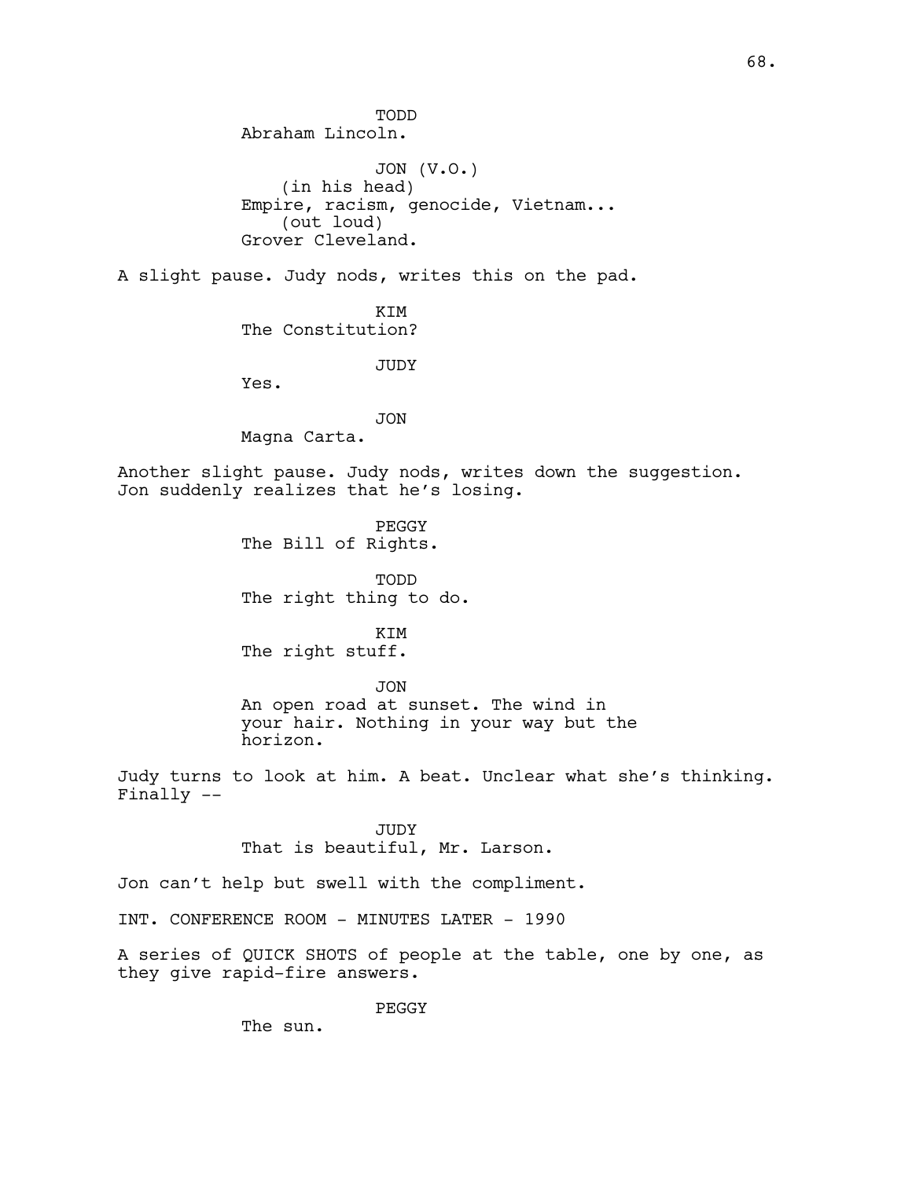TODD
Abraham Lincoln.

JON (V.O.)
(in his head)
Empire, racism, genocide, Vietnam...
(out loud)
Grover Cleveland.

A slight pause. Judy nods, writes this on the pad.

KIM
The Constitution?

JUDY
Yes.

JON
Magna Carta.

Another slight pause. Judy nods, writes down the suggestion. Jon suddenly realizes that he's losing.

PEGGY
The Bill of Rights.

TODD
The right thing to do.

KIM
The right stuff.

JON
An open road at sunset. The wind in your hair. Nothing in your way but the horizon.

Judy turns to look at him. A beat. Unclear what she's thinking. Finally --

JUDY
That is beautiful, Mr. Larson.

Jon can't help but swell with the compliment.

INT. CONFERENCE ROOM - MINUTES LATER - 1990

A series of QUICK SHOTS of people at the table, one by one, as they give rapid-fire answers.

PEGGY
The sun.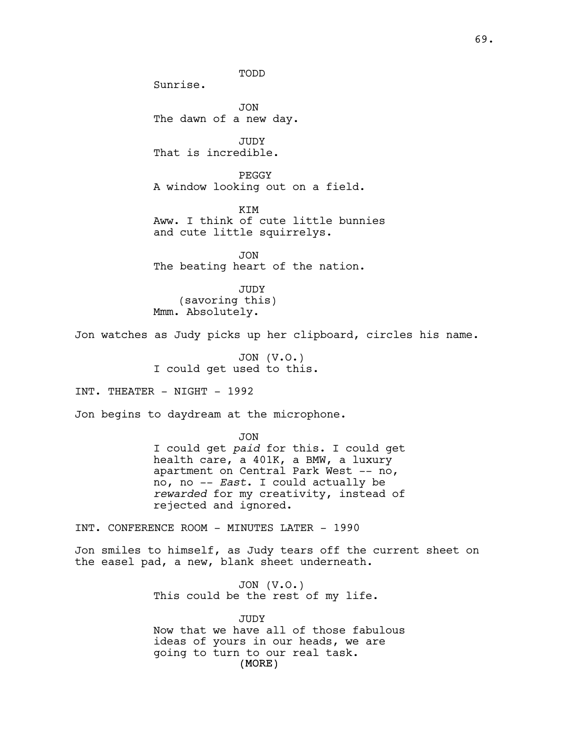TODD
Sunrise.

JON
The dawn of a new day.

JUDY
That is incredible.

PEGGY
A window looking out on a field.

KIM
Aww. I think of cute little bunnies and cute little squirrelys.

JON
The beating heart of the nation.

JUDY
(savoring this)
Mmm. Absolutely.

Jon watches as Judy picks up her clipboard, circles his name.

JON (V.O.)
I could get used to this.

INT. THEATER - NIGHT - 1992

Jon begins to daydream at the microphone.

JON
I could get *paid* for this. I could get health care, a 401K, a BMW, a luxury apartment on Central Park West -- no, no, no -- *East*. I could actually be *rewarded* for my creativity, instead of rejected and ignored.

INT. CONFERENCE ROOM - MINUTES LATER - 1990

Jon smiles to himself, as Judy tears off the current sheet on the easel pad, a new, blank sheet underneath.

JON (V.O.)
This could be the rest of my life.

JUDY
Now that we have all of those fabulous ideas of yours in our heads, we are going to turn to our real task.
(MORE)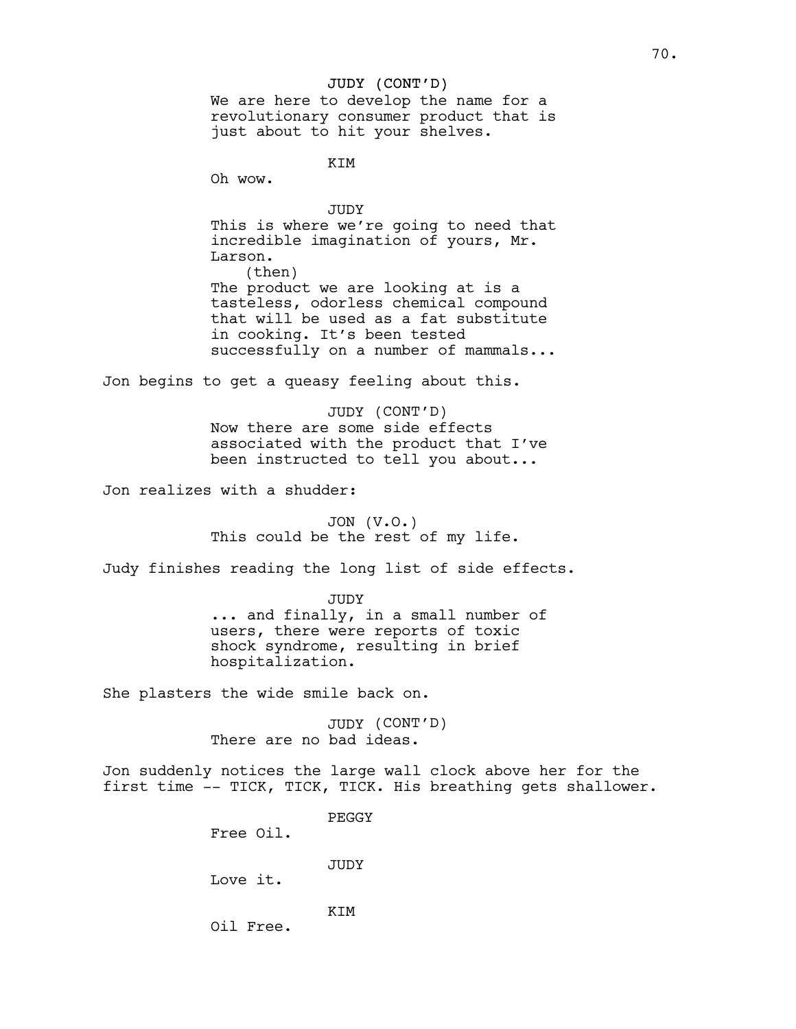JUDY (CONT'D)
We are here to develop the name for a revolutionary consumer product that is just about to hit your shelves.

KIM
Oh wow.

JUDY
This is where we're going to need that incredible imagination of yours, Mr. Larson.
(then)
The product we are looking at is a tasteless, odorless chemical compound that will be used as a fat substitute in cooking. It's been tested successfully on a number of mammals...

Jon begins to get a queasy feeling about this.

JUDY (CONT'D)
Now there are some side effects associated with the product that I've been instructed to tell you about...

Jon realizes with a shudder:

JON (V.O.)
This could be the rest of my life.

Judy finishes reading the long list of side effects.

JUDY
... and finally, in a small number of users, there were reports of toxic shock syndrome, resulting in brief hospitalization.

She plasters the wide smile back on.

JUDY (CONT'D)
There are no bad ideas.

Jon suddenly notices the large wall clock above her for the first time -- TICK, TICK, TICK. His breathing gets shallower.

PEGGY
Free Oil.

JUDY
Love it.

KIM
Oil Free.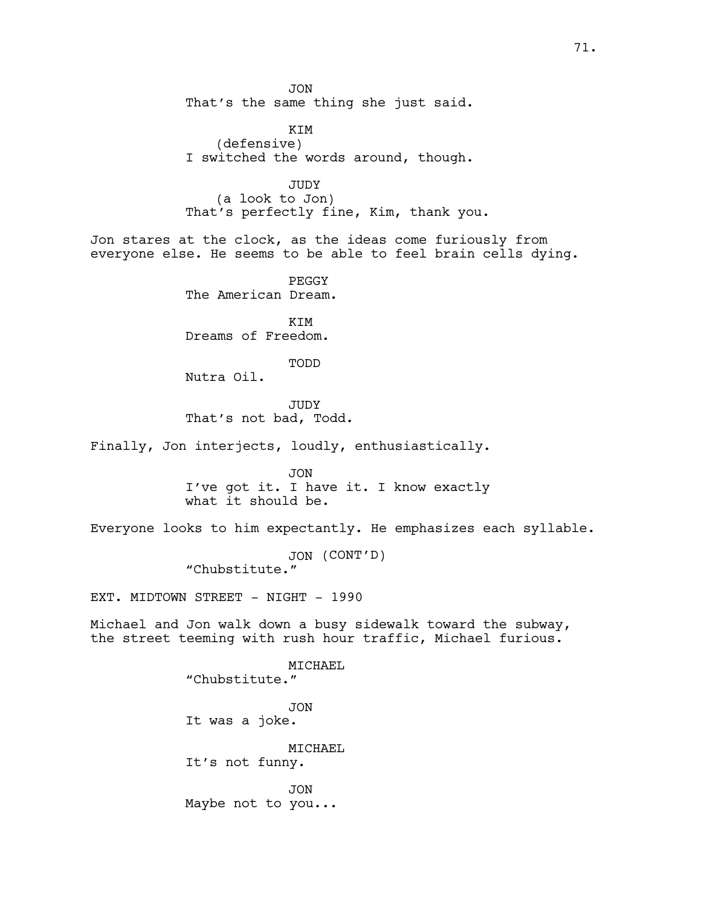JON
That's the same thing she just said.

KIM
(defensive)
I switched the words around, though.

JUDY
(a look to Jon)
That's perfectly fine, Kim, thank you.

Jon stares at the clock, as the ideas come furiously from everyone else. He seems to be able to feel brain cells dying.

PEGGY
The American Dream.

KIM
Dreams of Freedom.

TODD
Nutra Oil.

JUDY
That's not bad, Todd.

Finally, Jon interjects, loudly, enthusiastically.

JON
I've got it. I have it. I know exactly what it should be.

Everyone looks to him expectantly. He emphasizes each syllable.

JON (CONT'D)
"Chubstitute."

EXT. MIDTOWN STREET - NIGHT - 1990

Michael and Jon walk down a busy sidewalk toward the subway, the street teeming with rush hour traffic, Michael furious.

MICHAEL
"Chubstitute."

JON
It was a joke.

MICHAEL
It's not funny.

JON
Maybe not to you...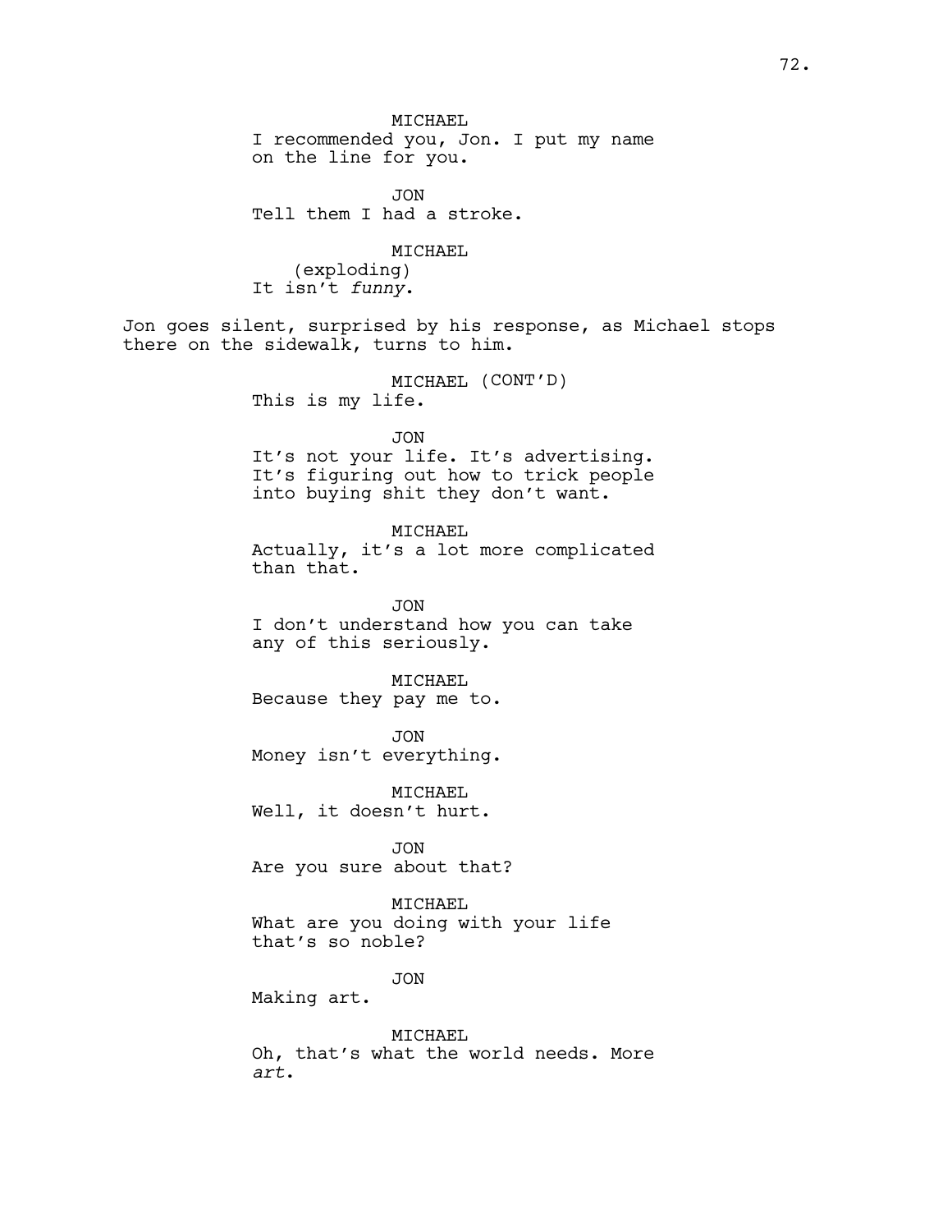MICHAEL
I recommended you, Jon. I put my name on the line for you.

JON
Tell them I had a stroke.

MICHAEL
(exploding)
It isn't *funny*.

Jon goes silent, surprised by his response, as Michael stops there on the sidewalk, turns to him.

MICHAEL (CONT'D)
This is my life.

JON
It's not your life. It's advertising. It's figuring out how to trick people into buying shit they don't want.

MICHAEL
Actually, it's a lot more complicated than that.

JON
I don't understand how you can take any of this seriously.

MICHAEL
Because they pay me to.

JON
Money isn't everything.

MICHAEL
Well, it doesn't hurt.

JON
Are you sure about that?

MICHAEL
What are you doing with your life that's so noble?

JON
Making art.

MICHAEL
Oh, that's what the world needs. More *art*.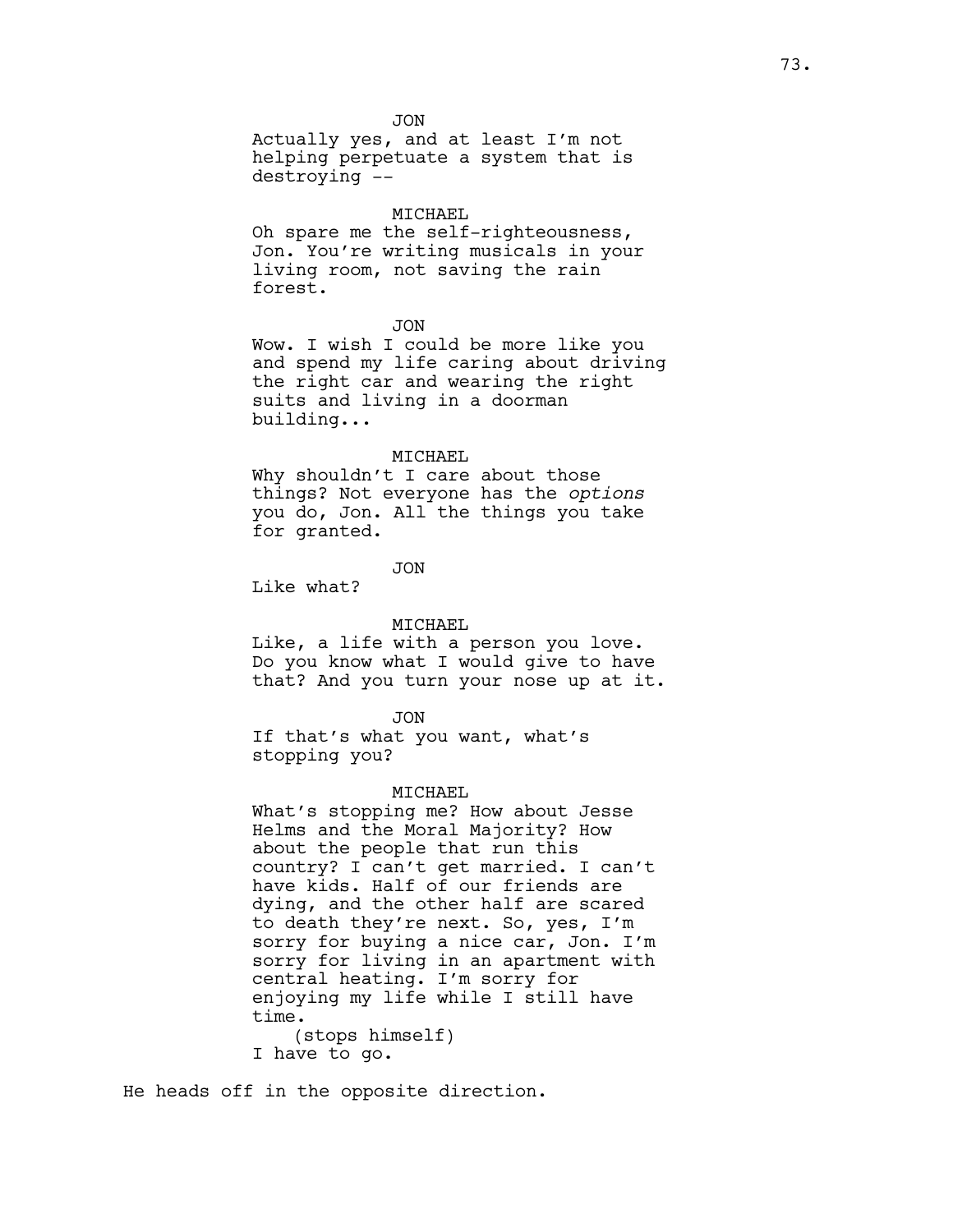JON
Actually yes, and at least I'm not helping perpetuate a system that is destroying --

MICHAEL
Oh spare me the self-righteousness, Jon. You're writing musicals in your living room, not saving the rain forest.

JON
Wow. I wish I could be more like you and spend my life caring about driving the right car and wearing the right suits and living in a doorman building...

MICHAEL
Why shouldn't I care about those things? Not everyone has the *options* you do, Jon. All the things you take for granted.

JON
Like what?

MICHAEL
Like, a life with a person you love. Do you know what I would give to have that? And you turn your nose up at it.

JON
If that's what you want, what's stopping you?

MICHAEL
What's stopping me? How about Jesse Helms and the Moral Majority? How about the people that run this country? I can't get married. I can't have kids. Half of our friends are dying, and the other half are scared to death they're next. So, yes, I'm sorry for buying a nice car, Jon. I'm sorry for living in an apartment with central heating. I'm sorry for enjoying my life while I still have time.
(stops himself)
I have to go.

He heads off in the opposite direction.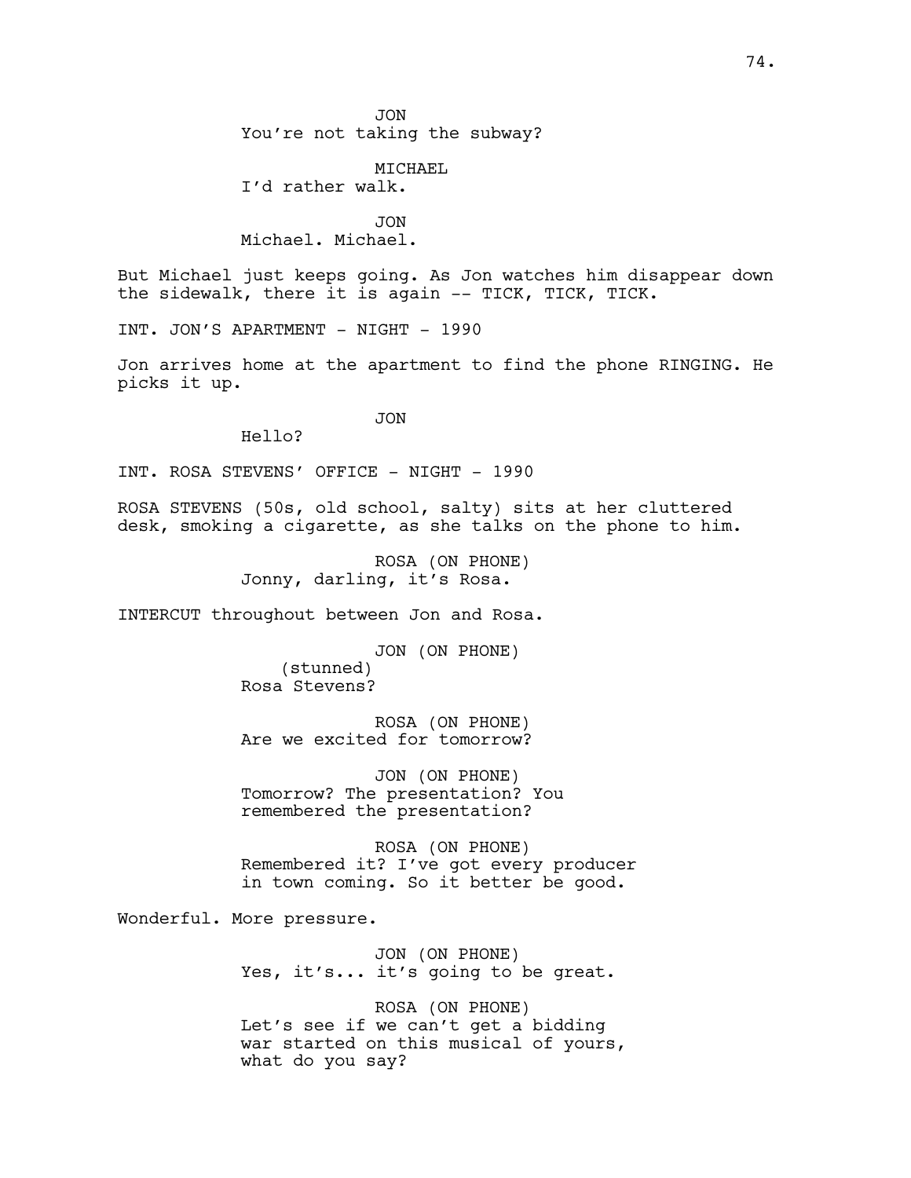JON
You're not taking the subway?

MICHAEL
I'd rather walk.

JON
Michael. Michael.

But Michael just keeps going. As Jon watches him disappear down the sidewalk, there it is again -- TICK, TICK, TICK.

INT. JON'S APARTMENT - NIGHT - 1990

Jon arrives home at the apartment to find the phone RINGING. He picks it up.

JON
Hello?

INT. ROSA STEVENS' OFFICE - NIGHT - 1990

ROSA STEVENS (50s, old school, salty) sits at her cluttered desk, smoking a cigarette, as she talks on the phone to him.

ROSA (ON PHONE)
Jonny, darling, it's Rosa.

INTERCUT throughout between Jon and Rosa.

JON (ON PHONE)
(stunned)
Rosa Stevens?

ROSA (ON PHONE)
Are we excited for tomorrow?

JON (ON PHONE)
Tomorrow? The presentation? You remembered the presentation?

ROSA (ON PHONE)
Remembered it? I've got every producer in town coming. So it better be good.

Wonderful. More pressure.

JON (ON PHONE)
Yes, it's... it's going to be great.

ROSA (ON PHONE)
Let's see if we can't get a bidding war started on this musical of yours, what do you say?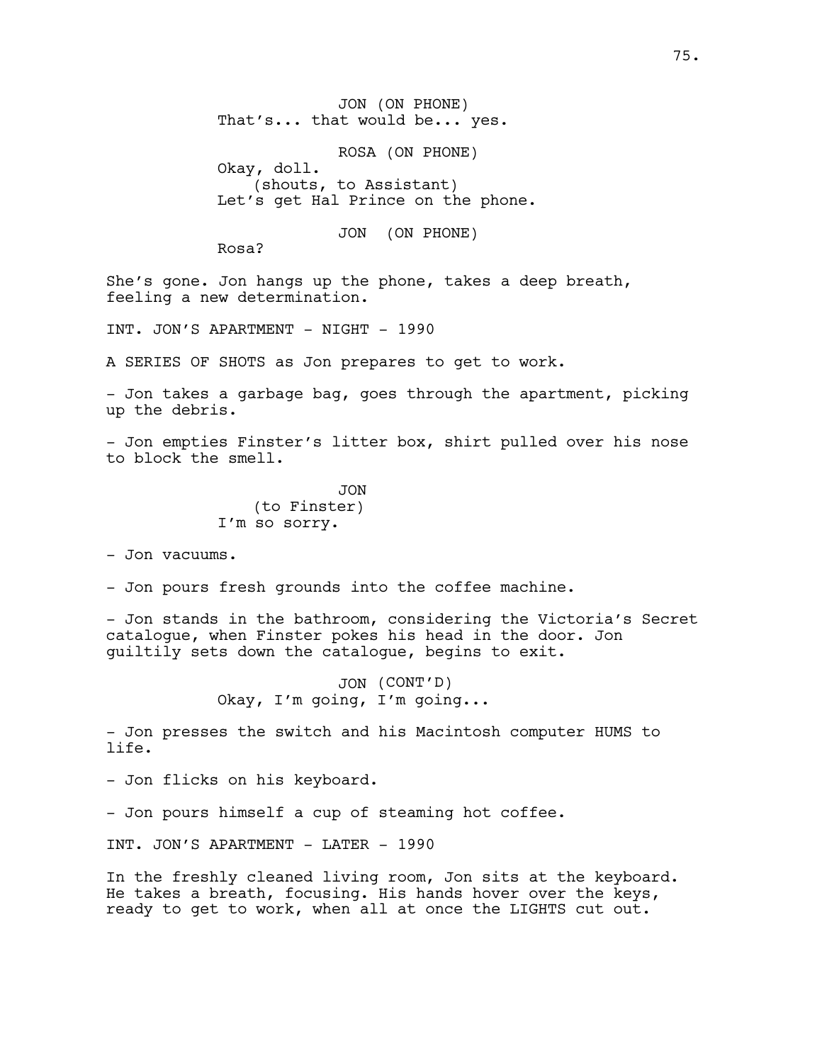JON (ON PHONE)
That's... that would be... yes.

ROSA (ON PHONE)
Okay, doll.
(shouts, to Assistant)
Let's get Hal Prince on the phone.

JON (ON PHONE)
Rosa?

She's gone. Jon hangs up the phone, takes a deep breath, feeling a new determination.

INT. JON'S APARTMENT - NIGHT - 1990

A SERIES OF SHOTS as Jon prepares to get to work.

- Jon takes a garbage bag, goes through the apartment, picking up the debris.

- Jon empties Finster's litter box, shirt pulled over his nose to block the smell.

JON
(to Finster)
I'm so sorry.

- Jon vacuums.

- Jon pours fresh grounds into the coffee machine.

- Jon stands in the bathroom, considering the Victoria's Secret catalogue, when Finster pokes his head in the door. Jon guiltily sets down the catalogue, begins to exit.

JON (CONT'D)
Okay, I'm going, I'm going...

- Jon presses the switch and his Macintosh computer HUMS to life.

- Jon flicks on his keyboard.

- Jon pours himself a cup of steaming hot coffee.

INT. JON'S APARTMENT - LATER - 1990

In the freshly cleaned living room, Jon sits at the keyboard. He takes a breath, focusing. His hands hover over the keys, ready to get to work, when all at once the LIGHTS cut out.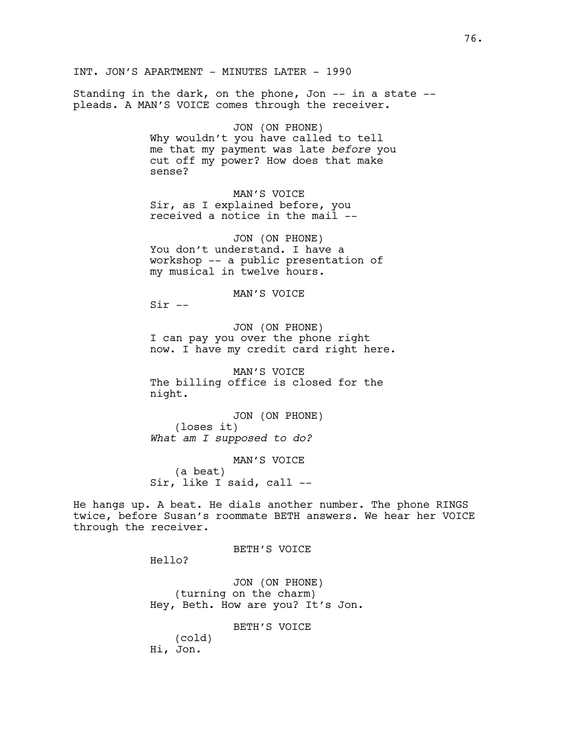INT. JON'S APARTMENT - MINUTES LATER - 1990

Standing in the dark, on the phone, Jon -- in a state -- pleads. A MAN'S VOICE comes through the receiver.

JON (ON PHONE)
Why wouldn't you have called to tell me that my payment was late *before* you cut off my power? How does that make sense?

MAN'S VOICE
Sir, as I explained before, you received a notice in the mail --

JON (ON PHONE)
You don't understand. I have a workshop -- a public presentation of my musical in twelve hours.

MAN'S VOICE
Sir --

JON (ON PHONE)
I can pay you over the phone right now. I have my credit card right here.

MAN'S VOICE
The billing office is closed for the night.

JON (ON PHONE)
(loses it)
*What am I supposed to do?*

MAN'S VOICE
(a beat)
Sir, like I said, call --

He hangs up. A beat. He dials another number. The phone RINGS twice, before Susan's roommate BETH answers. We hear her VOICE through the receiver.

BETH'S VOICE
Hello?

JON (ON PHONE)
(turning on the charm)
Hey, Beth. How are you? It's Jon.

BETH'S VOICE
(cold)
Hi, Jon.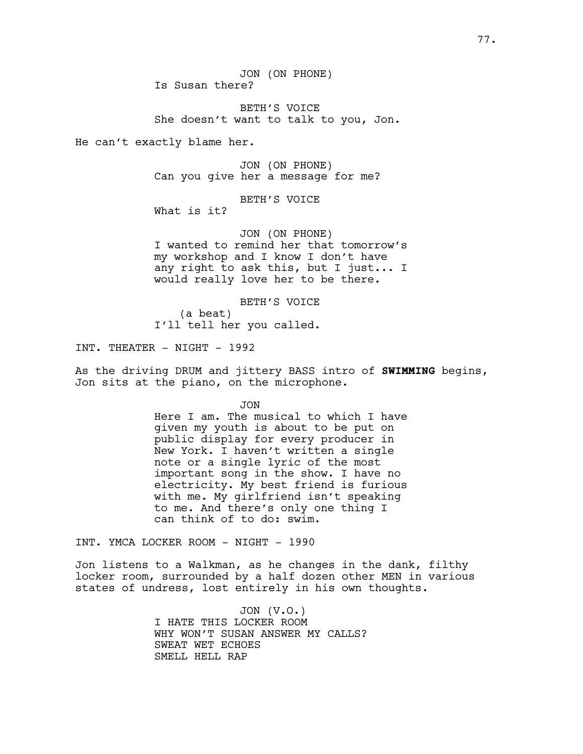JON (ON PHONE)
Is Susan there?

BETH'S VOICE
She doesn't want to talk to you, Jon.

He can't exactly blame her.

JON (ON PHONE)
Can you give her a message for me?

BETH'S VOICE
What is it?

JON (ON PHONE)
I wanted to remind her that tomorrow's my workshop and I know I don't have any right to ask this, but I just... I would really love her to be there.

BETH'S VOICE
(a beat)
I'll tell her you called.

INT. THEATER - NIGHT - 1992

As the driving DRUM and jittery BASS intro of **SWIMMING** begins, Jon sits at the piano, on the microphone.

JON
Here I am. The musical to which I have given my youth is about to be put on public display for every producer in New York. I haven't written a single note or a single lyric of the most important song in the show. I have no electricity. My best friend is furious with me. My girlfriend isn't speaking to me. And there's only one thing I can think of to do: swim.

INT. YMCA LOCKER ROOM - NIGHT - 1990

Jon listens to a Walkman, as he changes in the dank, filthy locker room, surrounded by a half dozen other MEN in various states of undress, lost entirely in his own thoughts.

JON (V.O.)
I HATE THIS LOCKER ROOM
WHY WON'T SUSAN ANSWER MY CALLS?
SWEAT WET ECHOES
SMELL HELL RAP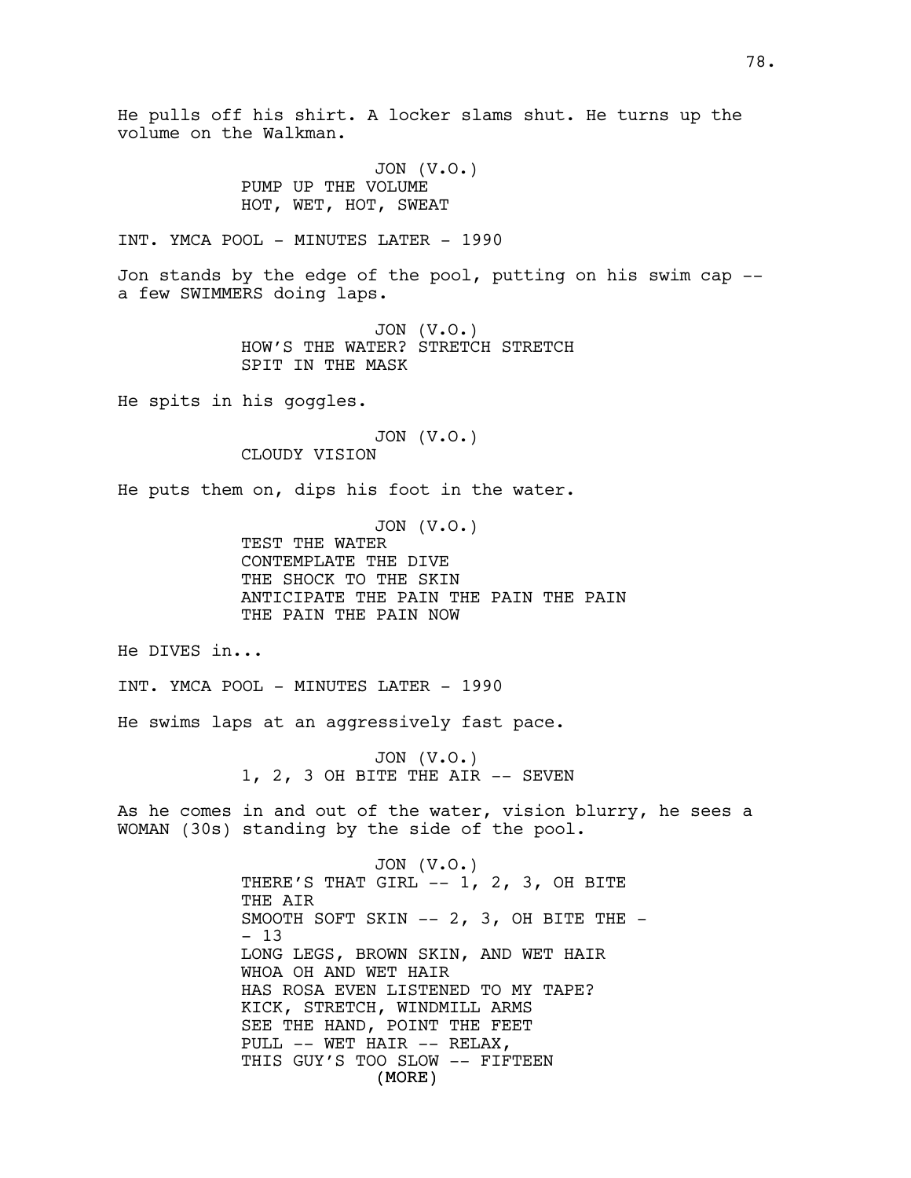He pulls off his shirt. A locker slams shut. He turns up the volume on the Walkman.

JON (V.O.)
PUMP UP THE VOLUME
HOT, WET, HOT, SWEAT

INT. YMCA POOL - MINUTES LATER - 1990

Jon stands by the edge of the pool, putting on his swim cap -- a few SWIMMERS doing laps.

JON (V.O.)
HOW'S THE WATER? STRETCH STRETCH
SPIT IN THE MASK

He spits in his goggles.

JON (V.O.)
CLOUDY VISION

He puts them on, dips his foot in the water.

JON (V.O.)
TEST THE WATER
CONTEMPLATE THE DIVE
THE SHOCK TO THE SKIN
ANTICIPATE THE PAIN THE PAIN THE PAIN
THE PAIN THE PAIN NOW

He DIVES in...

INT. YMCA POOL - MINUTES LATER - 1990

He swims laps at an aggressively fast pace.

JON (V.O.)
1, 2, 3 OH BITE THE AIR -- SEVEN

As he comes in and out of the water, vision blurry, he sees a WOMAN (30s) standing by the side of the pool.

JON (V.O.)
THERE'S THAT GIRL -- 1, 2, 3, OH BITE
THE AIR
SMOOTH SOFT SKIN -- 2, 3, OH BITE THE -
- 13
LONG LEGS, BROWN SKIN, AND WET HAIR
WHOA OH AND WET HAIR
HAS ROSA EVEN LISTENED TO MY TAPE?
KICK, STRETCH, WINDMILL ARMS
SEE THE HAND, POINT THE FEET
PULL -- WET HAIR -- RELAX,
THIS GUY'S TOO SLOW -- FIFTEEN
(MORE)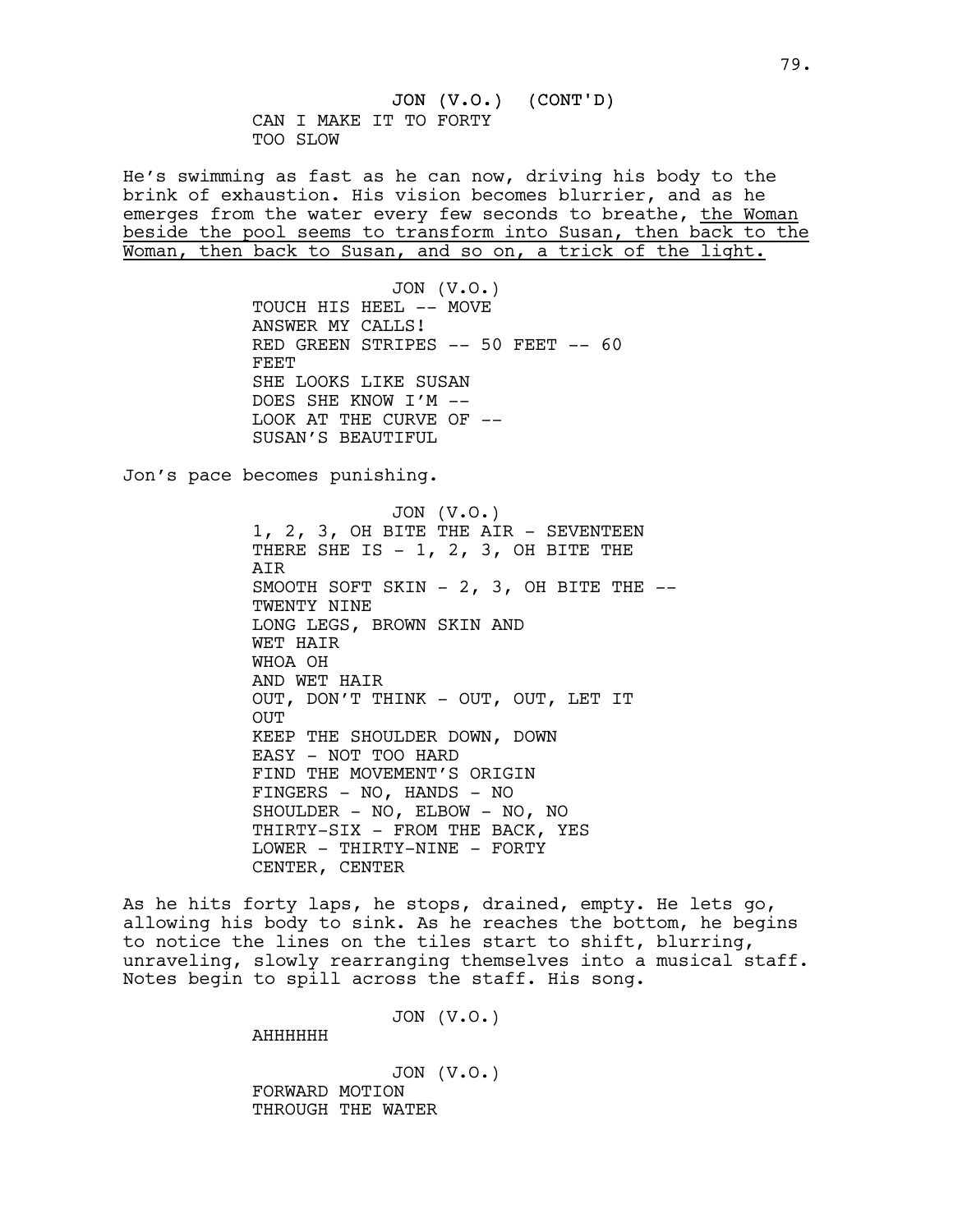JON (V.O.) (CONT'D)
CAN I MAKE IT TO FORTY
TOO SLOW

He's swimming as fast as he can now, driving his body to the brink of exhaustion. His vision becomes blurrier, and as he emerges from the water every few seconds to breathe, <u>the Woman beside the pool seems to transform into Susan, then back to the Woman, then back to Susan, and so on, a trick of the light.</u>

JON (V.O.)
TOUCH HIS HEEL -- MOVE
ANSWER MY CALLS!
RED GREEN STRIPES -- 50 FEET -- 60
FEET
SHE LOOKS LIKE SUSAN
DOES SHE KNOW I'M --
LOOK AT THE CURVE OF --
SUSAN'S BEAUTIFUL

Jon's pace becomes punishing.

JON (V.O.)
1, 2, 3, OH BITE THE AIR - SEVENTEEN
THERE SHE IS - 1, 2, 3, OH BITE THE
AIR
SMOOTH SOFT SKIN - 2, 3, OH BITE THE --
TWENTY NINE
LONG LEGS, BROWN SKIN AND
WET HAIR
WHOA OH
AND WET HAIR
OUT, DON'T THINK - OUT, OUT, LET IT
OUT
KEEP THE SHOULDER DOWN, DOWN
EASY - NOT TOO HARD
FIND THE MOVEMENT'S ORIGIN
FINGERS - NO, HANDS - NO
SHOULDER - NO, ELBOW - NO, NO
THIRTY-SIX - FROM THE BACK, YES
LOWER - THIRTY-NINE - FORTY
CENTER, CENTER

As he hits forty laps, he stops, drained, empty. He lets go, allowing his body to sink. As he reaches the bottom, he begins to notice the lines on the tiles start to shift, blurring, unraveling, slowly rearranging themselves into a musical staff. Notes begin to spill across the staff. His song.

JON (V.O.)
AHHHHHH

JON (V.O.)
FORWARD MOTION
THROUGH THE WATER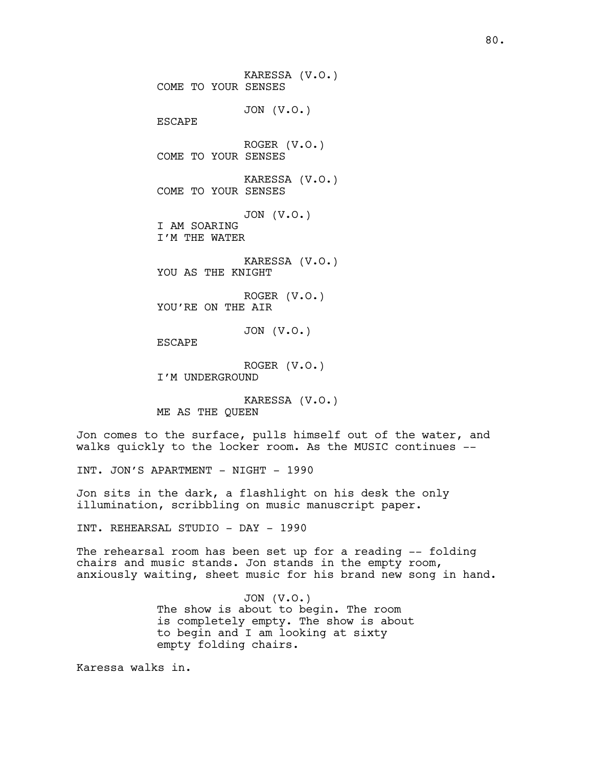KARESSA (V.O.)
COME TO YOUR SENSES

JON (V.O.)
ESCAPE

ROGER (V.O.)
COME TO YOUR SENSES

KARESSA (V.O.)
COME TO YOUR SENSES

JON (V.O.)
I AM SOARING
I'M THE WATER

KARESSA (V.O.)
YOU AS THE KNIGHT

ROGER (V.O.)
YOU'RE ON THE AIR

JON (V.O.)
ESCAPE

ROGER (V.O.)
I'M UNDERGROUND

KARESSA (V.O.)
ME AS THE QUEEN

Jon comes to the surface, pulls himself out of the water, and walks quickly to the locker room. As the MUSIC continues --

INT. JON'S APARTMENT - NIGHT - 1990

Jon sits in the dark, a flashlight on his desk the only illumination, scribbling on music manuscript paper.

INT. REHEARSAL STUDIO - DAY - 1990

The rehearsal room has been set up for a reading -- folding chairs and music stands. Jon stands in the empty room, anxiously waiting, sheet music for his brand new song in hand.

JON (V.O.)
The show is about to begin. The room is completely empty. The show is about to begin and I am looking at sixty empty folding chairs.

Karessa walks in.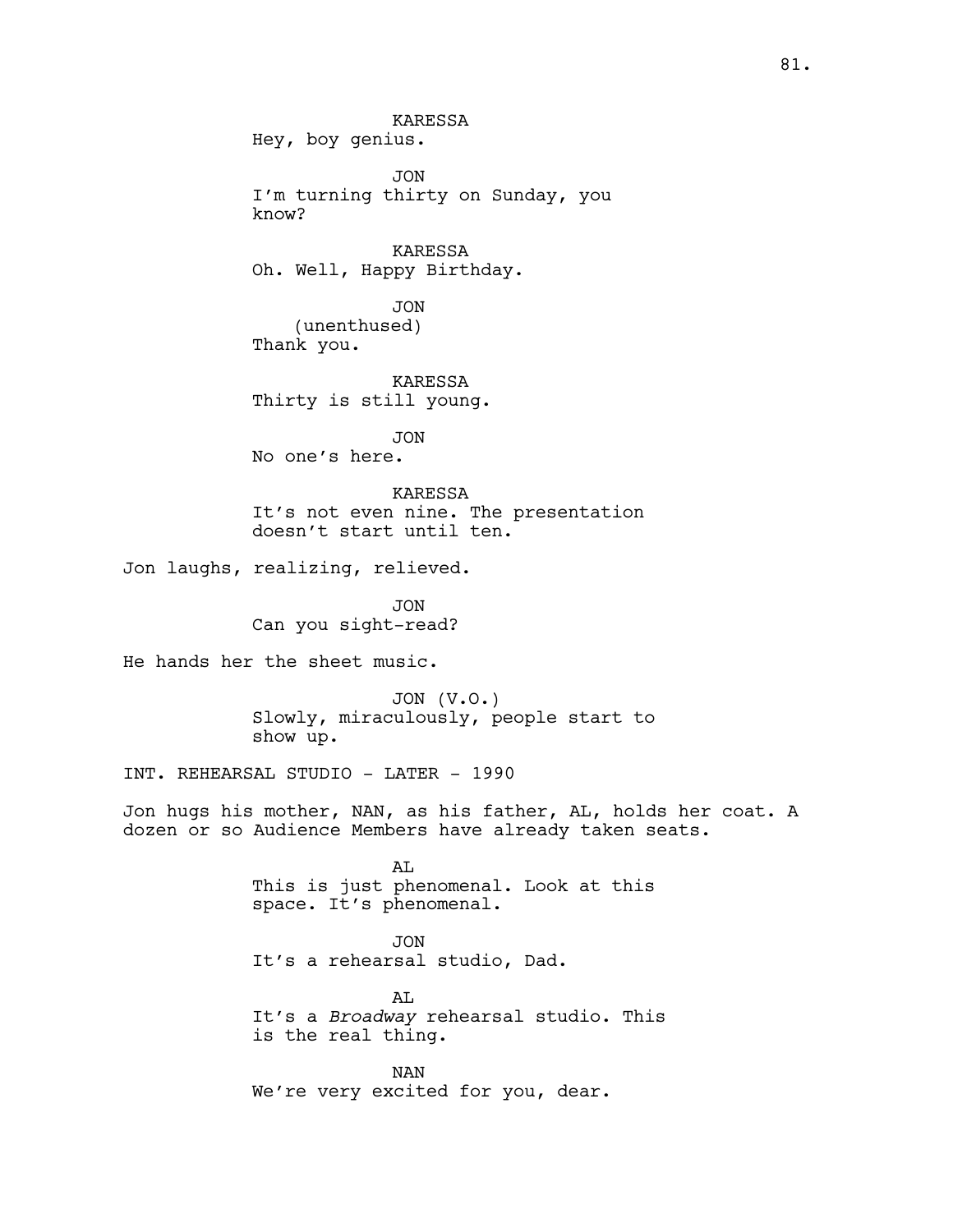KARESSA
Hey, boy genius.

JON
I'm turning thirty on Sunday, you know?

KARESSA
Oh. Well, Happy Birthday.

JON
(unenthused)
Thank you.

KARESSA
Thirty is still young.

JON
No one's here.

KARESSA
It's not even nine. The presentation doesn't start until ten.

Jon laughs, realizing, relieved.

JON
Can you sight-read?

He hands her the sheet music.

JON (V.O.)
Slowly, miraculously, people start to show up.

INT. REHEARSAL STUDIO - LATER - 1990

Jon hugs his mother, NAN, as his father, AL, holds her coat. A dozen or so Audience Members have already taken seats.

AL
This is just phenomenal. Look at this space. It's phenomenal.

JON
It's a rehearsal studio, Dad.

AL
It's a *Broadway* rehearsal studio. This is the real thing.

NAN
We're very excited for you, dear.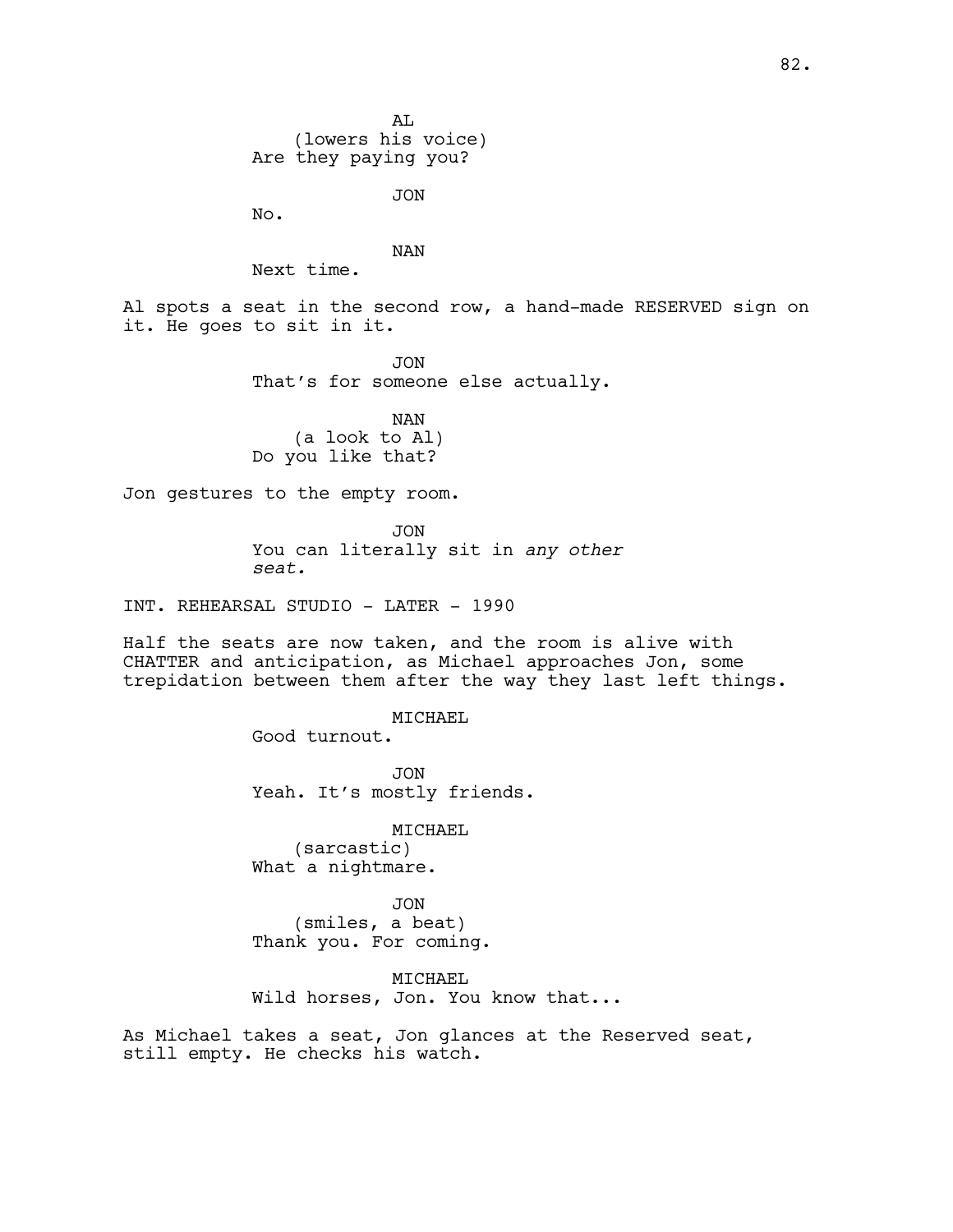AL
(lowers his voice)
Are they paying you?

JON
No.

NAN
Next time.

Al spots a seat in the second row, a hand-made RESERVED sign on it. He goes to sit in it.

JON
That's for someone else actually.

NAN
(a look to Al)
Do you like that?

Jon gestures to the empty room.

JON
You can literally sit in *any other seat.*

INT. REHEARSAL STUDIO - LATER - 1990

Half the seats are now taken, and the room is alive with CHATTER and anticipation, as Michael approaches Jon, some trepidation between them after the way they last left things.

MICHAEL
Good turnout.

JON
Yeah. It's mostly friends.

MICHAEL
(sarcastic)
What a nightmare.

JON
(smiles, a beat)
Thank you. For coming.

MICHAEL
Wild horses, Jon. You know that...

As Michael takes a seat, Jon glances at the Reserved seat, still empty. He checks his watch.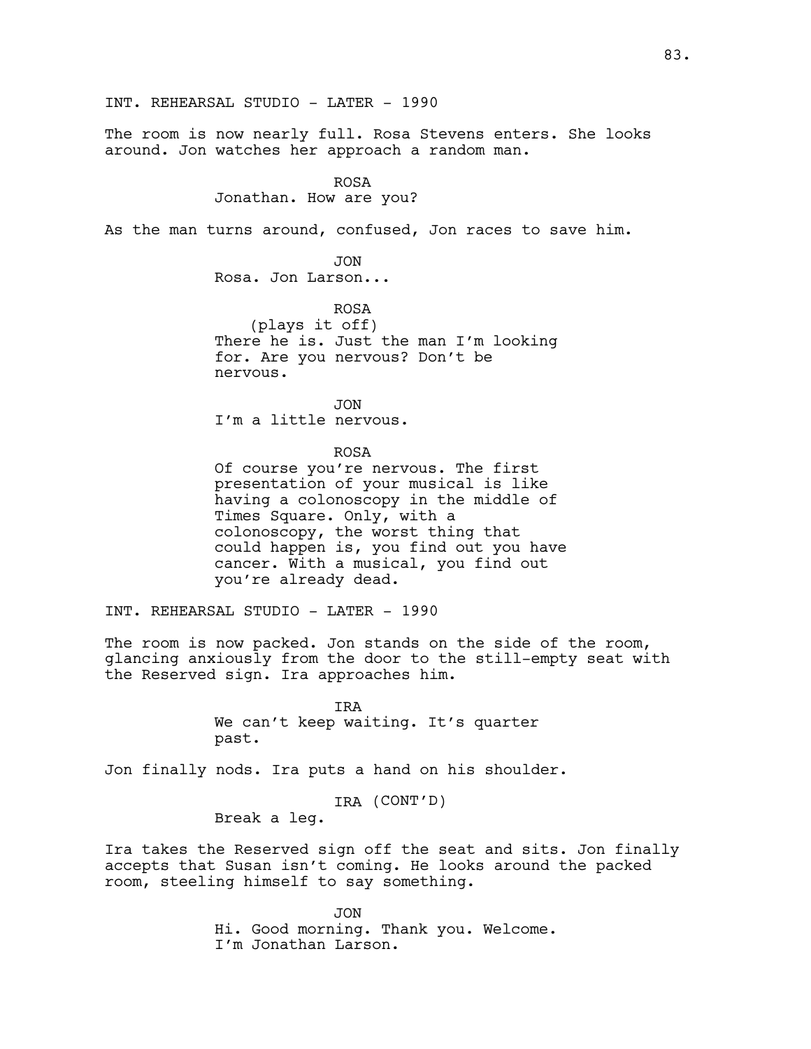INT. REHEARSAL STUDIO - LATER - 1990

The room is now nearly full. Rosa Stevens enters. She looks around. Jon watches her approach a random man.

ROSA
Jonathan. How are you?

As the man turns around, confused, Jon races to save him.

JON
Rosa. Jon Larson...

ROSA
(plays it off)
There he is. Just the man I'm looking for. Are you nervous? Don't be nervous.

JON
I'm a little nervous.

ROSA
Of course you're nervous. The first presentation of your musical is like having a colonoscopy in the middle of Times Square. Only, with a colonoscopy, the worst thing that could happen is, you find out you have cancer. With a musical, you find out you're already dead.

INT. REHEARSAL STUDIO - LATER - 1990

The room is now packed. Jon stands on the side of the room, glancing anxiously from the door to the still-empty seat with the Reserved sign. Ira approaches him.

IRA
We can't keep waiting. It's quarter past.

Jon finally nods. Ira puts a hand on his shoulder.

IRA (CONT'D)
Break a leg.

Ira takes the Reserved sign off the seat and sits. Jon finally accepts that Susan isn't coming. He looks around the packed room, steeling himself to say something.

JON
Hi. Good morning. Thank you. Welcome. I'm Jonathan Larson.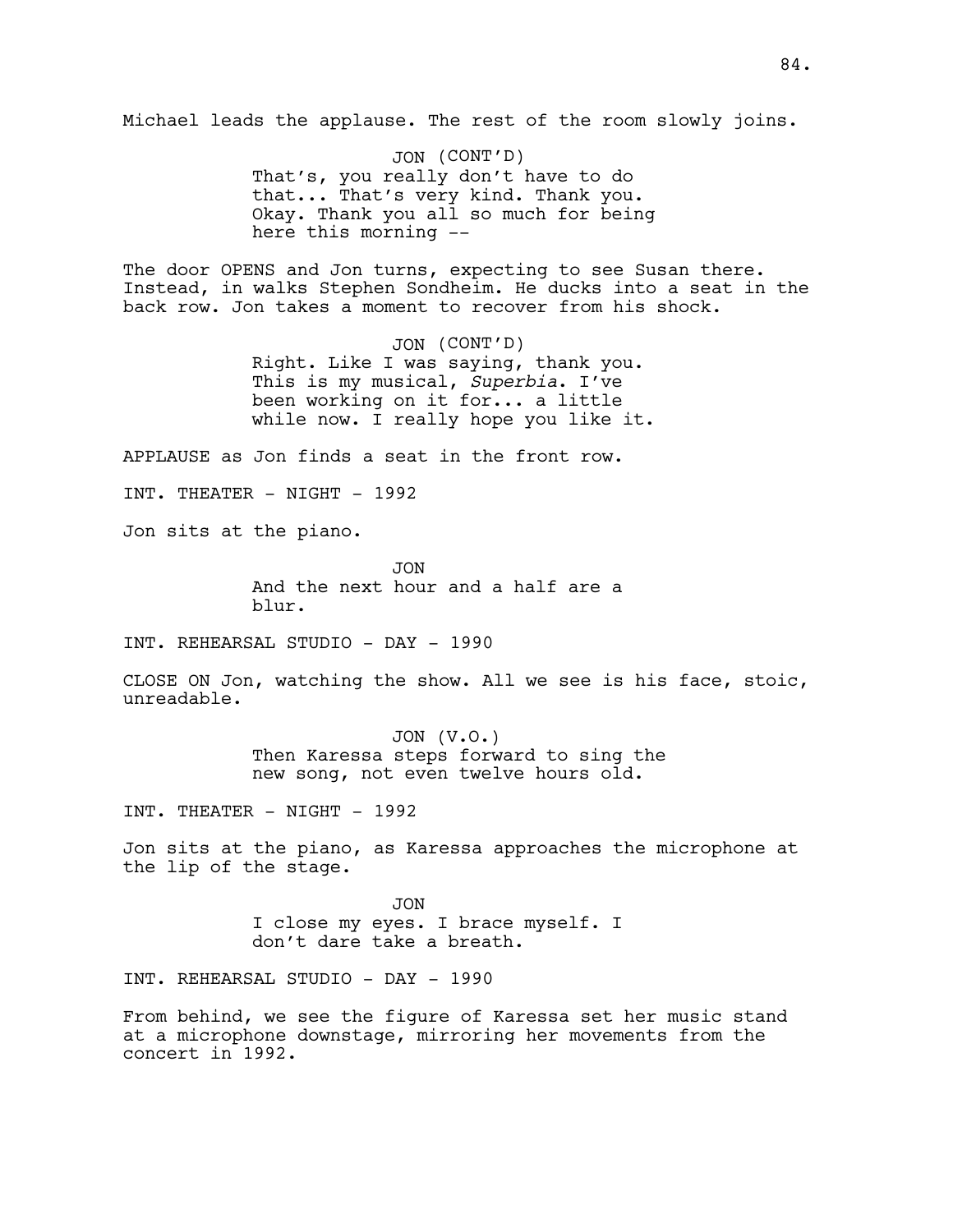Michael leads the applause. The rest of the room slowly joins.

JON (CONT'D)
That's, you really don't have to do that... That's very kind. Thank you. Okay. Thank you all so much for being here this morning --

The door OPENS and Jon turns, expecting to see Susan there. Instead, in walks Stephen Sondheim. He ducks into a seat in the back row. Jon takes a moment to recover from his shock.

JON (CONT'D)
Right. Like I was saying, thank you. This is my musical, *Superbia*. I've been working on it for... a little while now. I really hope you like it.

APPLAUSE as Jon finds a seat in the front row.

INT. THEATER - NIGHT - 1992

Jon sits at the piano.

JON
And the next hour and a half are a blur.

INT. REHEARSAL STUDIO - DAY - 1990

CLOSE ON Jon, watching the show. All we see is his face, stoic, unreadable.

JON (V.O.)
Then Karessa steps forward to sing the new song, not even twelve hours old.

INT. THEATER - NIGHT - 1992

Jon sits at the piano, as Karessa approaches the microphone at the lip of the stage.

JON
I close my eyes. I brace myself. I don't dare take a breath.

INT. REHEARSAL STUDIO - DAY - 1990

From behind, we see the figure of Karessa set her music stand at a microphone downstage, mirroring her movements from the concert in 1992.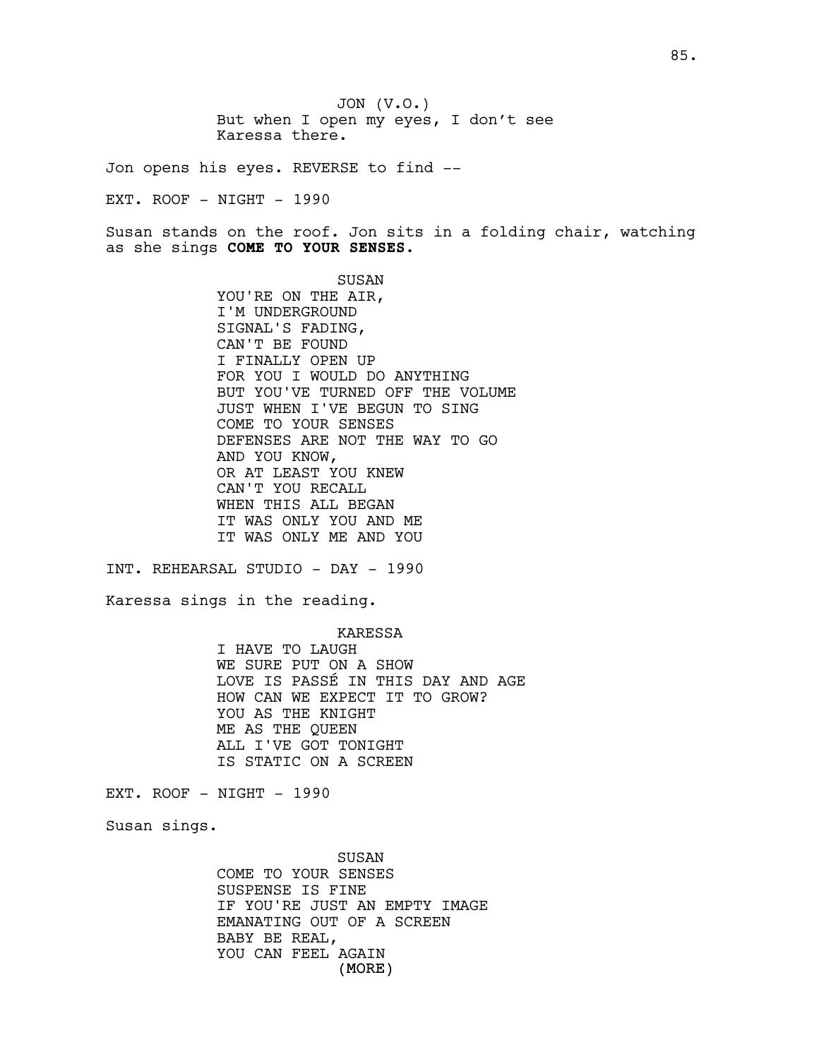JON (V.O.)
But when I open my eyes, I don't see
Karessa there.

Jon opens his eyes. REVERSE to find --

EXT. ROOF - NIGHT - 1990

Susan stands on the roof. Jon sits in a folding chair, watching as she sings **COME TO YOUR SENSES.**

SUSAN
YOU'RE ON THE AIR,
I'M UNDERGROUND
SIGNAL'S FADING,
CAN'T BE FOUND
I FINALLY OPEN UP
FOR YOU I WOULD DO ANYTHING
BUT YOU'VE TURNED OFF THE VOLUME
JUST WHEN I'VE BEGUN TO SING
COME TO YOUR SENSES
DEFENSES ARE NOT THE WAY TO GO
AND YOU KNOW,
OR AT LEAST YOU KNEW
CAN'T YOU RECALL
WHEN THIS ALL BEGAN
IT WAS ONLY YOU AND ME
IT WAS ONLY ME AND YOU

INT. REHEARSAL STUDIO - DAY - 1990

Karessa sings in the reading.

KARESSA
I HAVE TO LAUGH
WE SURE PUT ON A SHOW
LOVE IS PASSÉ IN THIS DAY AND AGE
HOW CAN WE EXPECT IT TO GROW?
YOU AS THE KNIGHT
ME AS THE QUEEN
ALL I'VE GOT TONIGHT
IS STATIC ON A SCREEN

EXT. ROOF - NIGHT - 1990

Susan sings.

SUSAN
COME TO YOUR SENSES
SUSPENSE IS FINE
IF YOU'RE JUST AN EMPTY IMAGE
EMANATING OUT OF A SCREEN
BABY BE REAL,
YOU CAN FEEL AGAIN
(MORE)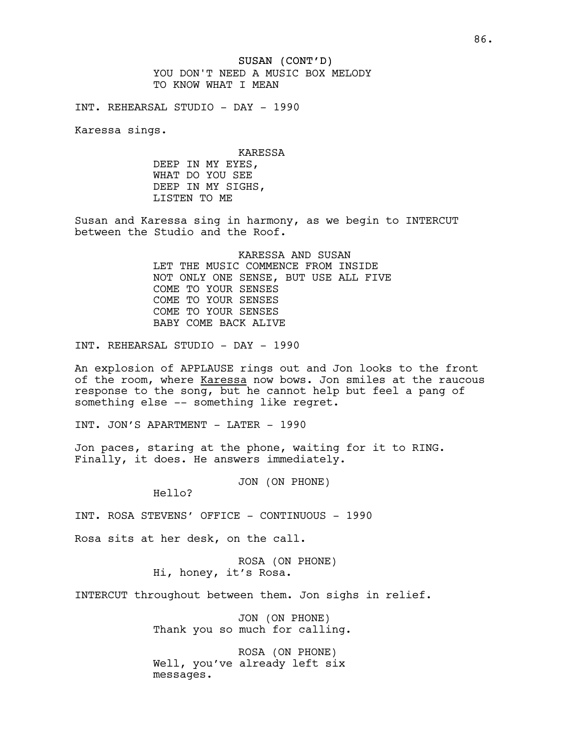SUSAN (CONT'D)
YOU DON'T NEED A MUSIC BOX MELODY
TO KNOW WHAT I MEAN

INT. REHEARSAL STUDIO - DAY - 1990

Karessa sings.

KARESSA
DEEP IN MY EYES,
WHAT DO YOU SEE
DEEP IN MY SIGHS,
LISTEN TO ME

Susan and Karessa sing in harmony, as we begin to INTERCUT between the Studio and the Roof.

KARESSA AND SUSAN
LET THE MUSIC COMMENCE FROM INSIDE
NOT ONLY ONE SENSE, BUT USE ALL FIVE
COME TO YOUR SENSES
COME TO YOUR SENSES
COME TO YOUR SENSES
BABY COME BACK ALIVE

INT. REHEARSAL STUDIO - DAY - 1990

An explosion of APPLAUSE rings out and Jon looks to the front of the room, where Karessa now bows. Jon smiles at the raucous response to the song, but he cannot help but feel a pang of something else -- something like regret.

INT. JON'S APARTMENT - LATER - 1990

Jon paces, staring at the phone, waiting for it to RING. Finally, it does. He answers immediately.

JON (ON PHONE)
Hello?

INT. ROSA STEVENS' OFFICE - CONTINUOUS - 1990

Rosa sits at her desk, on the call.

ROSA (ON PHONE)
Hi, honey, it's Rosa.

INTERCUT throughout between them. Jon sighs in relief.

JON (ON PHONE)
Thank you so much for calling.

ROSA (ON PHONE)
Well, you've already left six messages.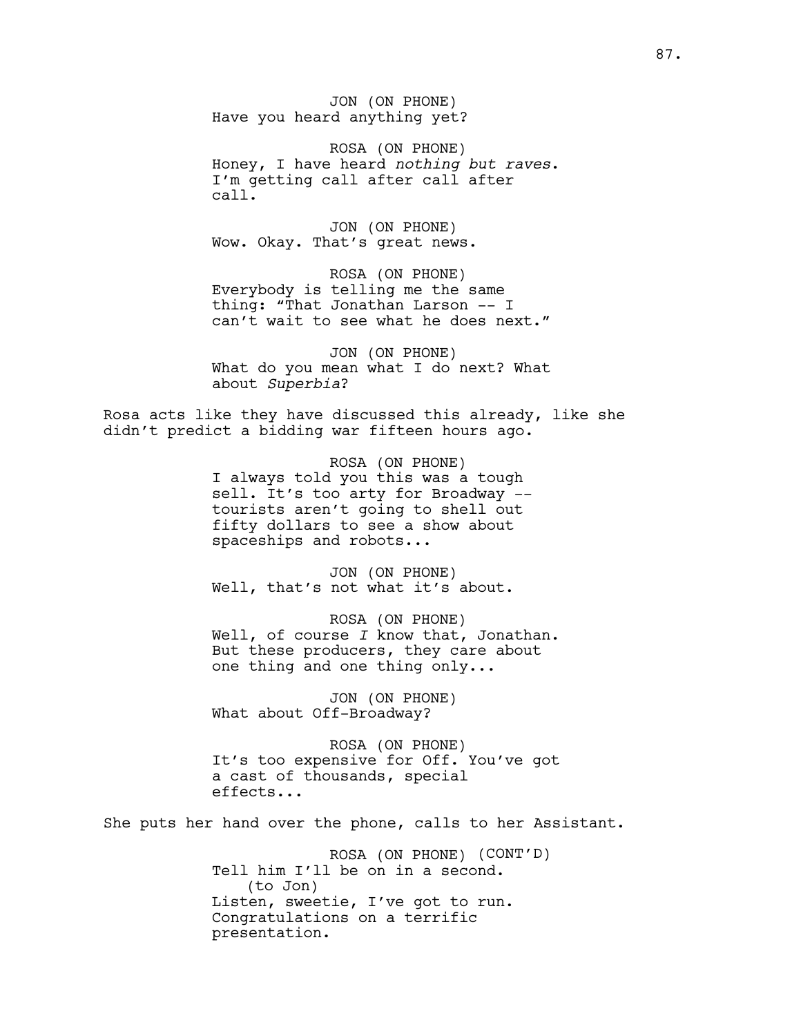JON (ON PHONE)
Have you heard anything yet?

ROSA (ON PHONE)
Honey, I have heard *nothing but raves*. I'm getting call after call after call.

JON (ON PHONE)
Wow. Okay. That's great news.

ROSA (ON PHONE)
Everybody is telling me the same thing: "That Jonathan Larson -- I can't wait to see what he does next."

JON (ON PHONE)
What do you mean what I do next? What about *Superbia*?

Rosa acts like they have discussed this already, like she didn't predict a bidding war fifteen hours ago.

ROSA (ON PHONE)
I always told you this was a tough sell. It's too arty for Broadway -- tourists aren't going to shell out fifty dollars to see a show about spaceships and robots...

JON (ON PHONE)
Well, that's not what it's about.

ROSA (ON PHONE)
Well, of course *I* know that, Jonathan. But these producers, they care about one thing and one thing only...

JON (ON PHONE)
What about Off-Broadway?

ROSA (ON PHONE)
It's too expensive for Off. You've got a cast of thousands, special effects...

She puts her hand over the phone, calls to her Assistant.

ROSA (ON PHONE) (CONT'D)
Tell him I'll be on in a second.
(to Jon)
Listen, sweetie, I've got to run. Congratulations on a terrific presentation.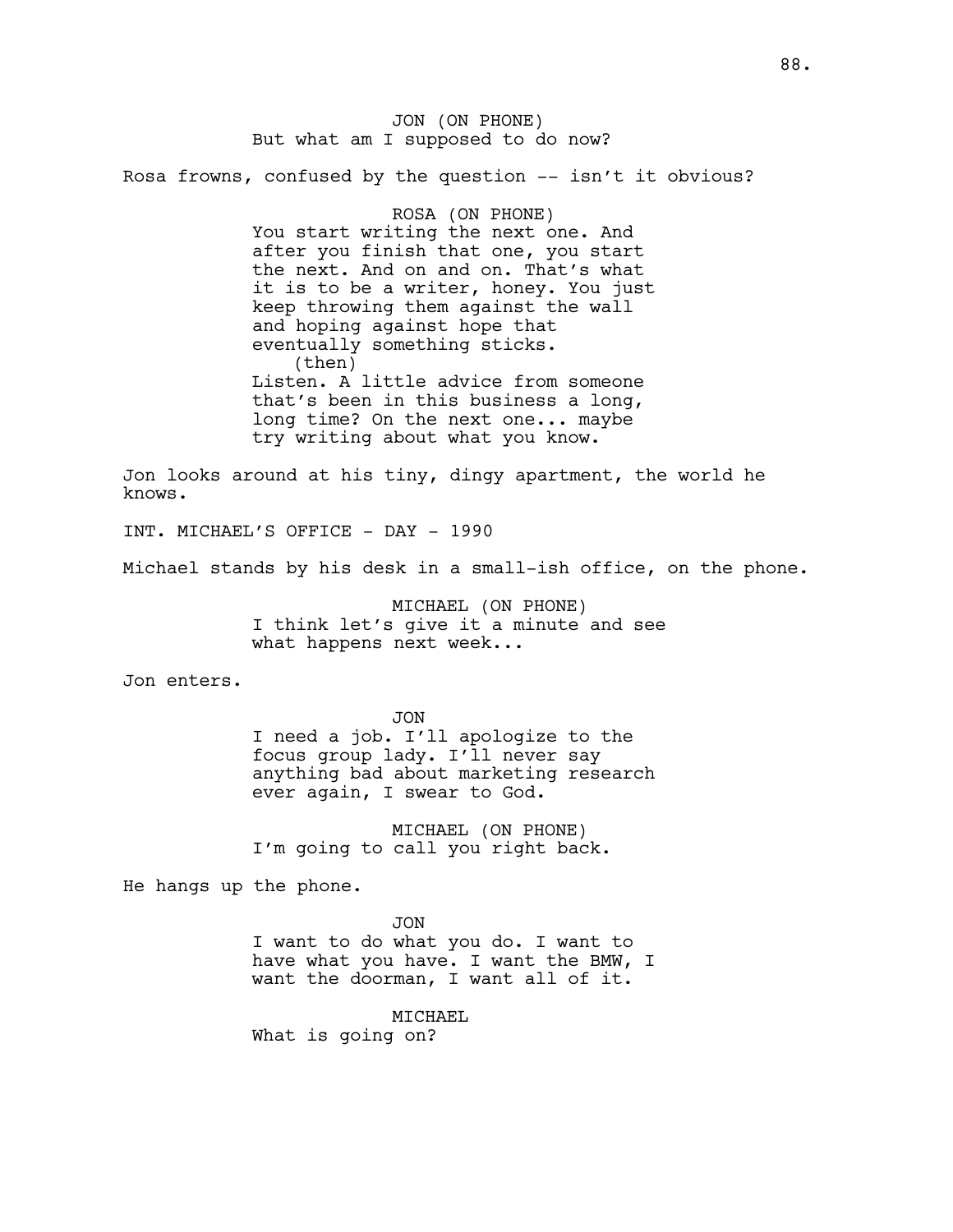JON (ON PHONE)
But what am I supposed to do now?

Rosa frowns, confused by the question -- isn't it obvious?

ROSA (ON PHONE)
You start writing the next one. And after you finish that one, you start the next. And on and on. That's what it is to be a writer, honey. You just keep throwing them against the wall and hoping against hope that eventually something sticks.
(then)
Listen. A little advice from someone that's been in this business a long, long time? On the next one... maybe try writing about what you know.

Jon looks around at his tiny, dingy apartment, the world he knows.

INT. MICHAEL'S OFFICE - DAY - 1990

Michael stands by his desk in a small-ish office, on the phone.

MICHAEL (ON PHONE)
I think let's give it a minute and see what happens next week...

Jon enters.

JON
I need a job. I'll apologize to the focus group lady. I'll never say anything bad about marketing research ever again, I swear to God.

MICHAEL (ON PHONE)
I'm going to call you right back.

He hangs up the phone.

JON
I want to do what you do. I want to have what you have. I want the BMW, I want the doorman, I want all of it.

MICHAEL
What is going on?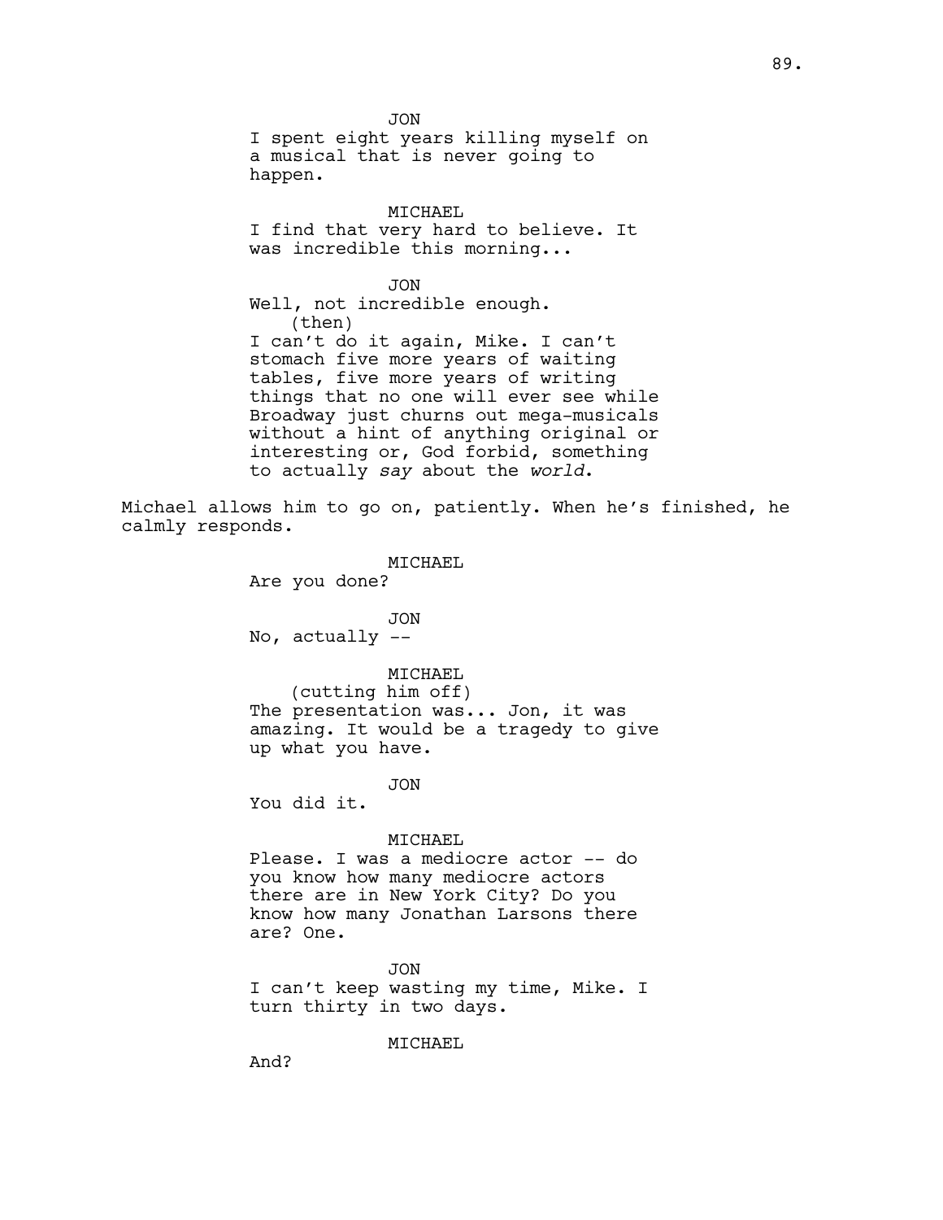JON

I spent eight years killing myself on a musical that is never going to happen.

MICHAEL

I find that very hard to believe. It was incredible this morning...

JON

Well, not incredible enough.

(then)

I can't do it again, Mike. I can't stomach five more years of waiting tables, five more years of writing things that no one will ever see while Broadway just churns out mega-musicals without a hint of anything original or interesting or, God forbid, something to actually *say* about the *world*.

Michael allows him to go on, patiently. When he's finished, he calmly responds.

MICHAEL

Are you done?

JON

No, actually --

MICHAEL

(cutting him off)

The presentation was... Jon, it was amazing. It would be a tragedy to give up what you have.

JON

You did it.

MICHAEL

Please. I was a mediocre actor -- do you know how many mediocre actors there are in New York City? Do you know how many Jonathan Larsons there are? One.

JON

I can't keep wasting my time, Mike. I turn thirty in two days.

MICHAEL

And?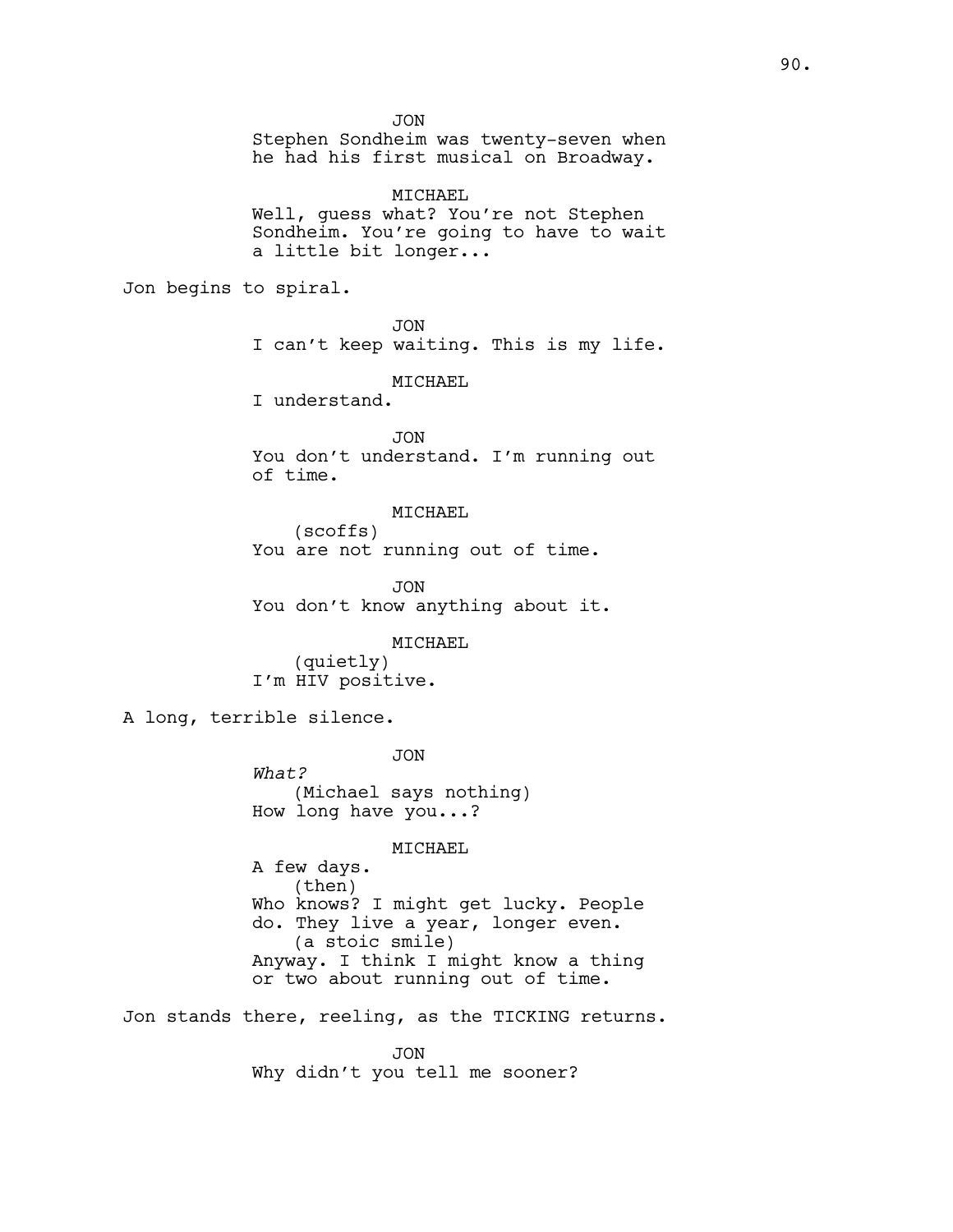JON
Stephen Sondheim was twenty-seven when he had his first musical on Broadway.

MICHAEL
Well, guess what? You're not Stephen Sondheim. You're going to have to wait a little bit longer...

Jon begins to spiral.

JON
I can't keep waiting. This is my life.

MICHAEL
I understand.

JON
You don't understand. I'm running out of time.

MICHAEL
(scoffs)
You are not running out of time.

JON
You don't know anything about it.

MICHAEL
(quietly)
I'm HIV positive.

A long, terrible silence.

JON
*What?*
(Michael says nothing)
How long have you...?

MICHAEL
A few days.
(then)
Who knows? I might get lucky. People do. They live a year, longer even.
(a stoic smile)
Anyway. I think I might know a thing or two about running out of time.

Jon stands there, reeling, as the TICKING returns.

JON
Why didn't you tell me sooner?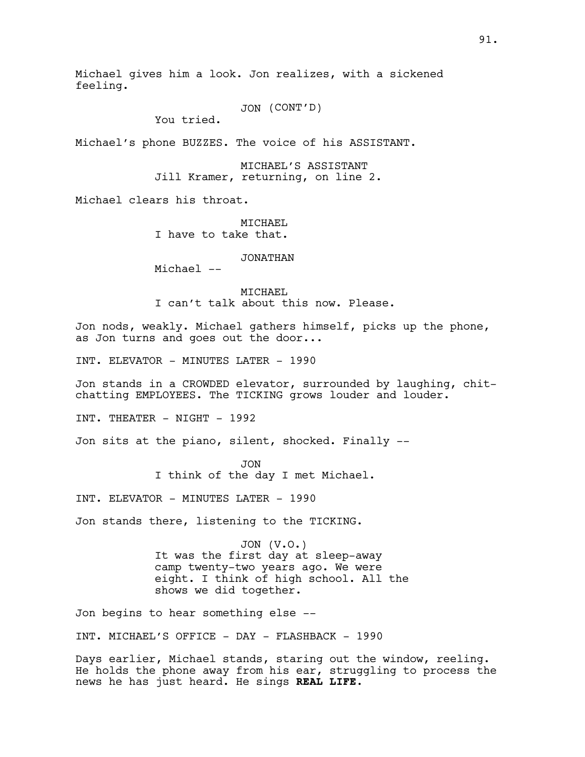Michael gives him a look. Jon realizes, with a sickened feeling.

JON (CONT'D)
You tried.

Michael's phone BUZZES. The voice of his ASSISTANT.

MICHAEL'S ASSISTANT
Jill Kramer, returning, on line 2.

Michael clears his throat.

MICHAEL
I have to take that.

JONATHAN
Michael --

MICHAEL
I can't talk about this now. Please.

Jon nods, weakly. Michael gathers himself, picks up the phone, as Jon turns and goes out the door...

INT. ELEVATOR - MINUTES LATER - 1990

Jon stands in a CROWDED elevator, surrounded by laughing, chit-chatting EMPLOYEES. The TICKING grows louder and louder.

INT. THEATER - NIGHT - 1992

Jon sits at the piano, silent, shocked. Finally --

JON
I think of the day I met Michael.

INT. ELEVATOR - MINUTES LATER - 1990

Jon stands there, listening to the TICKING.

JON (V.O.)
It was the first day at sleep-away camp twenty-two years ago. We were eight. I think of high school. All the shows we did together.

Jon begins to hear something else --

INT. MICHAEL'S OFFICE - DAY - FLASHBACK - 1990

Days earlier, Michael stands, staring out the window, reeling. He holds the phone away from his ear, struggling to process the news he has just heard. He sings **REAL LIFE.**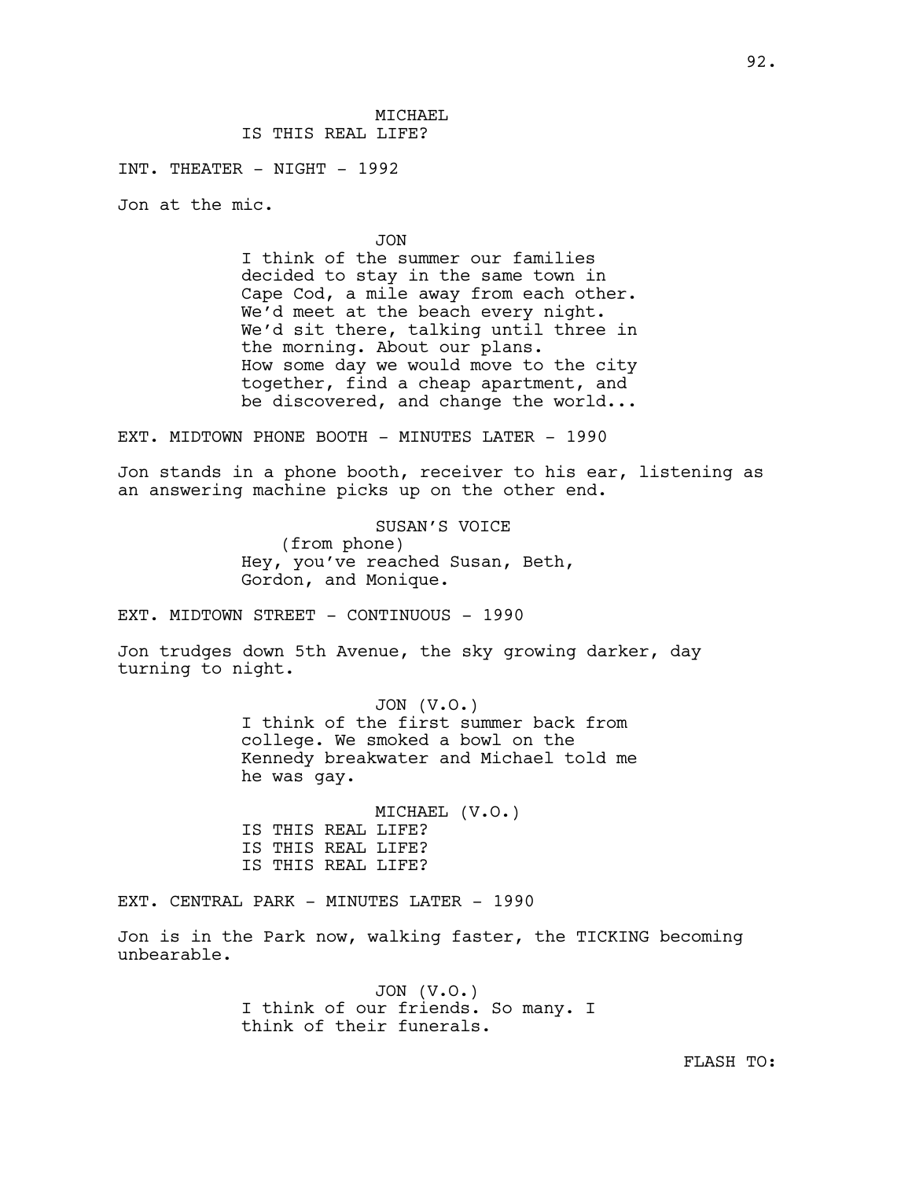MICHAEL
IS THIS REAL LIFE?

INT. THEATER - NIGHT - 1992

Jon at the mic.

JON
I think of the summer our families decided to stay in the same town in Cape Cod, a mile away from each other. We'd meet at the beach every night. We'd sit there, talking until three in the morning. About our plans. How some day we would move to the city together, find a cheap apartment, and be discovered, and change the world...

EXT. MIDTOWN PHONE BOOTH - MINUTES LATER - 1990

Jon stands in a phone booth, receiver to his ear, listening as an answering machine picks up on the other end.

SUSAN'S VOICE
(from phone)
Hey, you've reached Susan, Beth, Gordon, and Monique.

EXT. MIDTOWN STREET - CONTINUOUS - 1990

Jon trudges down 5th Avenue, the sky growing darker, day turning to night.

JON (V.O.)
I think of the first summer back from college. We smoked a bowl on the Kennedy breakwater and Michael told me he was gay.

MICHAEL (V.O.)
IS THIS REAL LIFE?
IS THIS REAL LIFE?
IS THIS REAL LIFE?

EXT. CENTRAL PARK - MINUTES LATER - 1990

Jon is in the Park now, walking faster, the TICKING becoming unbearable.

JON (V.O.)
I think of our friends. So many. I think of their funerals.

FLASH TO: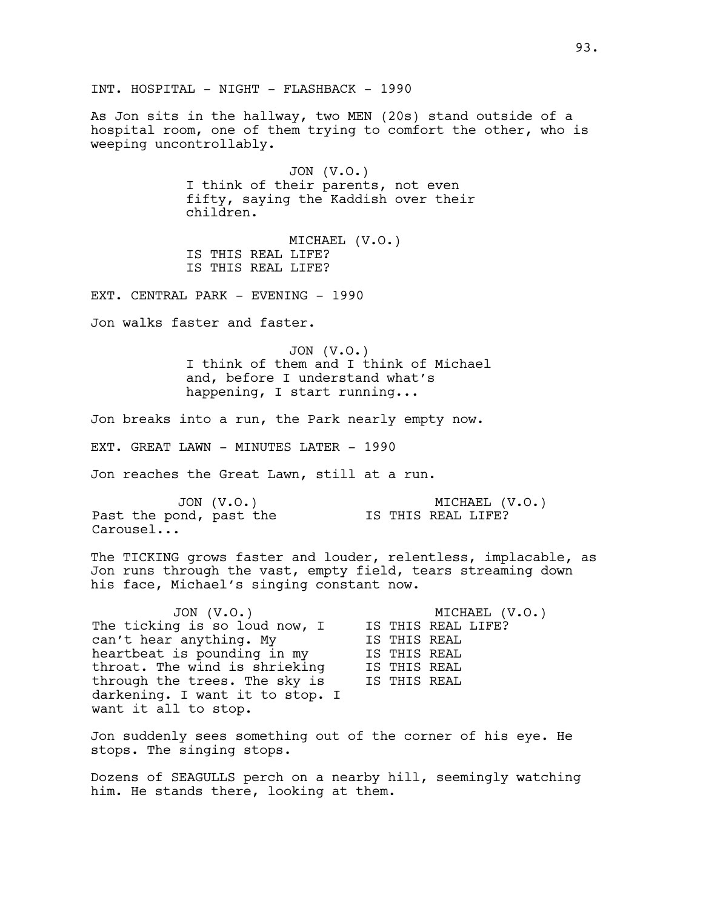INT. HOSPITAL - NIGHT - FLASHBACK - 1990

As Jon sits in the hallway, two MEN (20s) stand outside of a hospital room, one of them trying to comfort the other, who is weeping uncontrollably.

JON (V.O.)
I think of their parents, not even fifty, saying the Kaddish over their children.

MICHAEL (V.O.)
IS THIS REAL LIFE?
IS THIS REAL LIFE?

EXT. CENTRAL PARK - EVENING - 1990

Jon walks faster and faster.

JON (V.O.)
I think of them and I think of Michael and, before I understand what's happening, I start running...

Jon breaks into a run, the Park nearly empty now.

EXT. GREAT LAWN - MINUTES LATER - 1990

Jon reaches the Great Lawn, still at a run.

JON (V.O.)
Past the pond, past the Carousel...

MICHAEL (V.O.)
IS THIS REAL LIFE?

The TICKING grows faster and louder, relentless, implacable, as Jon runs through the vast, empty field, tears streaming down his face, Michael's singing constant now.

JON (V.O.)
The ticking is so loud now, I can't hear anything. My heartbeat is pounding in my throat. The wind is shrieking through the trees. The sky is darkening. I want it to stop. I want it all to stop.

MICHAEL (V.O.)
IS THIS REAL LIFE?
IS THIS REAL
IS THIS REAL
IS THIS REAL
IS THIS REAL

Jon suddenly sees something out of the corner of his eye. He stops. The singing stops.

Dozens of SEAGULLS perch on a nearby hill, seemingly watching him. He stands there, looking at them.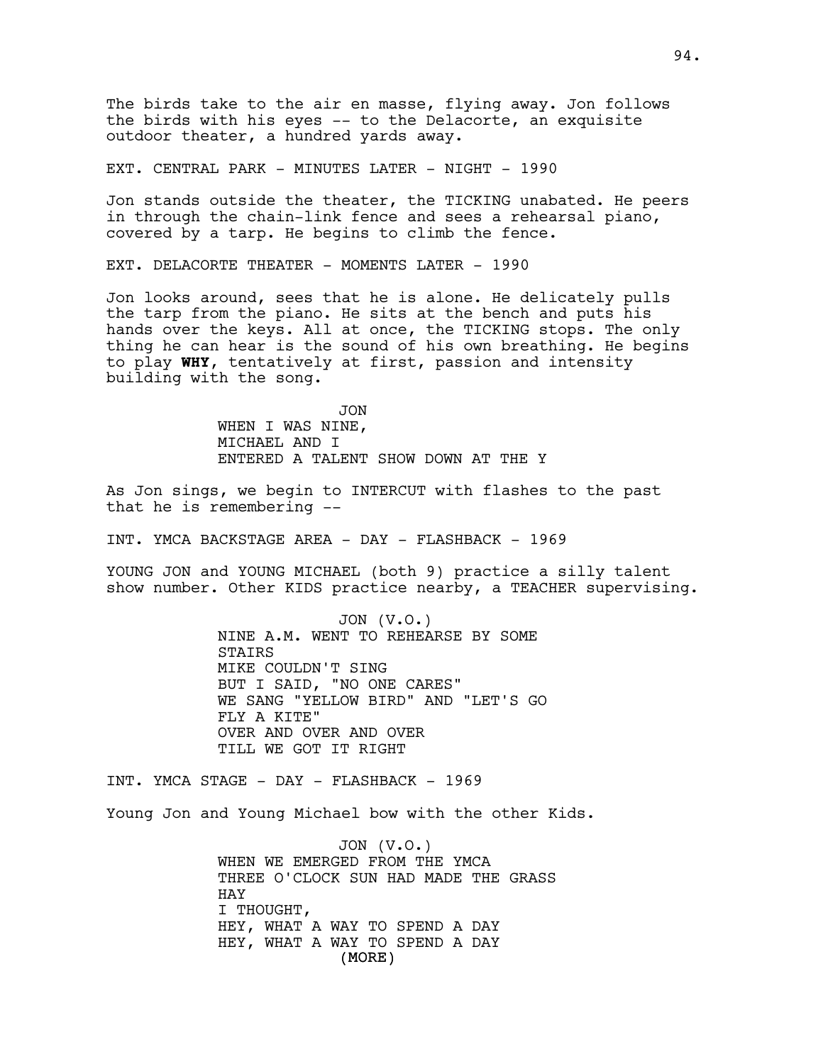The birds take to the air en masse, flying away. Jon follows the birds with his eyes -- to the Delacorte, an exquisite outdoor theater, a hundred yards away.

EXT. CENTRAL PARK - MINUTES LATER - NIGHT - 1990

Jon stands outside the theater, the TICKING unabated. He peers in through the chain-link fence and sees a rehearsal piano, covered by a tarp. He begins to climb the fence.

EXT. DELACORTE THEATER - MOMENTS LATER - 1990

Jon looks around, sees that he is alone. He delicately pulls the tarp from the piano. He sits at the bench and puts his hands over the keys. All at once, the TICKING stops. The only thing he can hear is the sound of his own breathing. He begins to play **WHY**, tentatively at first, passion and intensity building with the song.

JON
WHEN I WAS NINE,
MICHAEL AND I
ENTERED A TALENT SHOW DOWN AT THE Y

As Jon sings, we begin to INTERCUT with flashes to the past that he is remembering --

INT. YMCA BACKSTAGE AREA - DAY - FLASHBACK - 1969

YOUNG JON and YOUNG MICHAEL (both 9) practice a silly talent show number. Other KIDS practice nearby, a TEACHER supervising.

JON (V.O.)
NINE A.M. WENT TO REHEARSE BY SOME
STAIRS
MIKE COULDN'T SING
BUT I SAID, "NO ONE CARES"
WE SANG "YELLOW BIRD" AND "LET'S GO
FLY A KITE"
OVER AND OVER AND OVER
TILL WE GOT IT RIGHT

INT. YMCA STAGE - DAY - FLASHBACK - 1969

Young Jon and Young Michael bow with the other Kids.

JON (V.O.)
WHEN WE EMERGED FROM THE YMCA
THREE O'CLOCK SUN HAD MADE THE GRASS
HAY
I THOUGHT,
HEY, WHAT A WAY TO SPEND A DAY
HEY, WHAT A WAY TO SPEND A DAY
(MORE)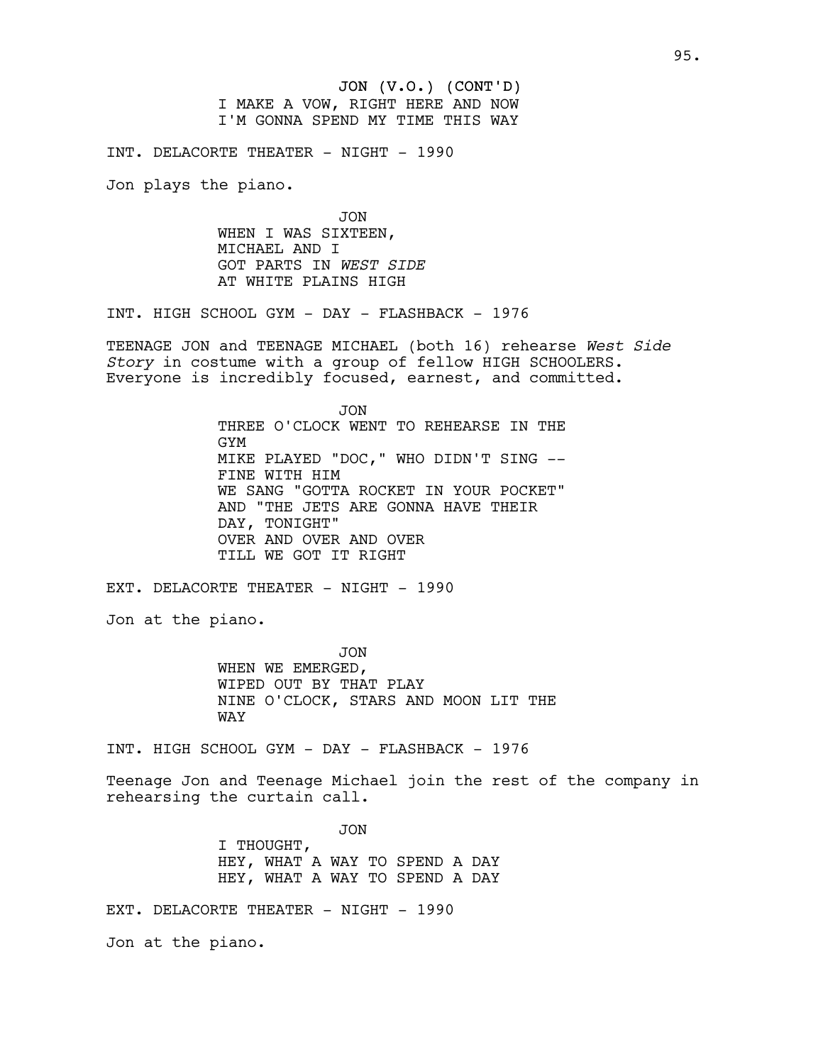JON (V.O.) (CONT'D)
I MAKE A VOW, RIGHT HERE AND NOW
I'M GONNA SPEND MY TIME THIS WAY

INT. DELACORTE THEATER - NIGHT - 1990

Jon plays the piano.

JON
WHEN I WAS SIXTEEN,
MICHAEL AND I
GOT PARTS IN *WEST SIDE*
AT WHITE PLAINS HIGH

INT. HIGH SCHOOL GYM - DAY - FLASHBACK - 1976

TEENAGE JON and TEENAGE MICHAEL (both 16) rehearse *West Side Story* in costume with a group of fellow HIGH SCHOOLERS. Everyone is incredibly focused, earnest, and committed.

JON
THREE O'CLOCK WENT TO REHEARSE IN THE GYM
MIKE PLAYED "DOC," WHO DIDN'T SING -- FINE WITH HIM
WE SANG "GOTTA ROCKET IN YOUR POCKET"
AND "THE JETS ARE GONNA HAVE THEIR DAY, TONIGHT"
OVER AND OVER AND OVER
TILL WE GOT IT RIGHT

EXT. DELACORTE THEATER - NIGHT - 1990

Jon at the piano.

JON
WHEN WE EMERGED,
WIPED OUT BY THAT PLAY
NINE O'CLOCK, STARS AND MOON LIT THE WAY

INT. HIGH SCHOOL GYM - DAY - FLASHBACK - 1976

Teenage Jon and Teenage Michael join the rest of the company in rehearsing the curtain call.

JON
I THOUGHT,
HEY, WHAT A WAY TO SPEND A DAY
HEY, WHAT A WAY TO SPEND A DAY

EXT. DELACORTE THEATER - NIGHT - 1990

Jon at the piano.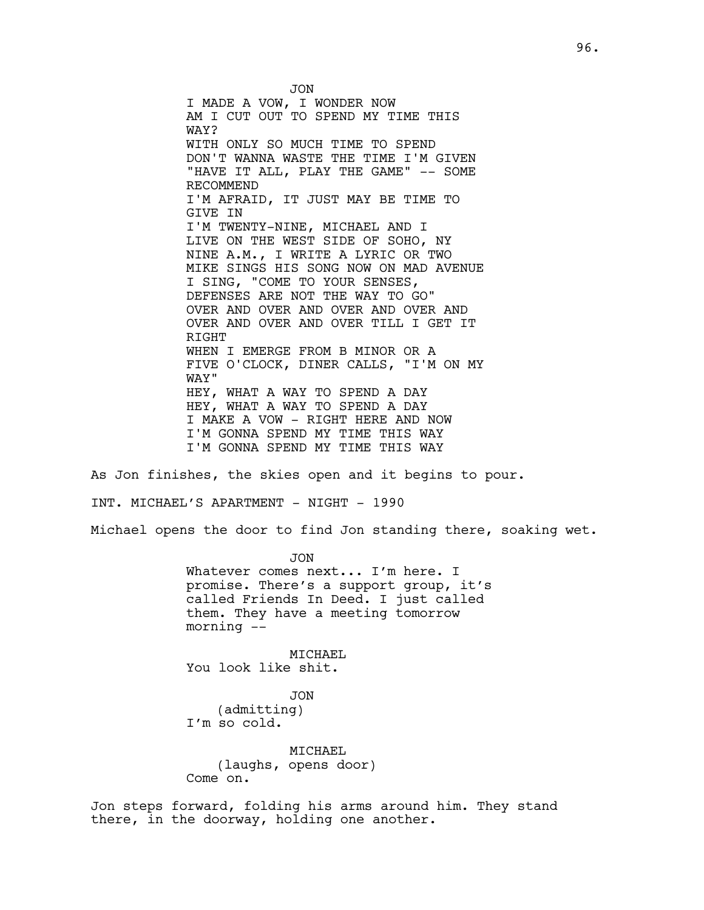JON

I MADE A VOW, I WONDER NOW
AM I CUT OUT TO SPEND MY TIME THIS WAY?
WITH ONLY SO MUCH TIME TO SPEND
DON'T WANNA WASTE THE TIME I'M GIVEN
"HAVE IT ALL, PLAY THE GAME" -- SOME RECOMMEND
I'M AFRAID, IT JUST MAY BE TIME TO GIVE IN
I'M TWENTY-NINE, MICHAEL AND I
LIVE ON THE WEST SIDE OF SOHO, NY
NINE A.M., I WRITE A LYRIC OR TWO
MIKE SINGS HIS SONG NOW ON MAD AVENUE
I SING, "COME TO YOUR SENSES,
DEFENSES ARE NOT THE WAY TO GO"
OVER AND OVER AND OVER AND OVER AND
OVER AND OVER AND OVER TILL I GET IT RIGHT
WHEN I EMERGE FROM B MINOR OR A
FIVE O'CLOCK, DINER CALLS, "I'M ON MY WAY"
HEY, WHAT A WAY TO SPEND A DAY
HEY, WHAT A WAY TO SPEND A DAY
I MAKE A VOW - RIGHT HERE AND NOW
I'M GONNA SPEND MY TIME THIS WAY
I'M GONNA SPEND MY TIME THIS WAY

As Jon finishes, the skies open and it begins to pour.

INT. MICHAEL'S APARTMENT - NIGHT - 1990

Michael opens the door to find Jon standing there, soaking wet.

JON

Whatever comes next... I'm here. I promise. There's a support group, it's called Friends In Deed. I just called them. They have a meeting tomorrow morning --

MICHAEL

You look like shit.

JON

(admitting)

I'm so cold.

MICHAEL

(laughs, opens door)

Come on.

Jon steps forward, folding his arms around him. They stand there, in the doorway, holding one another.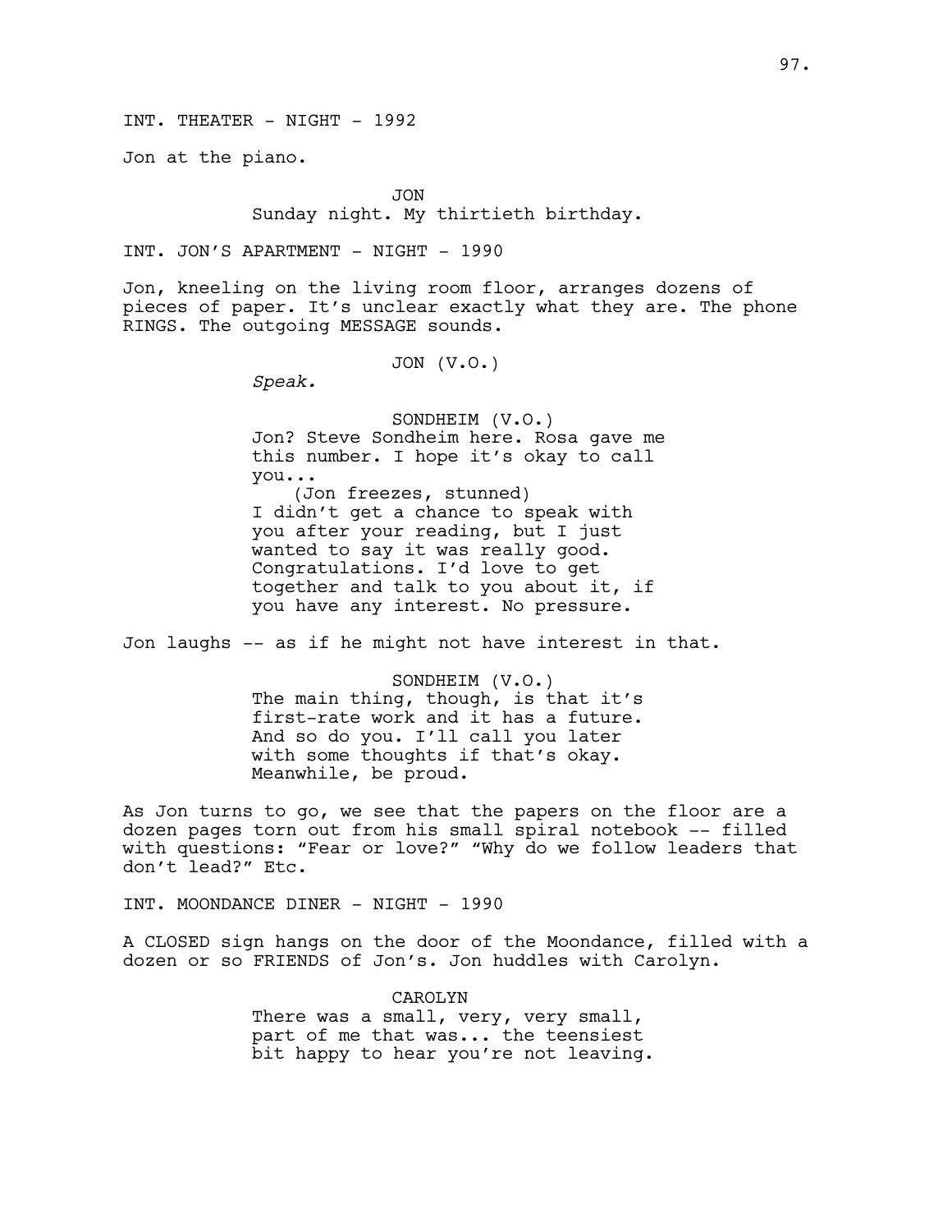INT. THEATER - NIGHT - 1992

Jon at the piano.

JON

Sunday night. My thirtieth birthday.

INT. JON'S APARTMENT - NIGHT - 1990

Jon, kneeling on the living room floor, arranges dozens of pieces of paper. It's unclear exactly what they are. The phone RINGS. The outgoing MESSAGE sounds.

JON (V.O.)

*Speak.*

SONDHEIM (V.O.)

Jon? Steve Sondheim here. Rosa gave me this number. I hope it's okay to call you...

(Jon freezes, stunned)

I didn't get a chance to speak with you after your reading, but I just wanted to say it was really good. Congratulations. I'd love to get together and talk to you about it, if you have any interest. No pressure.

Jon laughs -- as if he might not have interest in that.

SONDHEIM (V.O.)

The main thing, though, is that it's first-rate work and it has a future. And so do you. I'll call you later with some thoughts if that's okay. Meanwhile, be proud.

As Jon turns to go, we see that the papers on the floor are a dozen pages torn out from his small spiral notebook -- filled with questions: "Fear or love?" "Why do we follow leaders that don't lead?" Etc.

INT. MOONDANCE DINER - NIGHT - 1990

A CLOSED sign hangs on the door of the Moondance, filled with a dozen or so FRIENDS of Jon's. Jon huddles with Carolyn.

CAROLYN

There was a small, very, very small, part of me that was... the teensiest bit happy to hear you're not leaving.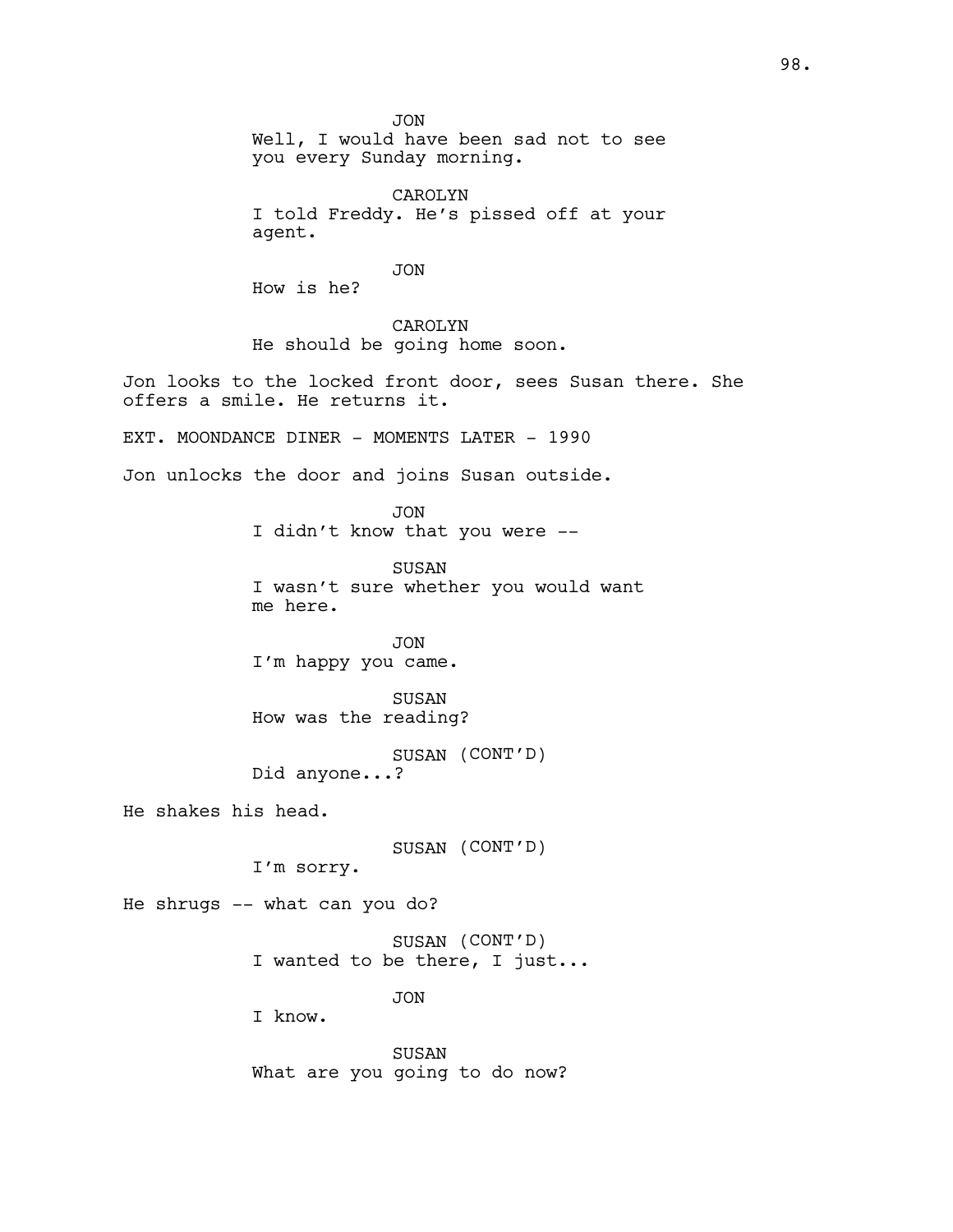JON
Well, I would have been sad not to see you every Sunday morning.

CAROLYN
I told Freddy. He's pissed off at your agent.

JON
How is he?

CAROLYN
He should be going home soon.

Jon looks to the locked front door, sees Susan there. She offers a smile. He returns it.

EXT. MOONDANCE DINER - MOMENTS LATER - 1990

Jon unlocks the door and joins Susan outside.

JON
I didn't know that you were --

SUSAN
I wasn't sure whether you would want me here.

JON
I'm happy you came.

SUSAN
How was the reading?

SUSAN (CONT'D)
Did anyone...?

He shakes his head.

SUSAN (CONT'D)
I'm sorry.

He shrugs -- what can you do?

SUSAN (CONT'D)
I wanted to be there, I just...

JON
I know.

SUSAN
What are you going to do now?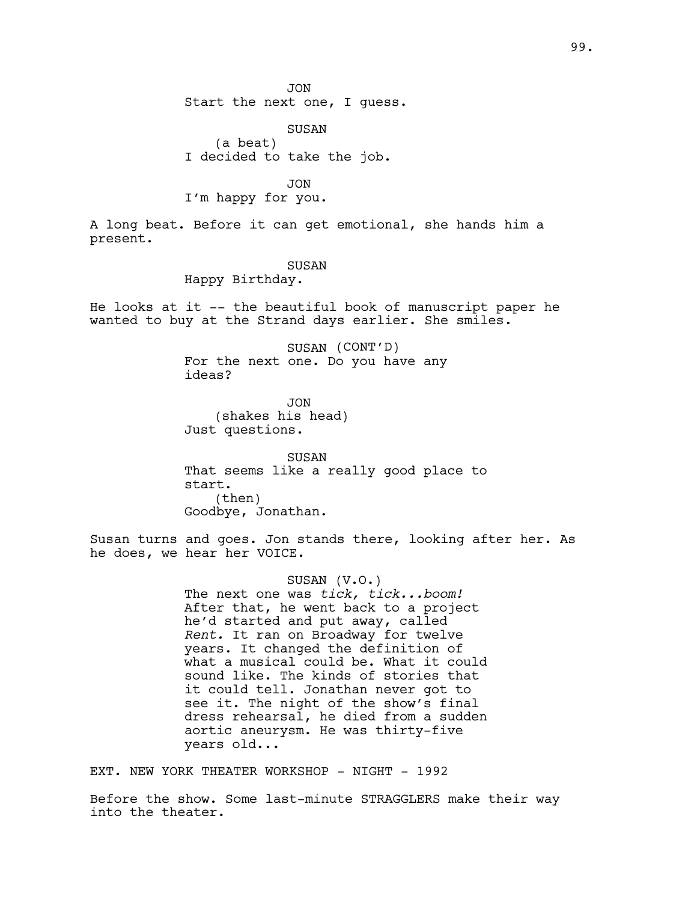JON
Start the next one, I guess.

SUSAN
(a beat)
I decided to take the job.

JON
I'm happy for you.

A long beat. Before it can get emotional, she hands him a present.

SUSAN
Happy Birthday.

He looks at it -- the beautiful book of manuscript paper he wanted to buy at the Strand days earlier. She smiles.

SUSAN (CONT'D)
For the next one. Do you have any ideas?

JON
(shakes his head)
Just questions.

SUSAN
That seems like a really good place to start.
(then)
Goodbye, Jonathan.

Susan turns and goes. Jon stands there, looking after her. As he does, we hear her VOICE.

SUSAN (V.O.)
The next one was *tick, tick...boom!* After that, he went back to a project he'd started and put away, called *Rent.* It ran on Broadway for twelve years. It changed the definition of what a musical could be. What it could sound like. The kinds of stories that it could tell. Jonathan never got to see it. The night of the show's final dress rehearsal, he died from a sudden aortic aneurysm. He was thirty-five years old...

EXT. NEW YORK THEATER WORKSHOP - NIGHT - 1992

Before the show. Some last-minute STRAGGLERS make their way into the theater.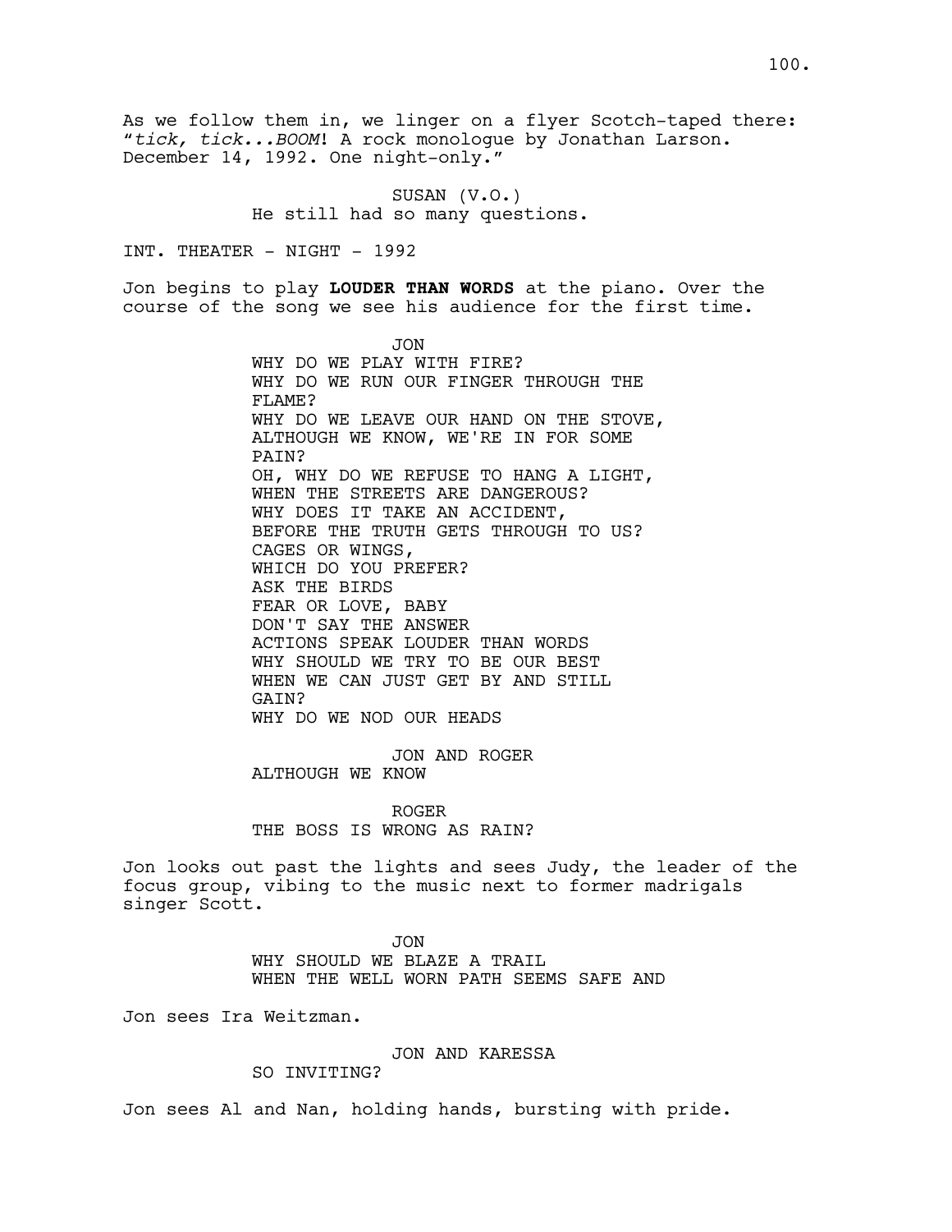As we follow them in, we linger on a flyer Scotch-taped there: "*tick, tick...BOOM*! A rock monologue by Jonathan Larson. December 14, 1992. One night-only."

SUSAN (V.O.)
He still had so many questions.

INT. THEATER - NIGHT - 1992

Jon begins to play **LOUDER THAN WORDS** at the piano. Over the course of the song we see his audience for the first time.

JON
WHY DO WE PLAY WITH FIRE?
WHY DO WE RUN OUR FINGER THROUGH THE FLAME?
WHY DO WE LEAVE OUR HAND ON THE STOVE,
ALTHOUGH WE KNOW, WE'RE IN FOR SOME PAIN?
OH, WHY DO WE REFUSE TO HANG A LIGHT,
WHEN THE STREETS ARE DANGEROUS?
WHY DOES IT TAKE AN ACCIDENT,
BEFORE THE TRUTH GETS THROUGH TO US?
CAGES OR WINGS,
WHICH DO YOU PREFER?
ASK THE BIRDS
FEAR OR LOVE, BABY
DON'T SAY THE ANSWER
ACTIONS SPEAK LOUDER THAN WORDS
WHY SHOULD WE TRY TO BE OUR BEST
WHEN WE CAN JUST GET BY AND STILL GAIN?
WHY DO WE NOD OUR HEADS

JON AND ROGER
ALTHOUGH WE KNOW

ROGER
THE BOSS IS WRONG AS RAIN?

Jon looks out past the lights and sees Judy, the leader of the focus group, vibing to the music next to former madrigals singer Scott.

JON
WHY SHOULD WE BLAZE A TRAIL
WHEN THE WELL WORN PATH SEEMS SAFE AND

Jon sees Ira Weitzman.

JON AND KARESSA
SO INVITING?

Jon sees Al and Nan, holding hands, bursting with pride.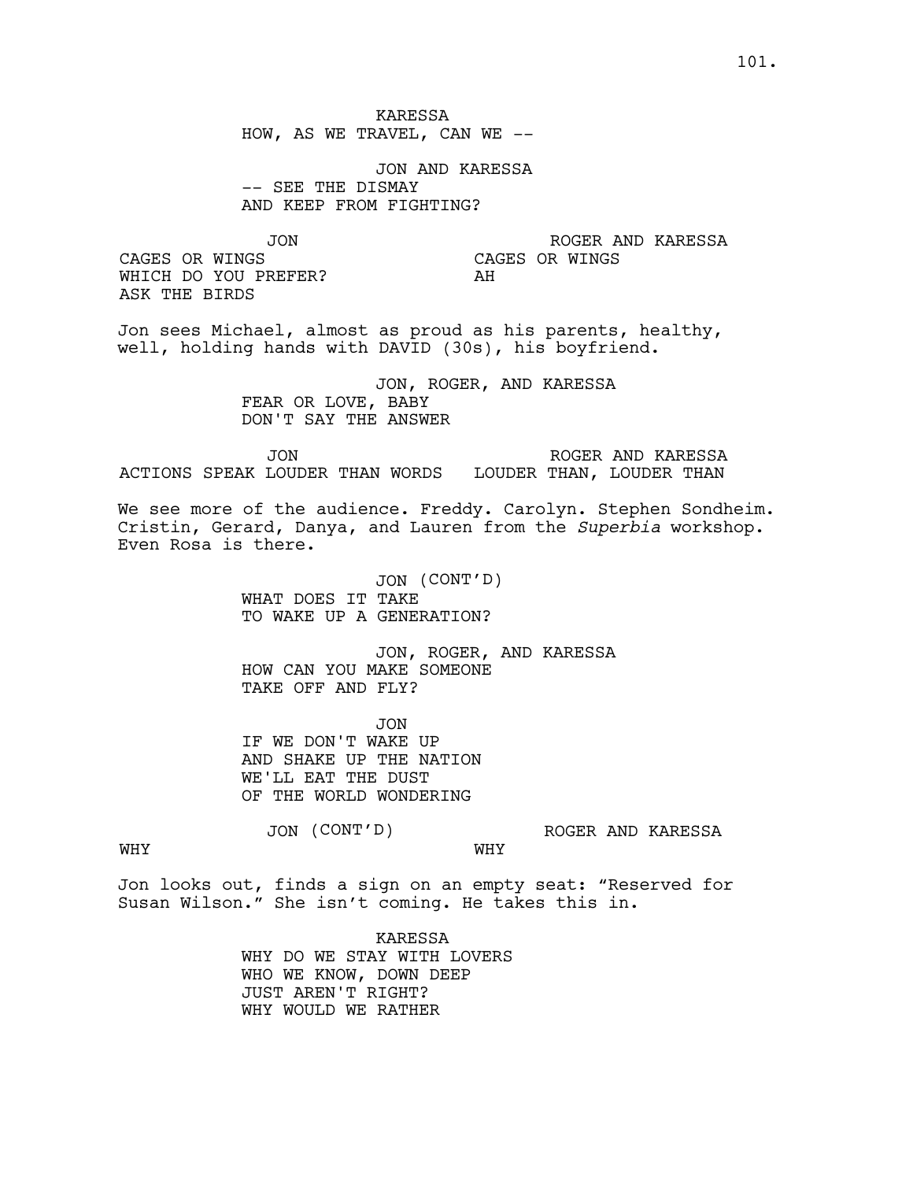KARESSA
HOW, AS WE TRAVEL, CAN WE --

JON AND KARESSA
-- SEE THE DISMAY
AND KEEP FROM FIGHTING?

| JON | ROGER AND KARESSA |
| --- | --- |
| CAGES OR WINGS<br>WHICH DO YOU PREFER?<br>ASK THE BIRDS | CAGES OR WINGS<br>AH |

Jon sees Michael, almost as proud as his parents, healthy, well, holding hands with DAVID (30s), his boyfriend.

JON, ROGER, AND KARESSA
FEAR OR LOVE, BABY
DON'T SAY THE ANSWER

| JON | ROGER AND KARESSA |
| --- | --- |
| ACTIONS SPEAK LOUDER THAN WORDS | LOUDER THAN, LOUDER THAN |

We see more of the audience. Freddy. Carolyn. Stephen Sondheim. Cristin, Gerard, Danya, and Lauren from the *Superbia* workshop. Even Rosa is there.

JON (CONT'D)
WHAT DOES IT TAKE
TO WAKE UP A GENERATION?

JON, ROGER, AND KARESSA
HOW CAN YOU MAKE SOMEONE
TAKE OFF AND FLY?

JON
IF WE DON'T WAKE UP
AND SHAKE UP THE NATION
WE'LL EAT THE DUST
OF THE WORLD WONDERING

| JON (CONT'D) | ROGER AND KARESSA |
| --- | --- |
| WHY | WHY |

Jon looks out, finds a sign on an empty seat: "Reserved for Susan Wilson." She isn't coming. He takes this in.

KARESSA
WHY DO WE STAY WITH LOVERS
WHO WE KNOW, DOWN DEEP
JUST AREN'T RIGHT?
WHY WOULD WE RATHER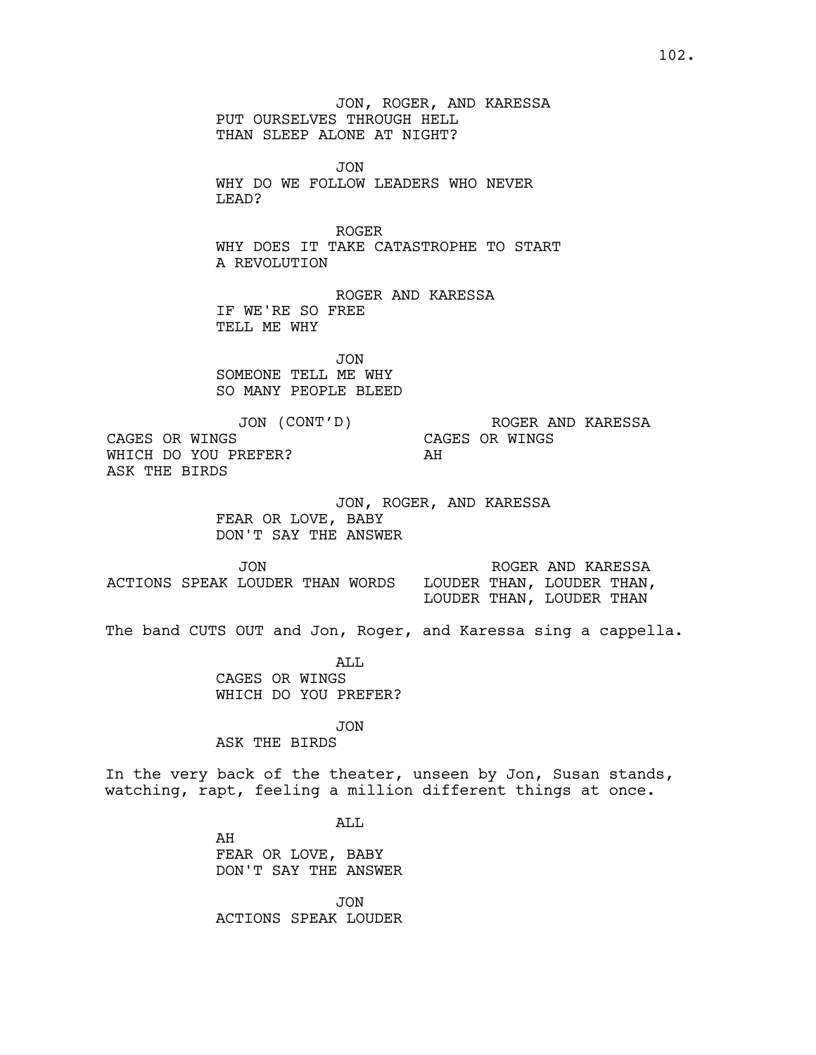JON, ROGER, AND KARESSA
PUT OURSELVES THROUGH HELL
THAN SLEEP ALONE AT NIGHT?

JON
WHY DO WE FOLLOW LEADERS WHO NEVER
LEAD?

ROGER
WHY DOES IT TAKE CATASTROPHE TO START
A REVOLUTION

ROGER AND KARESSA
IF WE'RE SO FREE
TELL ME WHY

JON
SOMEONE TELL ME WHY
SO MANY PEOPLE BLEED

| JON (CONT'D) | ROGER AND KARESSA |
|---|---|
| CAGES OR WINGS<br>WHICH DO YOU PREFER?<br>ASK THE BIRDS | CAGES OR WINGS<br>AH |

JON, ROGER, AND KARESSA
FEAR OR LOVE, BABY
DON'T SAY THE ANSWER

| JON | ROGER AND KARESSA |
|---|---|
| ACTIONS SPEAK LOUDER THAN WORDS | LOUDER THAN, LOUDER THAN,<br>LOUDER THAN, LOUDER THAN |

The band CUTS OUT and Jon, Roger, and Karessa sing a cappella.

ALL
CAGES OR WINGS
WHICH DO YOU PREFER?

JON
ASK THE BIRDS

In the very back of the theater, unseen by Jon, Susan stands, watching, rapt, feeling a million different things at once.

ALL
AH
FEAR OR LOVE, BABY
DON'T SAY THE ANSWER

JON
ACTIONS SPEAK LOUDER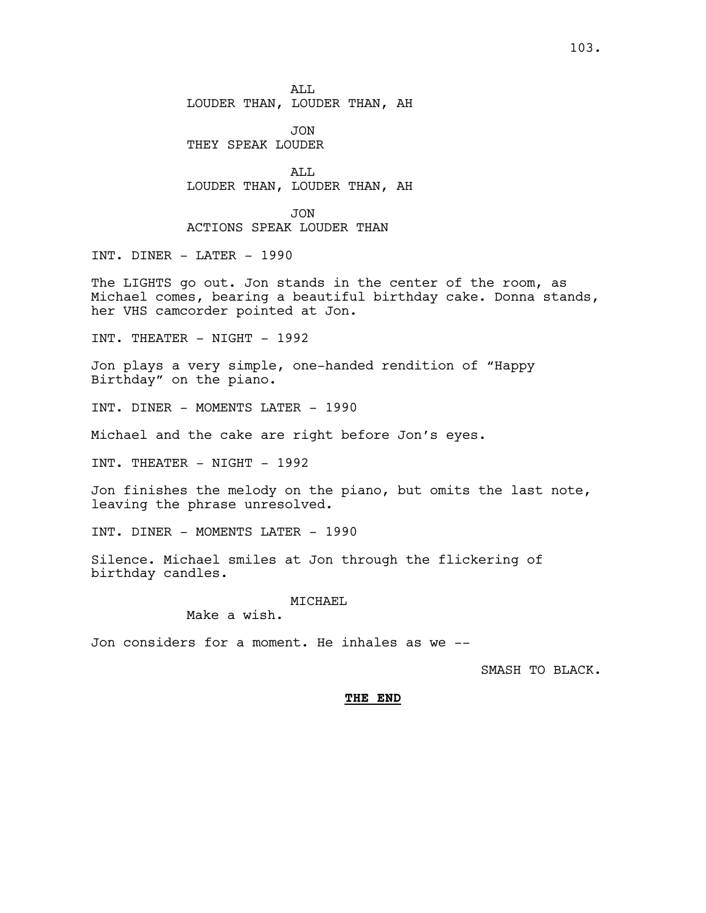ALL
LOUDER THAN, LOUDER THAN, AH

JON
THEY SPEAK LOUDER

ALL
LOUDER THAN, LOUDER THAN, AH

JON
ACTIONS SPEAK LOUDER THAN

INT. DINER - LATER - 1990

The LIGHTS go out. Jon stands in the center of the room, as Michael comes, bearing a beautiful birthday cake. Donna stands, her VHS camcorder pointed at Jon.

INT. THEATER - NIGHT - 1992

Jon plays a very simple, one-handed rendition of "Happy Birthday" on the piano.

INT. DINER - MOMENTS LATER - 1990

Michael and the cake are right before Jon's eyes.

INT. THEATER - NIGHT - 1992

Jon finishes the melody on the piano, but omits the last note, leaving the phrase unresolved.

INT. DINER - MOMENTS LATER - 1990

Silence. Michael smiles at Jon through the flickering of birthday candles.

MICHAEL
Make a wish.

Jon considers for a moment. He inhales as we --

SMASH TO BLACK.

**THE END**